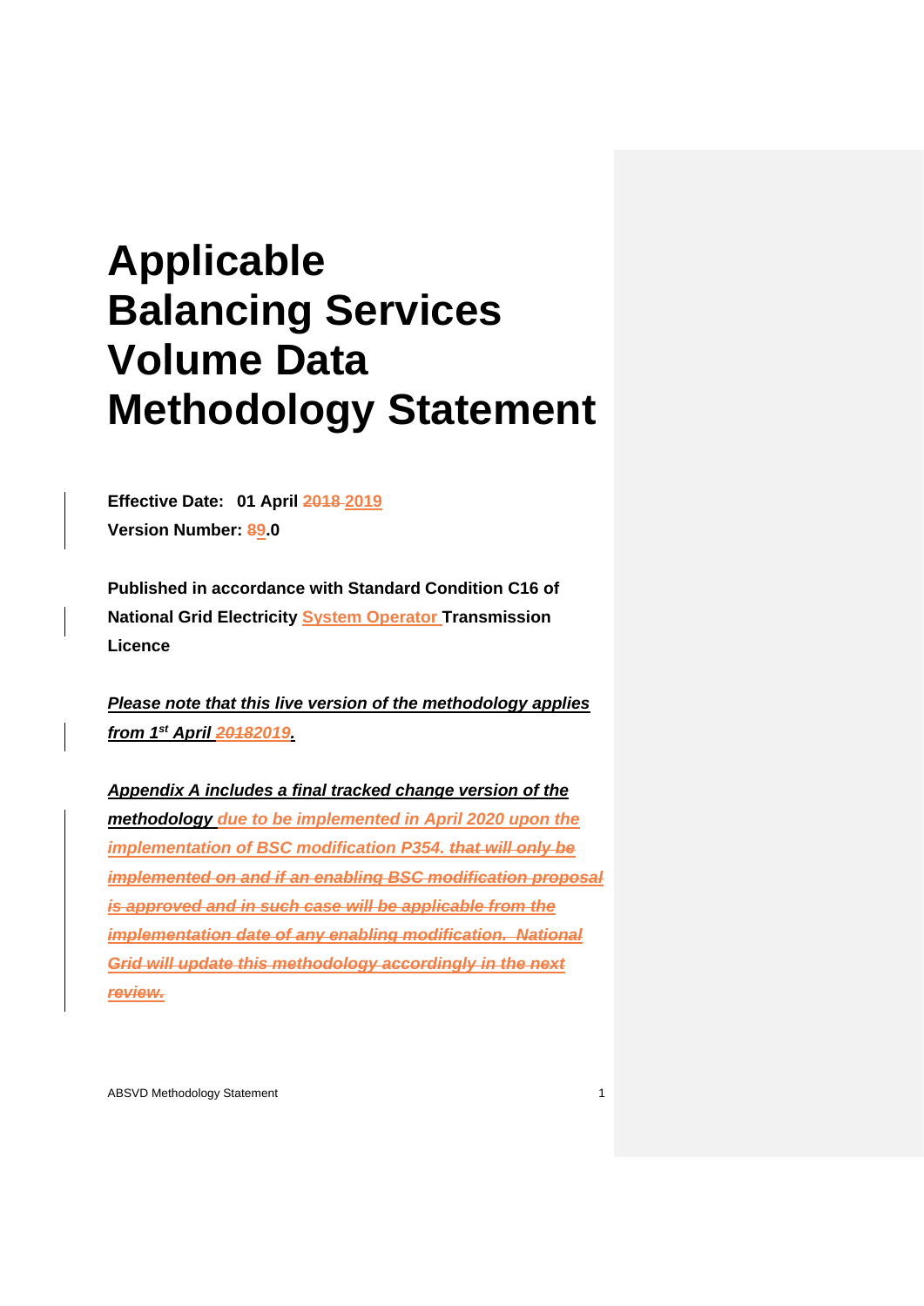# Applicable Balancing Services Volume Data Methodology Statement

**Effective Date: 01 April ~~2018~~ 2019**

**Version Number: ~~8~~9.0**

**Published in accordance with Standard Condition C16 of National Grid Electricity System Operator Transmission Licence**

***Please note that this live version of the methodology applies from 1st April ~~2018~~2019.***

***Appendix A includes a final tracked change version of the methodology due to be implemented in April 2020 upon the implementation of BSC modification P354. ~~that will only be implemented on and if an enabling BSC modification proposal is approved and in such case will be applicable from the implementation date of any enabling modification. National Grid will update this methodology accordingly in the next review.~~***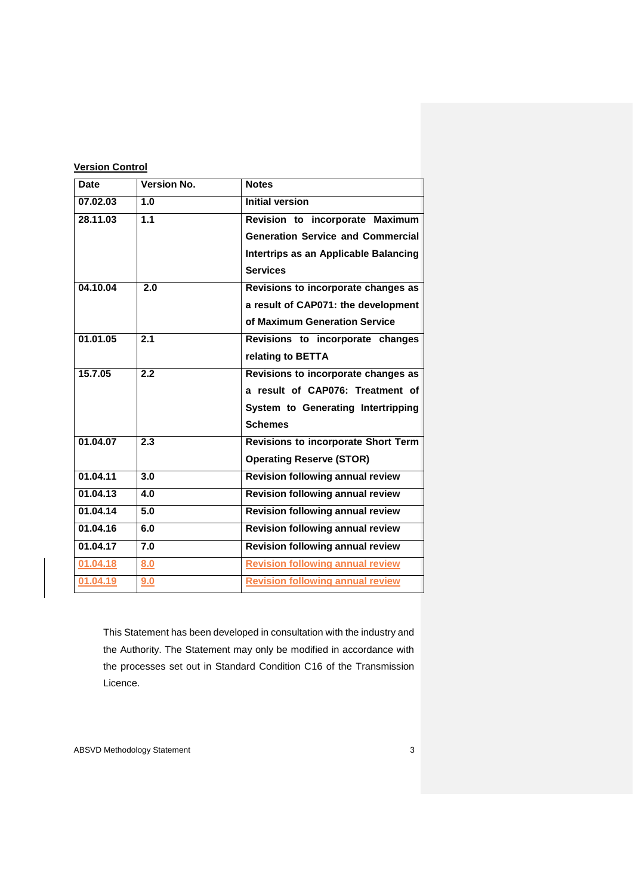**Version Control**

| Date | Version No. | Notes |
|---|---|---|
| 07.02.03 | 1.0 | Initial version |
| 28.11.03 | 1.1 | Revision to incorporate Maximum Generation Service and Commercial Intertrips as an Applicable Balancing Services |
| 04.10.04 | 2.0 | Revisions to incorporate changes as a result of CAP071: the development of Maximum Generation Service |
| 01.01.05 | 2.1 | Revisions to incorporate changes relating to BETTA |
| 15.7.05 | 2.2 | Revisions to incorporate changes as a result of CAP076: Treatment of System to Generating Intertripping Schemes |
| 01.04.07 | 2.3 | Revisions to incorporate Short Term Operating Reserve (STOR) |
| 01.04.11 | 3.0 | Revision following annual review |
| 01.04.13 | 4.0 | Revision following annual review |
| 01.04.14 | 5.0 | Revision following annual review |
| 01.04.16 | 6.0 | Revision following annual review |
| 01.04.17 | 7.0 | Revision following annual review |
| 01.04.18 | 8.0 | Revision following annual review |
| 01.04.19 | 9.0 | Revision following annual review |

This Statement has been developed in consultation with the industry and the Authority. The Statement may only be modified in accordance with the processes set out in Standard Condition C16 of the Transmission Licence.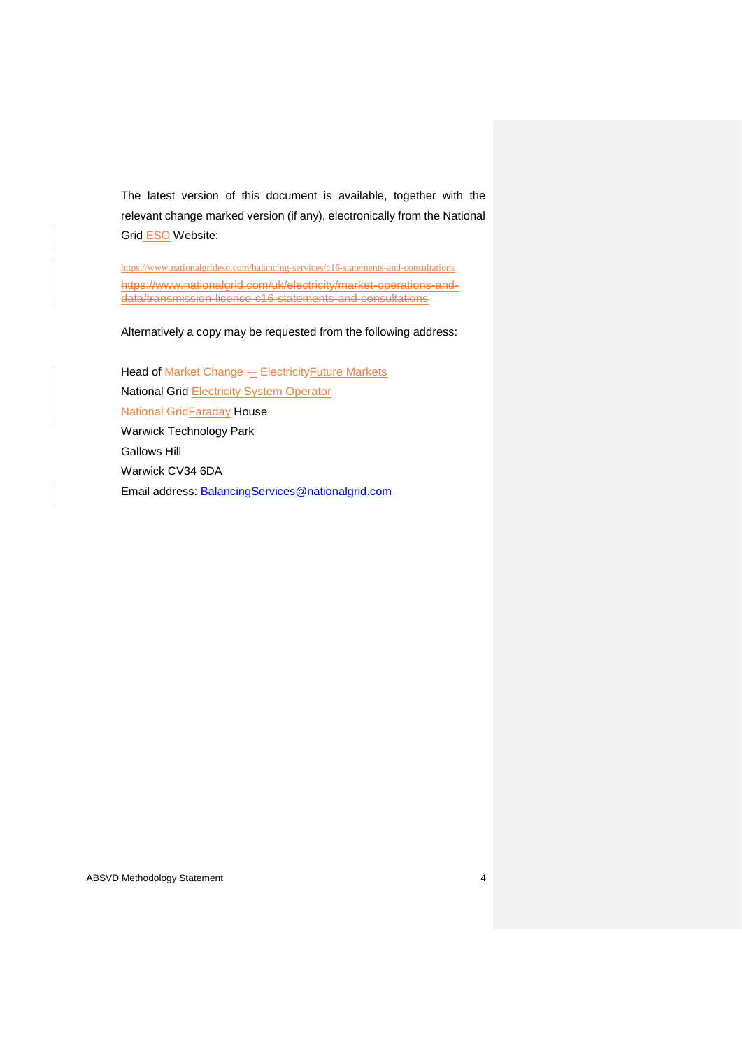The latest version of this document is available, together with the relevant change marked version (if any), electronically from the National Grid ESO Website:

https://www.nationalgrideso.com/balancing-services/c16-statements-and-consultations

~~https://www.nationalgrid.com/uk/electricity/market-operations-and-data/transmission-licence-c16-statements-and-consultations~~

Alternatively a copy may be requested from the following address:

Head of ~~Market Change - – Electricity~~Future Markets

National Grid Electricity System Operator

~~National Grid~~Faraday House

Warwick Technology Park

Gallows Hill

Warwick CV34 6DA

Email address: BalancingServices@nationalgrid.com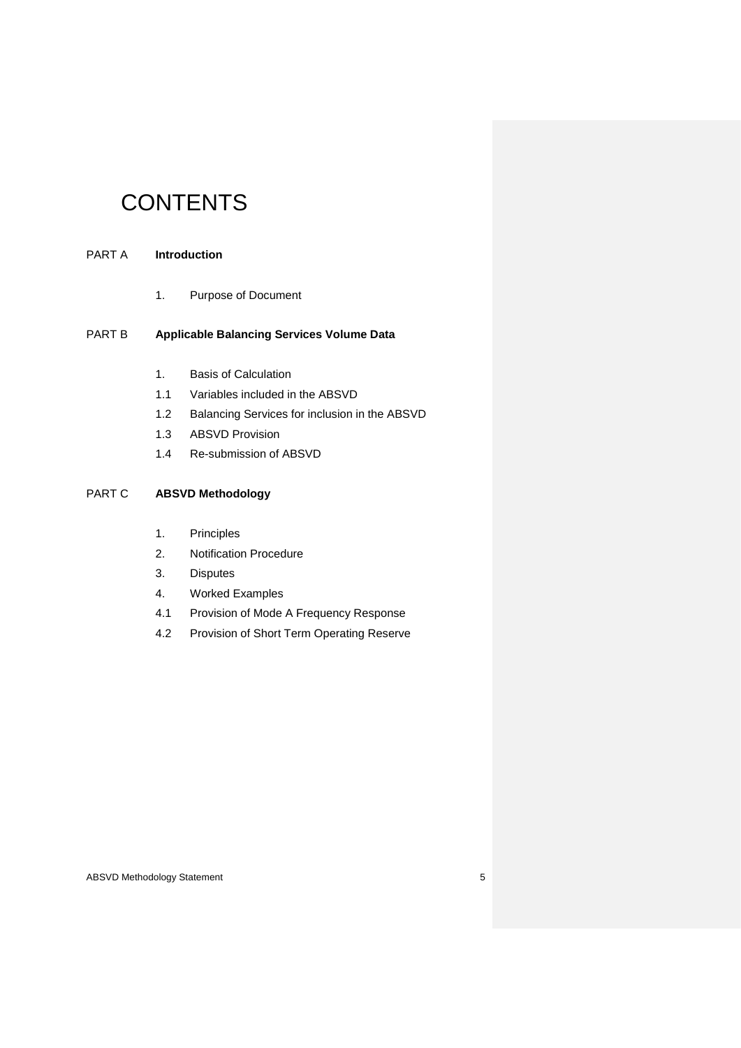# CONTENTS

PART A **Introduction**

1. Purpose of Document

PART B **Applicable Balancing Services Volume Data**

1. Basis of Calculation

1.1 Variables included in the ABSVD

1.2 Balancing Services for inclusion in the ABSVD

1.3 ABSVD Provision

1.4 Re-submission of ABSVD

PART C **ABSVD Methodology**

1. Principles

2. Notification Procedure

3. Disputes

4. Worked Examples

4.1 Provision of Mode A Frequency Response

4.2 Provision of Short Term Operating Reserve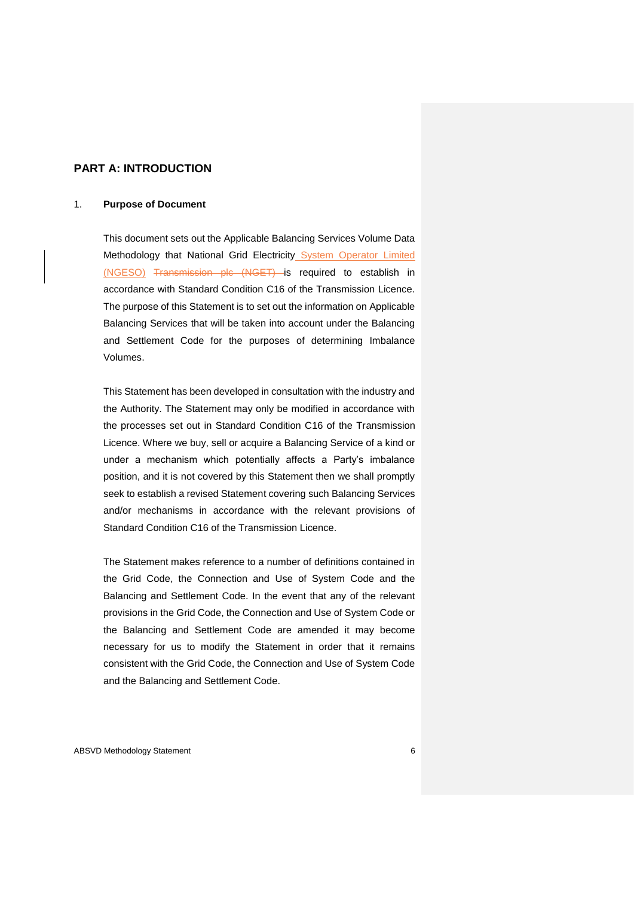## PART A: INTRODUCTION

### 1. Purpose of Document

This document sets out the Applicable Balancing Services Volume Data Methodology that National Grid Electricity System Operator Limited (NGESO) ~~Transmission plc (NGET)~~ is required to establish in accordance with Standard Condition C16 of the Transmission Licence. The purpose of this Statement is to set out the information on Applicable Balancing Services that will be taken into account under the Balancing and Settlement Code for the purposes of determining Imbalance Volumes.

This Statement has been developed in consultation with the industry and the Authority. The Statement may only be modified in accordance with the processes set out in Standard Condition C16 of the Transmission Licence. Where we buy, sell or acquire a Balancing Service of a kind or under a mechanism which potentially affects a Party's imbalance position, and it is not covered by this Statement then we shall promptly seek to establish a revised Statement covering such Balancing Services and/or mechanisms in accordance with the relevant provisions of Standard Condition C16 of the Transmission Licence.

The Statement makes reference to a number of definitions contained in the Grid Code, the Connection and Use of System Code and the Balancing and Settlement Code. In the event that any of the relevant provisions in the Grid Code, the Connection and Use of System Code or the Balancing and Settlement Code are amended it may become necessary for us to modify the Statement in order that it remains consistent with the Grid Code, the Connection and Use of System Code and the Balancing and Settlement Code.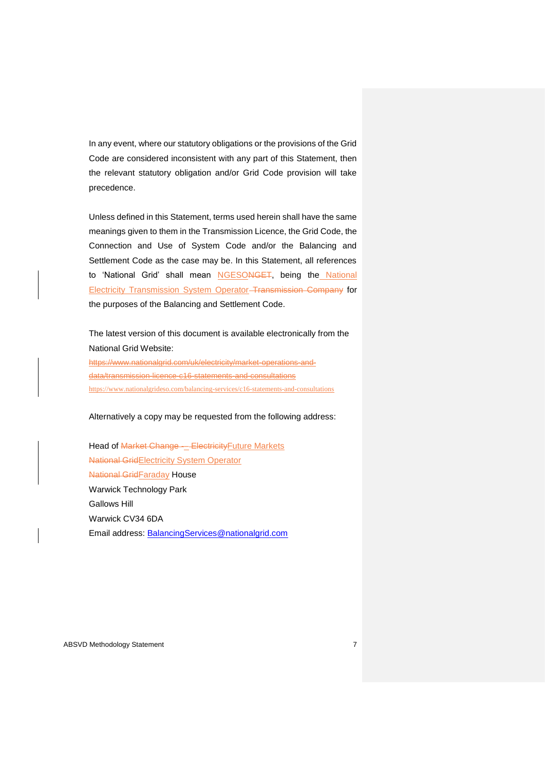In any event, where our statutory obligations or the provisions of the Grid Code are considered inconsistent with any part of this Statement, then the relevant statutory obligation and/or Grid Code provision will take precedence.

Unless defined in this Statement, terms used herein shall have the same meanings given to them in the Transmission Licence, the Grid Code, the Connection and Use of System Code and/or the Balancing and Settlement Code as the case may be. In this Statement, all references to 'National Grid' shall mean ~~NGET~~NGESO, being the ~~Transmission Company~~ National Electricity Transmission System Operator for the purposes of the Balancing and Settlement Code.

The latest version of this document is available electronically from the National Grid Website:

~~https://www.nationalgrid.com/uk/electricity/market-operations-and-data/transmission-licence-c16-statements-and-consultations~~

https://www.nationalgrideso.com/balancing-services/c16-statements-and-consultations

Alternatively a copy may be requested from the following address:

Head of ~~Market Change - Electricity~~Future Markets
~~National Grid~~Electricity System Operator
~~National Grid~~Faraday House
Warwick Technology Park
Gallows Hill
Warwick CV34 6DA
Email address: BalancingServices@nationalgrid.com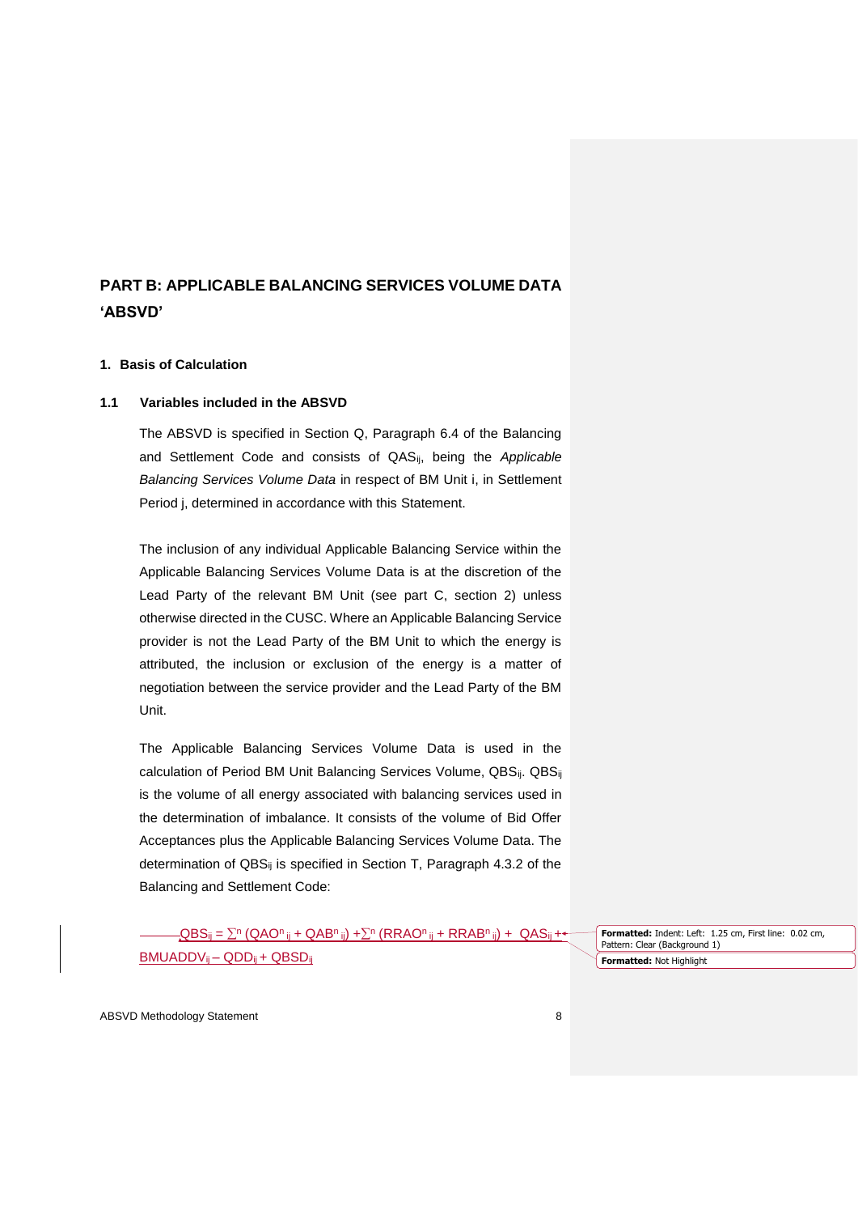# PART B: APPLICABLE BALANCING SERVICES VOLUME DATA 'ABSVD'

## 1. Basis of Calculation

### 1.1 Variables included in the ABSVD

The ABSVD is specified in Section Q, Paragraph 6.4 of the Balancing and Settlement Code and consists of $QAS_{ij}$, being the *Applicable Balancing Services Volume Data* in respect of BM Unit i, in Settlement Period j, determined in accordance with this Statement.

The inclusion of any individual Applicable Balancing Service within the Applicable Balancing Services Volume Data is at the discretion of the Lead Party of the relevant BM Unit (see part C, section 2) unless otherwise directed in the CUSC. Where an Applicable Balancing Service provider is not the Lead Party of the BM Unit to which the energy is attributed, the inclusion or exclusion of the energy is a matter of negotiation between the service provider and the Lead Party of the BM Unit.

The Applicable Balancing Services Volume Data is used in the calculation of Period BM Unit Balancing Services Volume, $QBS_{ij}$. $QBS_{ij}$ is the volume of all energy associated with balancing services used in the determination of imbalance. It consists of the volume of Bid Offer Acceptances plus the Applicable Balancing Services Volume Data. The determination of $QBS_{ij}$ is specified in Section T, Paragraph 4.3.2 of the Balancing and Settlement Code:

$$QBS_{ij} = \sum^{n} (QAO^{n}_{ij} + QAB^{n}_{ij}) + \sum^{n} (RRAO^{n}_{ij} + RRAB^{n}_{ij}) + QAS_{ij} + BMUADDV_{ij} - QDD_{ij} + QBSD_{ij}$$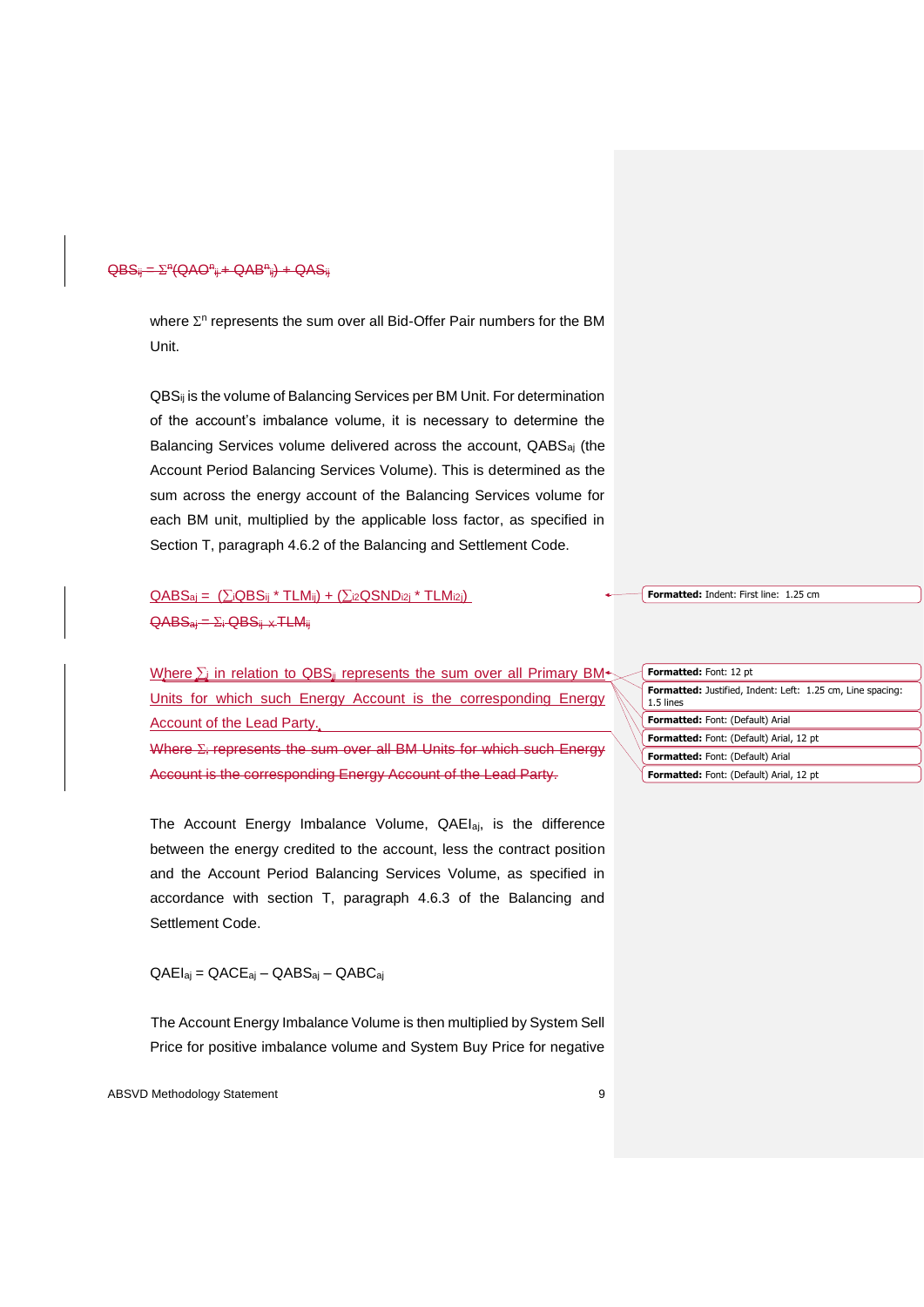$QBS_{ij} = \Sigma^n(QAO^n_{ij} + QAB^n_{ij}) + QAS_{ij}$

where $\Sigma^n$ represents the sum over all Bid-Offer Pair numbers for the BM Unit.

$QBS_{ij}$ is the volume of Balancing Services per BM Unit. For determination of the account's imbalance volume, it is necessary to determine the Balancing Services volume delivered across the account, $QABS_{aj}$ (the Account Period Balancing Services Volume). This is determined as the sum across the energy account of the Balancing Services volume for each BM unit, multiplied by the applicable loss factor, as specified in Section T, paragraph 4.6.2 of the Balancing and Settlement Code.

$QABS_{aj} = (\sum_i QBS_{ij} * TLM_{ij}) + (\sum_{i2} QSND_{i2j} * TLM_{i2j})$

$QABS_{aj} = \Sigma_i\ QBS_{ij} \times TLM_{ij}$

Where $\sum_i$ in relation to $QBS_{ij}$ represents the sum over all Primary BM Units for which such Energy Account is the corresponding Energy Account of the Lead Party.

Where $\Sigma_i$ represents the sum over all BM Units for which such Energy Account is the corresponding Energy Account of the Lead Party.

The Account Energy Imbalance Volume, $QAEI_{aj}$, is the difference between the energy credited to the account, less the contract position and the Account Period Balancing Services Volume, as specified in accordance with section T, paragraph 4.6.3 of the Balancing and Settlement Code.

$QAEI_{aj} = QACE_{aj} – QABS_{aj} – QABC_{aj}$

The Account Energy Imbalance Volume is then multiplied by System Sell Price for positive imbalance volume and System Buy Price for negative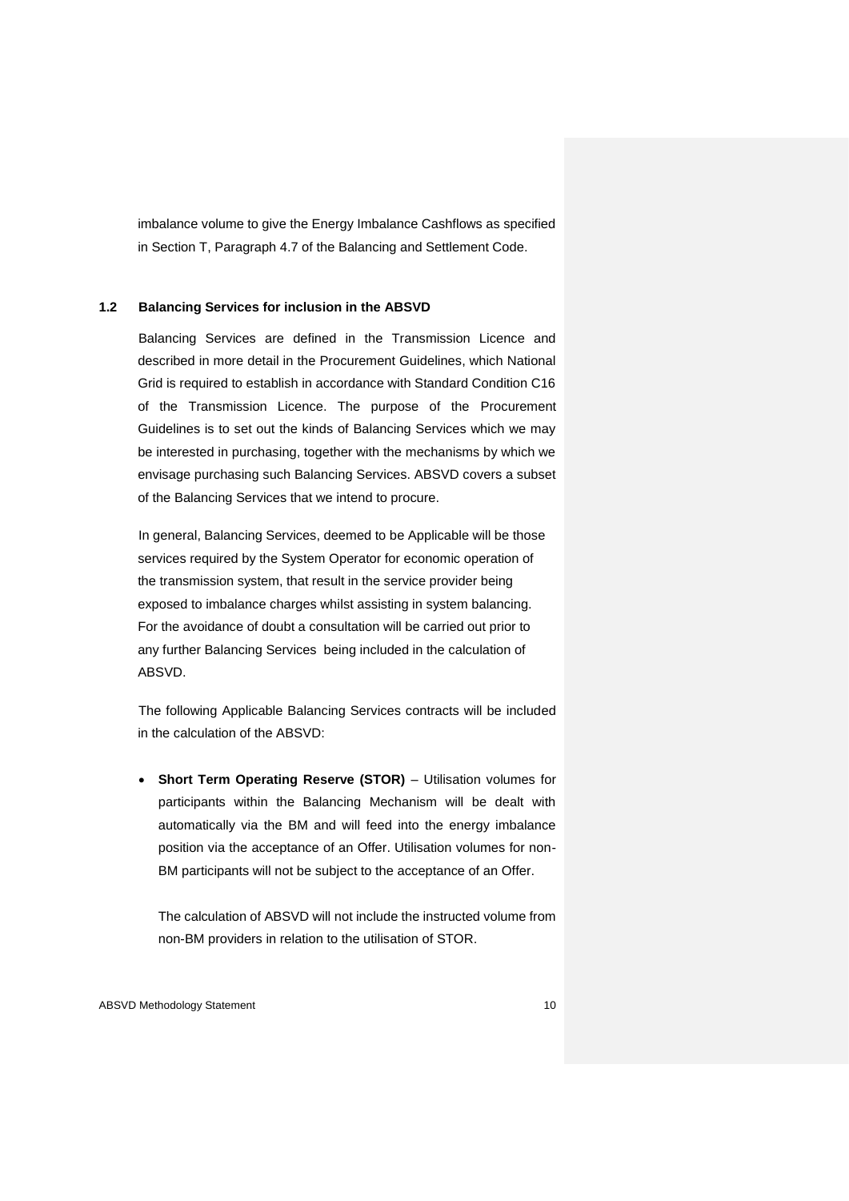imbalance volume to give the Energy Imbalance Cashflows as specified in Section T, Paragraph 4.7 of the Balancing and Settlement Code.

### 1.2 Balancing Services for inclusion in the ABSVD

Balancing Services are defined in the Transmission Licence and described in more detail in the Procurement Guidelines, which National Grid is required to establish in accordance with Standard Condition C16 of the Transmission Licence. The purpose of the Procurement Guidelines is to set out the kinds of Balancing Services which we may be interested in purchasing, together with the mechanisms by which we envisage purchasing such Balancing Services. ABSVD covers a subset of the Balancing Services that we intend to procure.

In general, Balancing Services, deemed to be Applicable will be those services required by the System Operator for economic operation of the transmission system, that result in the service provider being exposed to imbalance charges whilst assisting in system balancing. For the avoidance of doubt a consultation will be carried out prior to any further Balancing Services being included in the calculation of ABSVD.

The following Applicable Balancing Services contracts will be included in the calculation of the ABSVD:

- **Short Term Operating Reserve (STOR)** – Utilisation volumes for participants within the Balancing Mechanism will be dealt with automatically via the BM and will feed into the energy imbalance position via the acceptance of an Offer. Utilisation volumes for non-BM participants will not be subject to the acceptance of an Offer.

  The calculation of ABSVD will not include the instructed volume from non-BM providers in relation to the utilisation of STOR.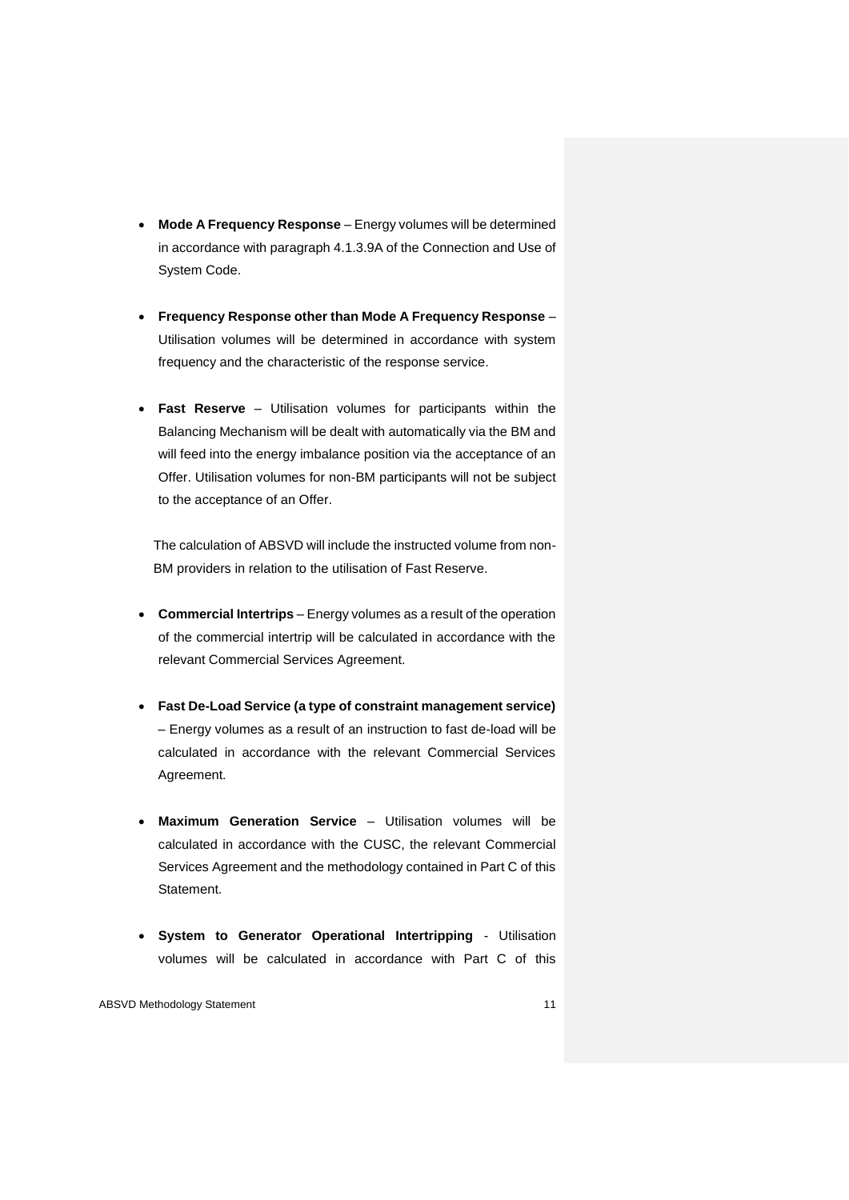- **Mode A Frequency Response** – Energy volumes will be determined in accordance with paragraph 4.1.3.9A of the Connection and Use of System Code.

- **Frequency Response other than Mode A Frequency Response** – Utilisation volumes will be determined in accordance with system frequency and the characteristic of the response service.

- **Fast Reserve** – Utilisation volumes for participants within the Balancing Mechanism will be dealt with automatically via the BM and will feed into the energy imbalance position via the acceptance of an Offer. Utilisation volumes for non-BM participants will not be subject to the acceptance of an Offer.

  The calculation of ABSVD will include the instructed volume from non-BM providers in relation to the utilisation of Fast Reserve.

- **Commercial Intertrips** – Energy volumes as a result of the operation of the commercial intertrip will be calculated in accordance with the relevant Commercial Services Agreement.

- **Fast De-Load Service (a type of constraint management service)** – Energy volumes as a result of an instruction to fast de-load will be calculated in accordance with the relevant Commercial Services Agreement.

- **Maximum Generation Service** – Utilisation volumes will be calculated in accordance with the CUSC, the relevant Commercial Services Agreement and the methodology contained in Part C of this Statement.

- **System to Generator Operational Intertripping** - Utilisation volumes will be calculated in accordance with Part C of this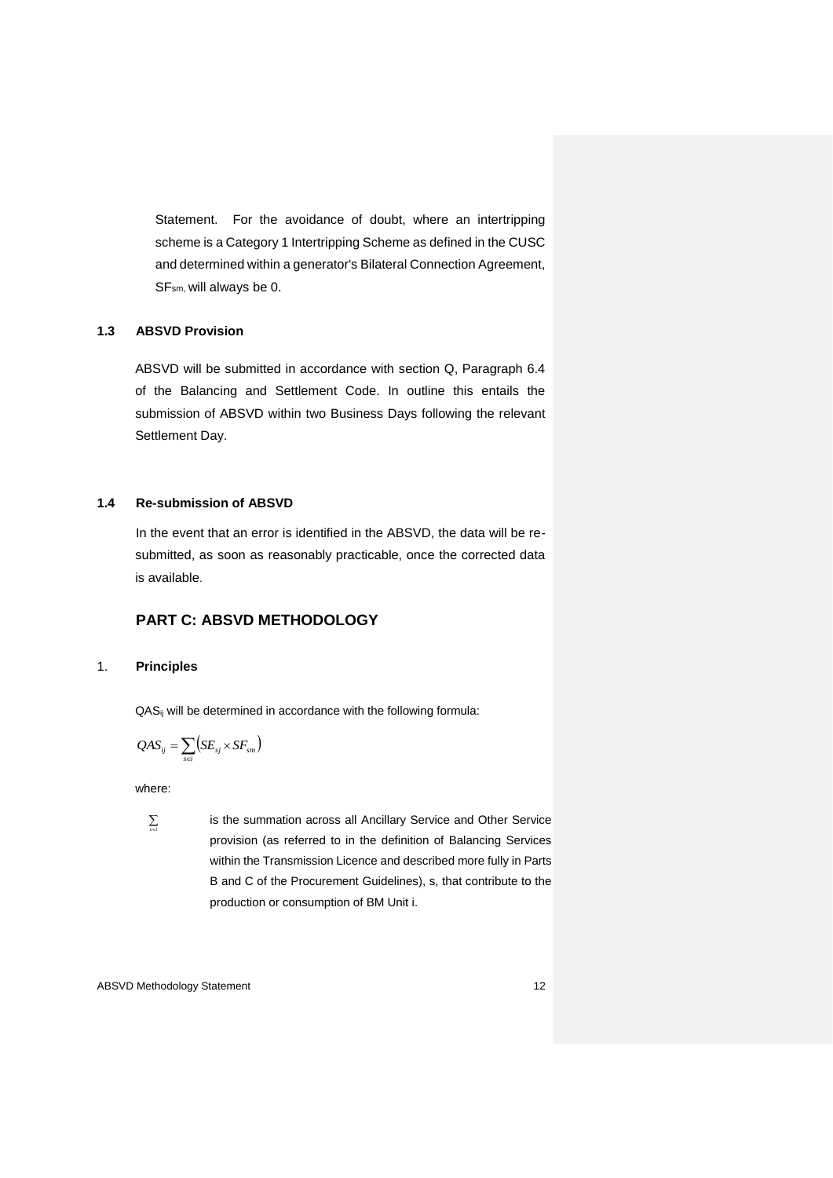Statement. For the avoidance of doubt, where an intertripping scheme is a Category 1 Intertripping Scheme as defined in the CUSC and determined within a generator's Bilateral Connection Agreement, $SF_{sm}$, will always be 0.

### 1.3 ABSVD Provision

ABSVD will be submitted in accordance with section Q, Paragraph 6.4 of the Balancing and Settlement Code. In outline this entails the submission of ABSVD within two Business Days following the relevant Settlement Day.

### 1.4 Re-submission of ABSVD

In the event that an error is identified in the ABSVD, the data will be re-submitted, as soon as reasonably practicable, once the corrected data is available.

## PART C: ABSVD METHODOLOGY

### 1. Principles

$QAS_{ij}$ will be determined in accordance with the following formula:

$$QAS_{ij} = \sum_{s \in i} \left( SE_{sj} \times SF_{sm} \right)$$

where:

$\sum_{s \in i}$ is the summation across all Ancillary Service and Other Service provision (as referred to in the definition of Balancing Services within the Transmission Licence and described more fully in Parts B and C of the Procurement Guidelines), s, that contribute to the production or consumption of BM Unit i.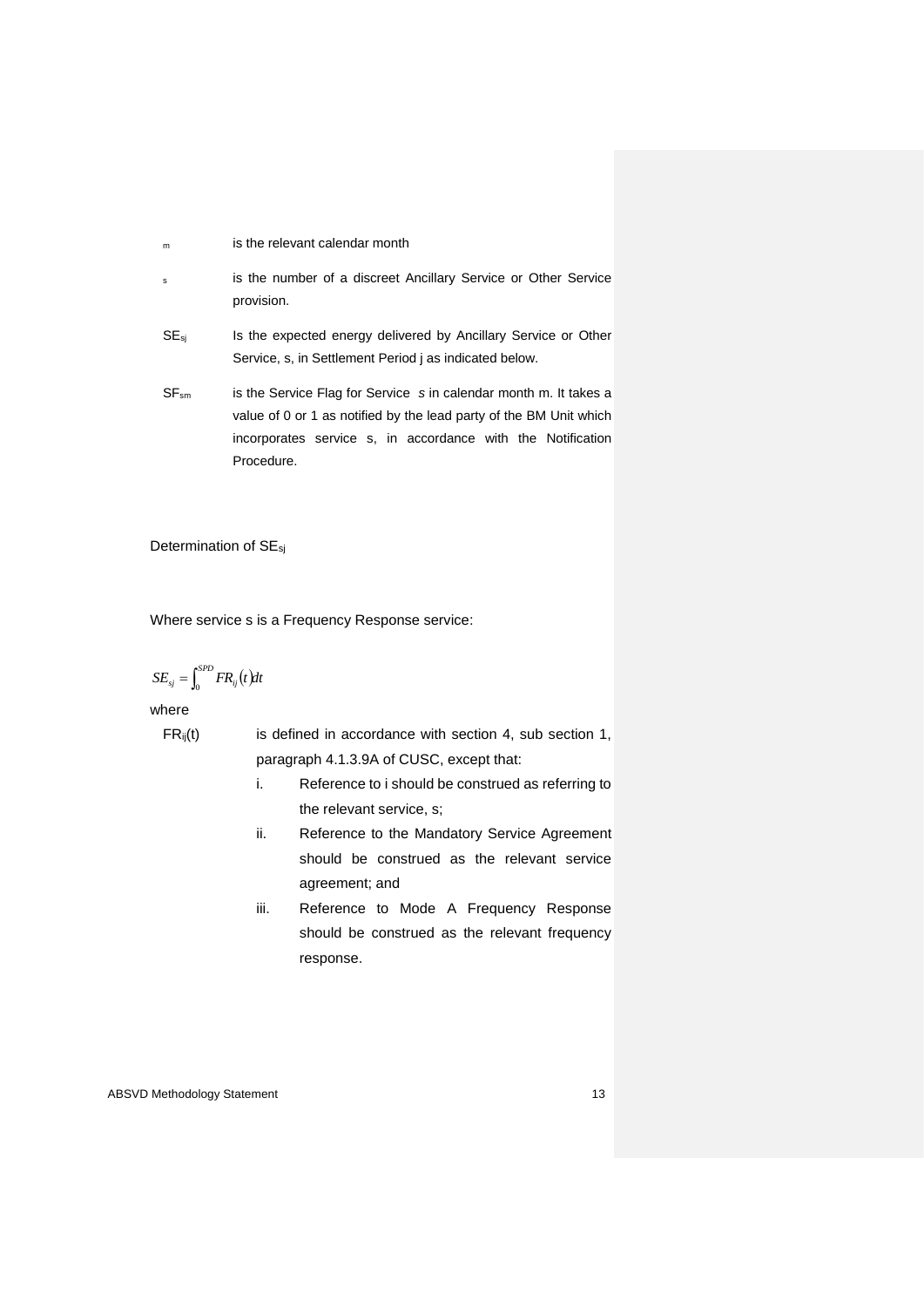$m$ is the relevant calendar month

$s$ is the number of a discreet Ancillary Service or Other Service provision.

$SE_{sj}$ Is the expected energy delivered by Ancillary Service or Other Service, s, in Settlement Period j as indicated below.

$SF_{sm}$ is the Service Flag for Service *s* in calendar month m. It takes a value of 0 or 1 as notified by the lead party of the BM Unit which incorporates service s, in accordance with the Notification Procedure.

Determination of $SE_{sj}$

Where service s is a Frequency Response service:

$$SE_{sj} = \int_0^{SPD} FR_{ij}(t)dt$$

where

$FR_{ij}(t)$ is defined in accordance with section 4, sub section 1, paragraph 4.1.3.9A of CUSC, except that:

i. Reference to i should be construed as referring to the relevant service, s;

ii. Reference to the Mandatory Service Agreement should be construed as the relevant service agreement; and

iii. Reference to Mode A Frequency Response should be construed as the relevant frequency response.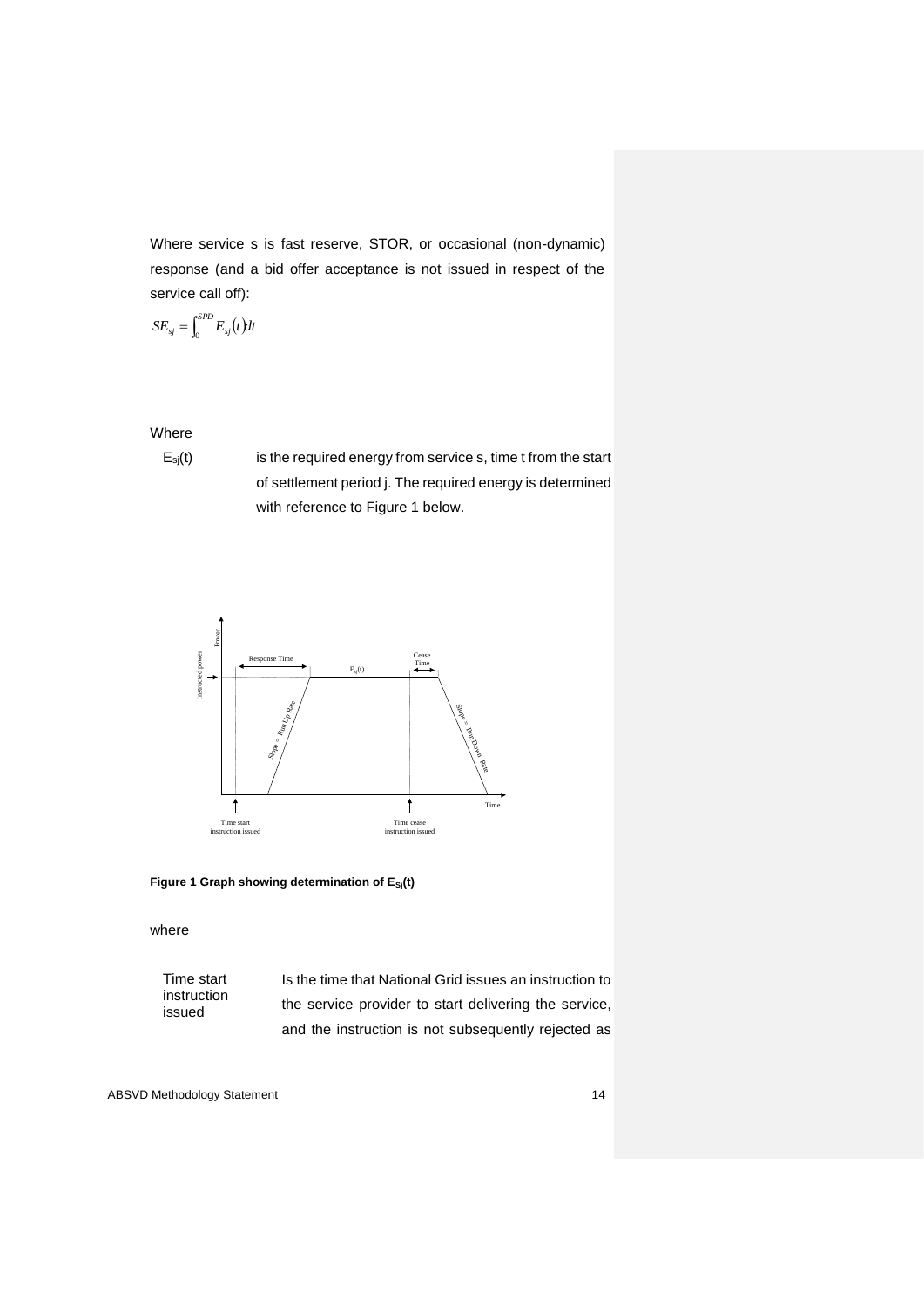Where service s is fast reserve, STOR, or occasional (non-dynamic) response (and a bid offer acceptance is not issued in respect of the service call off):

$$SE_{sj} = \int_0^{SPD} E_{sj}(t)dt$$

Where

$E_{sj}(t)$ is the required energy from service s, time t from the start of settlement period j. The required energy is determined with reference to Figure 1 below.

Power

Instructed power

Response Time

$E_{sj}(t)$

Cease Time

Slope = Run Up Rate

Slope = Run Down Rate

Time

Time start instruction issued

Time cease instruction issued

**Figure 1 Graph showing determination of $E_{Sj}(t)$**

where

Time start instruction issued — Is the time that National Grid issues an instruction to the service provider to start delivering the service, and the instruction is not subsequently rejected as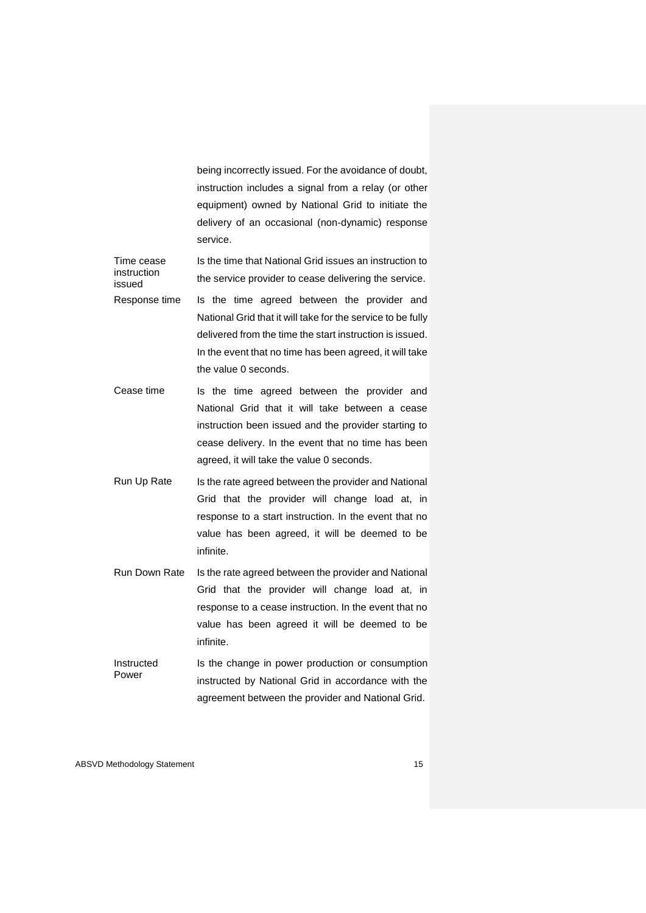| | |
|---|---|
| | being incorrectly issued. For the avoidance of doubt, instruction includes a signal from a relay (or other equipment) owned by National Grid to initiate the delivery of an occasional (non-dynamic) response service. |
| Time cease instruction issued | Is the time that National Grid issues an instruction to the service provider to cease delivering the service. |
| Response time | Is the time agreed between the provider and National Grid that it will take for the service to be fully delivered from the time the start instruction is issued. In the event that no time has been agreed, it will take the value 0 seconds. |
| Cease time | Is the time agreed between the provider and National Grid that it will take between a cease instruction been issued and the provider starting to cease delivery. In the event that no time has been agreed, it will take the value 0 seconds. |
| Run Up Rate | Is the rate agreed between the provider and National Grid that the provider will change load at, in response to a start instruction. In the event that no value has been agreed, it will be deemed to be infinite. |
| Run Down Rate | Is the rate agreed between the provider and National Grid that the provider will change load at, in response to a cease instruction. In the event that no value has been agreed it will be deemed to be infinite. |
| Instructed Power | Is the change in power production or consumption instructed by National Grid in accordance with the agreement between the provider and National Grid. |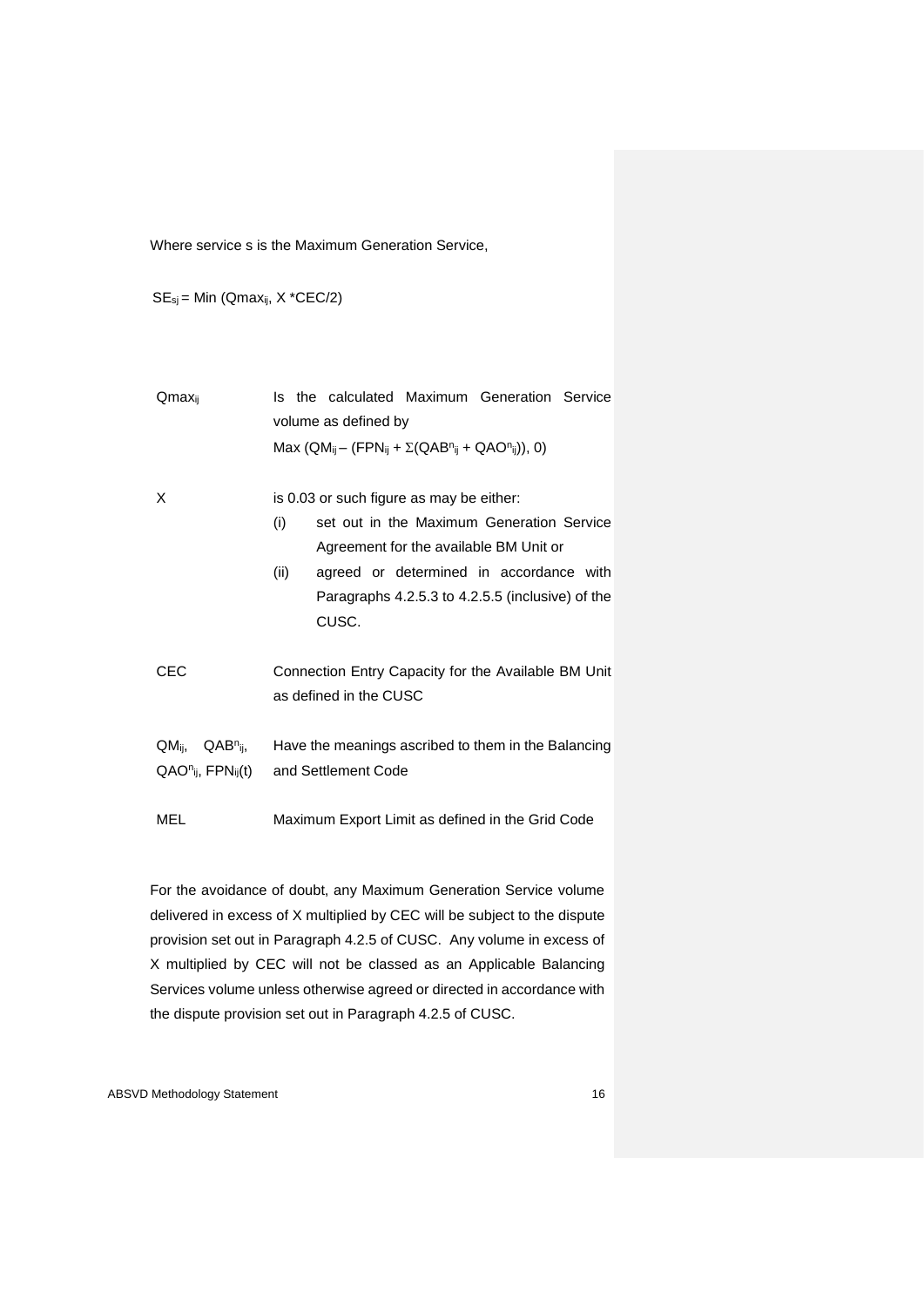Where service s is the Maximum Generation Service,

$$SE_{sj} = \text{Min}(Qmax_{ij}, X * CEC/2)$$

| | |
|---|---|
| $Qmax_{ij}$ | Is the calculated Maximum Generation Service volume as defined by $\text{Max}(QM_{ij} - (FPN_{ij} + \Sigma(QAB^{n}_{ij} + QAO^{n}_{ij})), 0)$ |
| X | is 0.03 or such figure as may be either: (i) set out in the Maximum Generation Service Agreement for the available BM Unit or (ii) agreed or determined in accordance with Paragraphs 4.2.5.3 to 4.2.5.5 (inclusive) of the CUSC. |
| CEC | Connection Entry Capacity for the Available BM Unit as defined in the CUSC |
| $QM_{ij}$, $QAB^{n}_{ij}$, $QAO^{n}_{ij}$, $FPN_{ij}(t)$ | Have the meanings ascribed to them in the Balancing and Settlement Code |
| MEL | Maximum Export Limit as defined in the Grid Code |

For the avoidance of doubt, any Maximum Generation Service volume delivered in excess of X multiplied by CEC will be subject to the dispute provision set out in Paragraph 4.2.5 of CUSC. Any volume in excess of X multiplied by CEC will not be classed as an Applicable Balancing Services volume unless otherwise agreed or directed in accordance with the dispute provision set out in Paragraph 4.2.5 of CUSC.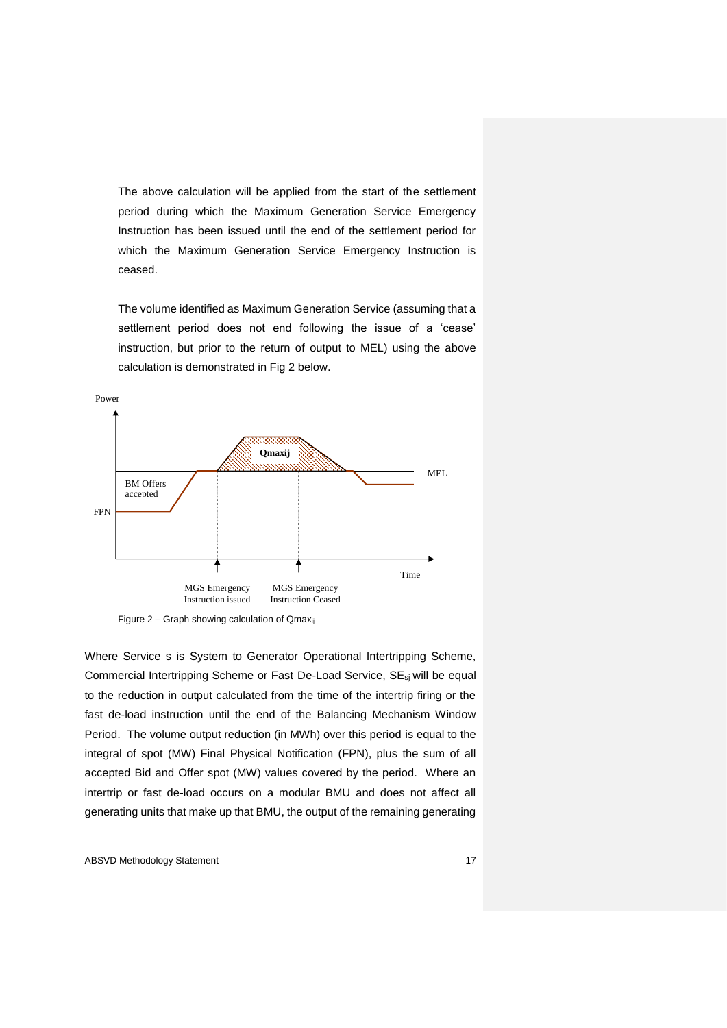The above calculation will be applied from the start of the settlement period during which the Maximum Generation Service Emergency Instruction has been issued until the end of the settlement period for which the Maximum Generation Service Emergency Instruction is ceased.

The volume identified as Maximum Generation Service (assuming that a settlement period does not end following the issue of a 'cease' instruction, but prior to the return of output to MEL) using the above calculation is demonstrated in Fig 2 below.

Power

Qmaxij

MEL

BM Offers accepted

FPN

Time

MGS Emergency Instruction issued

MGS Emergency Instruction Ceased

Figure 2 – Graph showing calculation of $Qmax_{ij}$

Where Service s is System to Generator Operational Intertripping Scheme, Commercial Intertripping Scheme or Fast De-Load Service, $SE_{sj}$ will be equal to the reduction in output calculated from the time of the intertrip firing or the fast de-load instruction until the end of the Balancing Mechanism Window Period. The volume output reduction (in MWh) over this period is equal to the integral of spot (MW) Final Physical Notification (FPN), plus the sum of all accepted Bid and Offer spot (MW) values covered by the period. Where an intertrip or fast de-load occurs on a modular BMU and does not affect all generating units that make up that BMU, the output of the remaining generating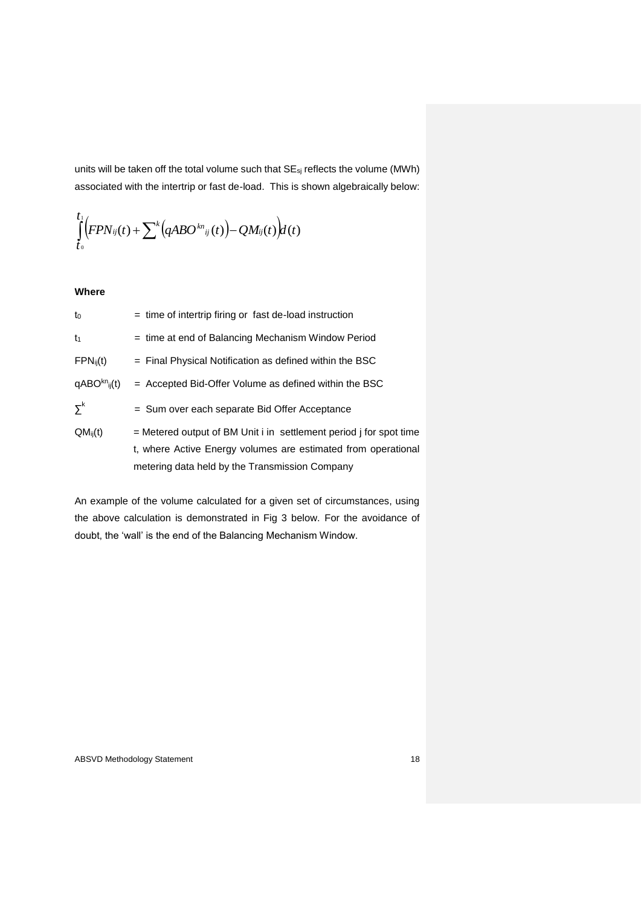units will be taken off the total volume such that $SE_{sj}$ reflects the volume (MWh) associated with the intertrip or fast de-load. This is shown algebraically below:

$$\int_{t_0}^{t_1}\left(FPN_{ij}(t)+\sum^{k}\left(qABO^{kn}{}_{ij}(t)\right)-QM_{ij}(t)\right)d(t)$$

**Where**

$t_0$ = time of intertrip firing or fast de-load instruction

$t_1$ = time at end of Balancing Mechanism Window Period

$FPN_{ij}(t)$ = Final Physical Notification as defined within the BSC

$qABO^{kn}{}_{ij}(t)$ = Accepted Bid-Offer Volume as defined within the BSC

$\sum^{k}$ = Sum over each separate Bid Offer Acceptance

$QM_{ij}(t)$ = Metered output of BM Unit i in settlement period j for spot time t, where Active Energy volumes are estimated from operational metering data held by the Transmission Company

An example of the volume calculated for a given set of circumstances, using the above calculation is demonstrated in Fig 3 below. For the avoidance of doubt, the 'wall' is the end of the Balancing Mechanism Window.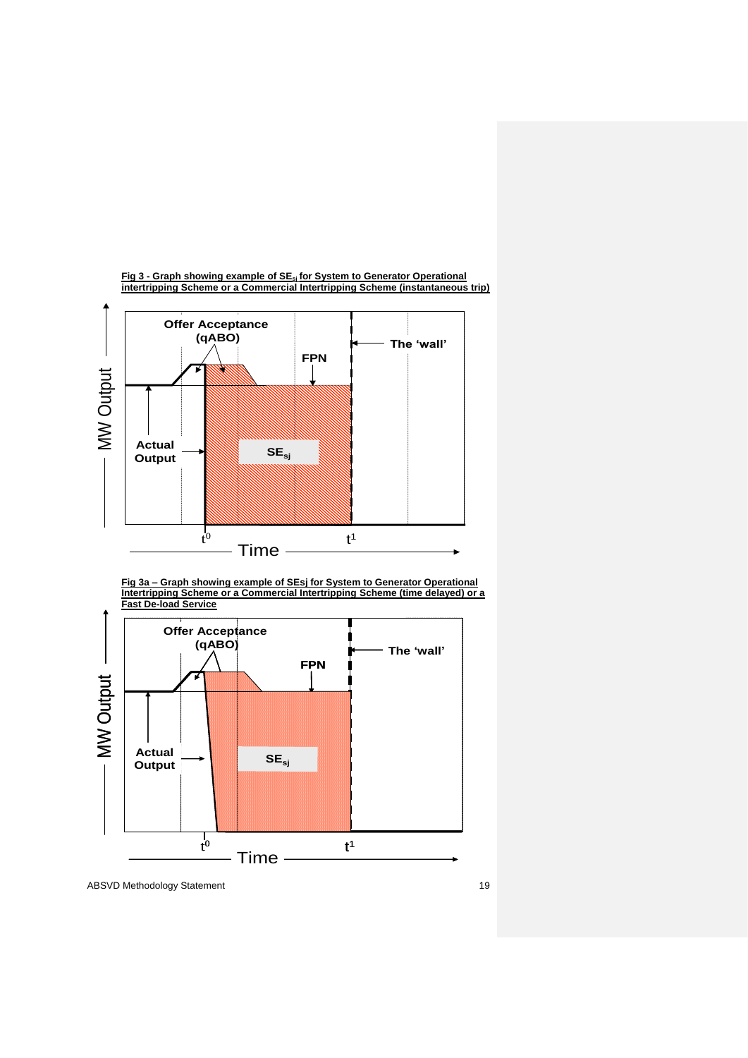**Fig 3 - Graph showing example of $SE_{sj}$ for System to Generator Operational intertripping Scheme or a Commercial Intertripping Scheme (instantaneous trip)**

Offer Acceptance (qABO)

The 'wall'

FPN

MW Output

Actual Output

$SE_{sj}$

$t^0$

$t^1$

Time

**Fig 3a – Graph showing example of SEsj for System to Generator Operational Intertripping Scheme or a Commercial Intertripping Scheme (time delayed) or a Fast De-load Service**

Offer Acceptance (qABO)

The 'wall'

FPN

MW Output

Actual Output

$SE_{sj}$

$t^0$

$t^1$

Time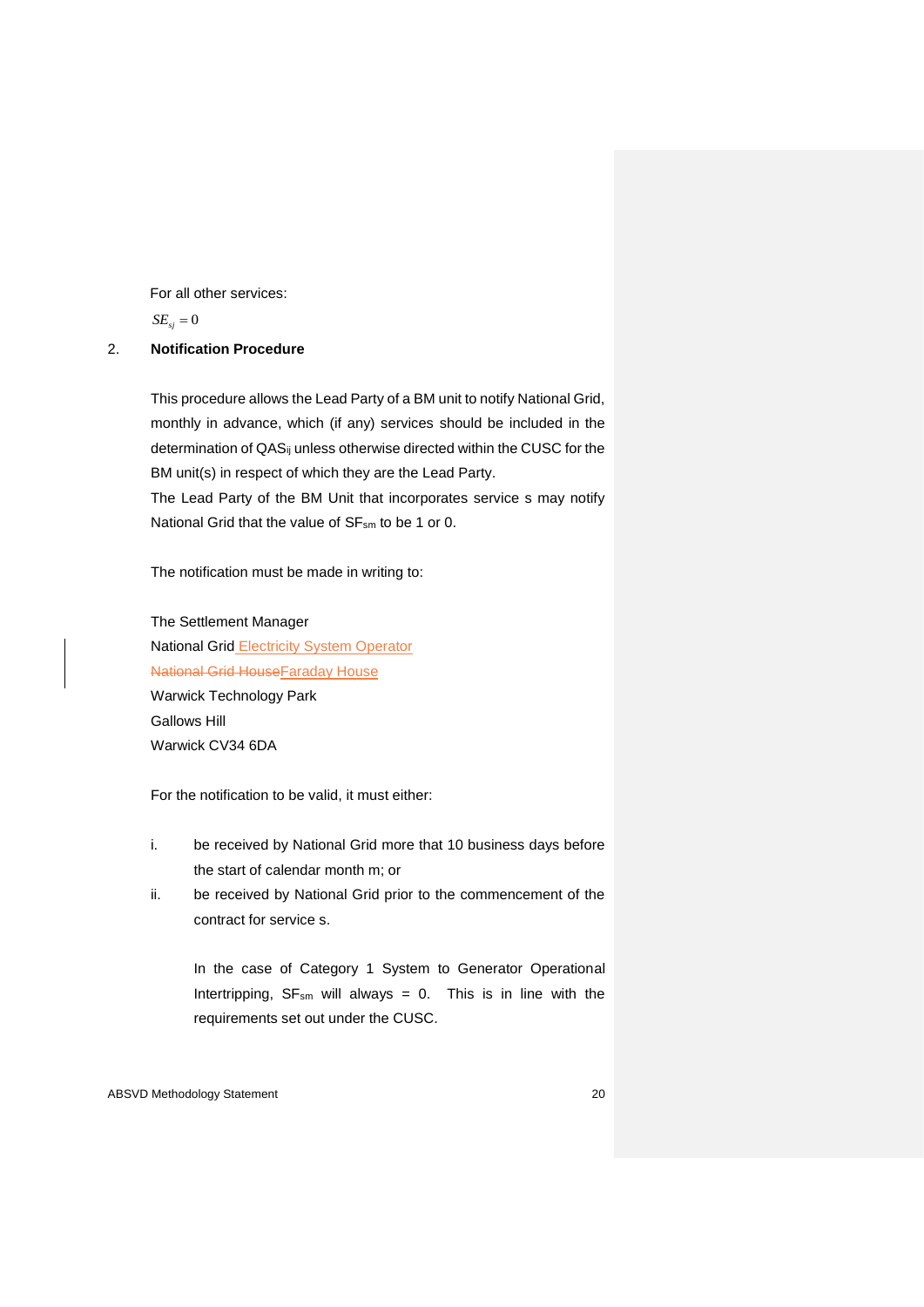For all other services:

$SE_{sj} = 0$

## 2. Notification Procedure

This procedure allows the Lead Party of a BM unit to notify National Grid, monthly in advance, which (if any) services should be included in the determination of $QAS_{ij}$ unless otherwise directed within the CUSC for the BM unit(s) in respect of which they are the Lead Party.

The Lead Party of the BM Unit that incorporates service s may notify National Grid that the value of $SF_{sm}$ to be 1 or 0.

The notification must be made in writing to:

The Settlement Manager  
National Grid Electricity System Operator  
~~National Grid House~~Faraday House  
Warwick Technology Park  
Gallows Hill  
Warwick CV34 6DA

For the notification to be valid, it must either:

i. be received by National Grid more that 10 business days before the start of calendar month m; or

ii. be received by National Grid prior to the commencement of the contract for service s.

In the case of Category 1 System to Generator Operational Intertripping, $SF_{sm}$ will always = 0. This is in line with the requirements set out under the CUSC.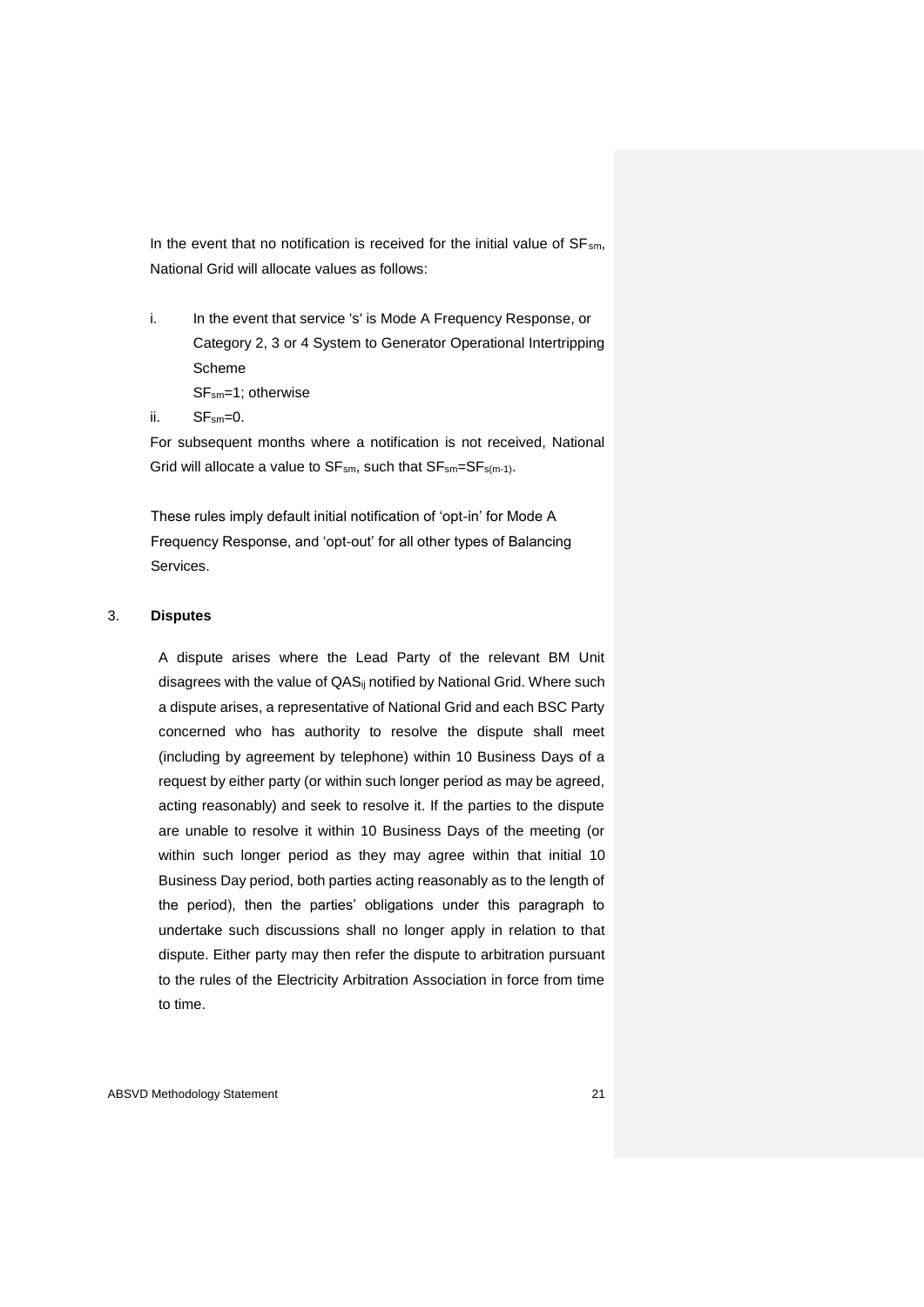In the event that no notification is received for the initial value of $SF_{sm}$, National Grid will allocate values as follows:

i. In the event that service 's' is Mode A Frequency Response, or Category 2, 3 or 4 System to Generator Operational Intertripping Scheme
   $SF_{sm}=1$; otherwise

ii. $SF_{sm}=0$.

For subsequent months where a notification is not received, National Grid will allocate a value to $SF_{sm}$, such that $SF_{sm}=SF_{s(m-1)}$.

These rules imply default initial notification of 'opt-in' for Mode A Frequency Response, and 'opt-out' for all other types of Balancing Services.

## 3. Disputes

A dispute arises where the Lead Party of the relevant BM Unit disagrees with the value of $QAS_{ij}$ notified by National Grid. Where such a dispute arises, a representative of National Grid and each BSC Party concerned who has authority to resolve the dispute shall meet (including by agreement by telephone) within 10 Business Days of a request by either party (or within such longer period as may be agreed, acting reasonably) and seek to resolve it. If the parties to the dispute are unable to resolve it within 10 Business Days of the meeting (or within such longer period as they may agree within that initial 10 Business Day period, both parties acting reasonably as to the length of the period), then the parties' obligations under this paragraph to undertake such discussions shall no longer apply in relation to that dispute. Either party may then refer the dispute to arbitration pursuant to the rules of the Electricity Arbitration Association in force from time to time.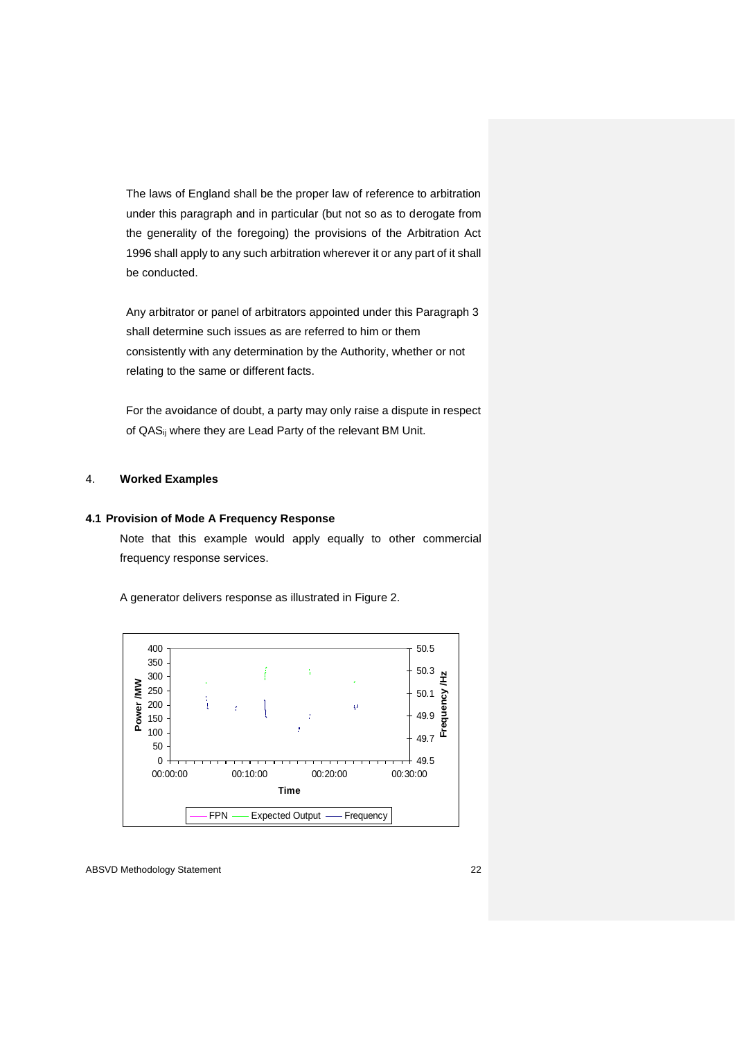The laws of England shall be the proper law of reference to arbitration under this paragraph and in particular (but not so as to derogate from the generality of the foregoing) the provisions of the Arbitration Act 1996 shall apply to any such arbitration wherever it or any part of it shall be conducted.

Any arbitrator or panel of arbitrators appointed under this Paragraph 3 shall determine such issues as are referred to him or them consistently with any determination by the Authority, whether or not relating to the same or different facts.

For the avoidance of doubt, a party may only raise a dispute in respect of $QAS_{ij}$ where they are Lead Party of the relevant BM Unit.

## 4. Worked Examples

### 4.1 Provision of Mode A Frequency Response

Note that this example would apply equally to other commercial frequency response services.

A generator delivers response as illustrated in Figure 2.

Power /MW
400
350
300
250
200
150
100
50
0

Frequency /Hz
50.5
50.3
50.1
49.9
49.7
49.5

00:00:00
00:10:00
00:20:00
00:30:00

Time

FPN
Expected Output
Frequency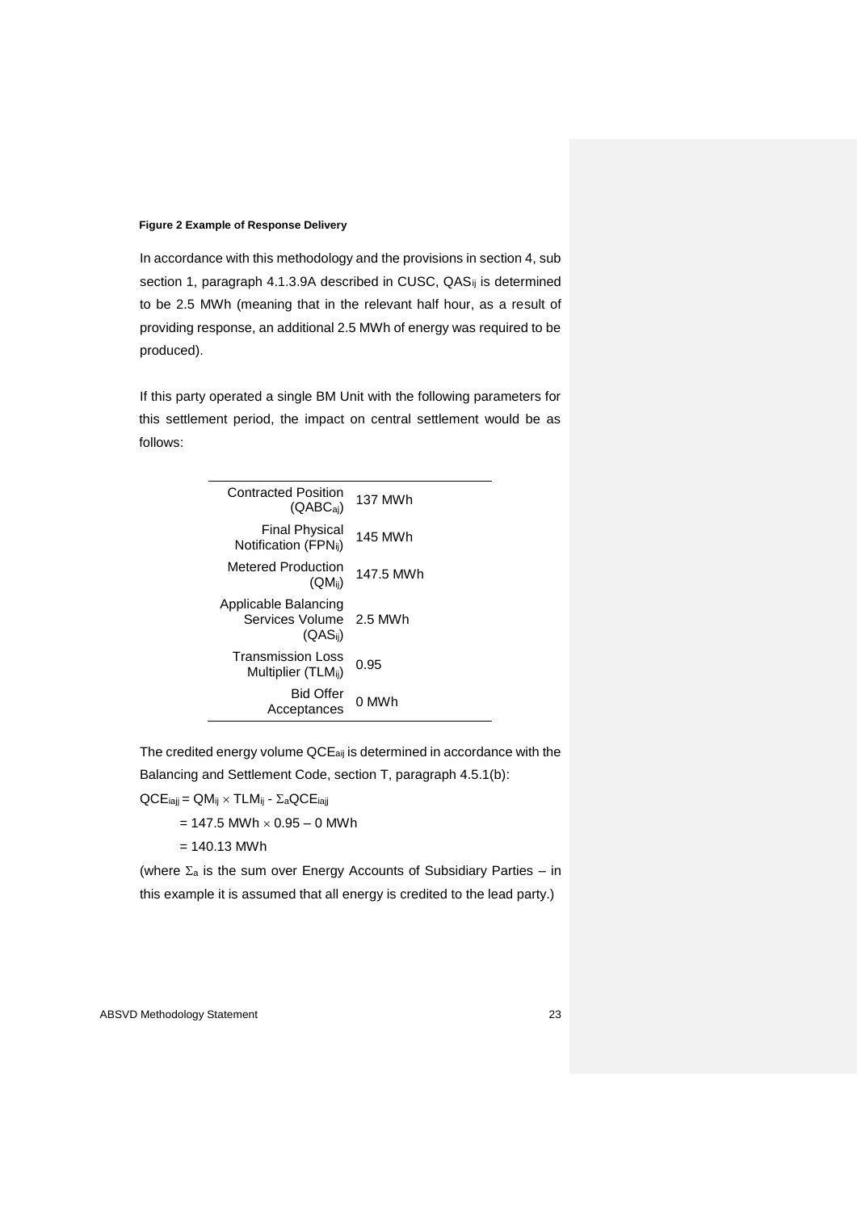**Figure 2 Example of Response Delivery**

In accordance with this methodology and the provisions in section 4, sub section 1, paragraph 4.1.3.9A described in CUSC, $QAS_{ij}$ is determined to be 2.5 MWh (meaning that in the relevant half hour, as a result of providing response, an additional 2.5 MWh of energy was required to be produced).

If this party operated a single BM Unit with the following parameters for this settlement period, the impact on central settlement would be as follows:

| | |
|---|---|
| Contracted Position ($QABC_{aj}$) | 137 MWh |
| Final Physical Notification ($FPN_{ij}$) | 145 MWh |
| Metered Production ($QM_{ij}$) | 147.5 MWh |
| Applicable Balancing Services Volume ($QAS_{ij}$) | 2.5 MWh |
| Transmission Loss Multiplier ($TLM_{ij}$) | 0.95 |
| Bid Offer Acceptances | 0 MWh |

The credited energy volume $QCE_{aij}$ is determined in accordance with the Balancing and Settlement Code, section T, paragraph 4.5.1(b):

$QCE_{iajj} = QM_{ij} \times TLM_{ij} - \Sigma_a QCE_{iajj}$

$= 147.5 \text{ MWh} \times 0.95 - 0 \text{ MWh}$

$= 140.13 \text{ MWh}$

(where $\Sigma_a$ is the sum over Energy Accounts of Subsidiary Parties – in this example it is assumed that all energy is credited to the lead party.)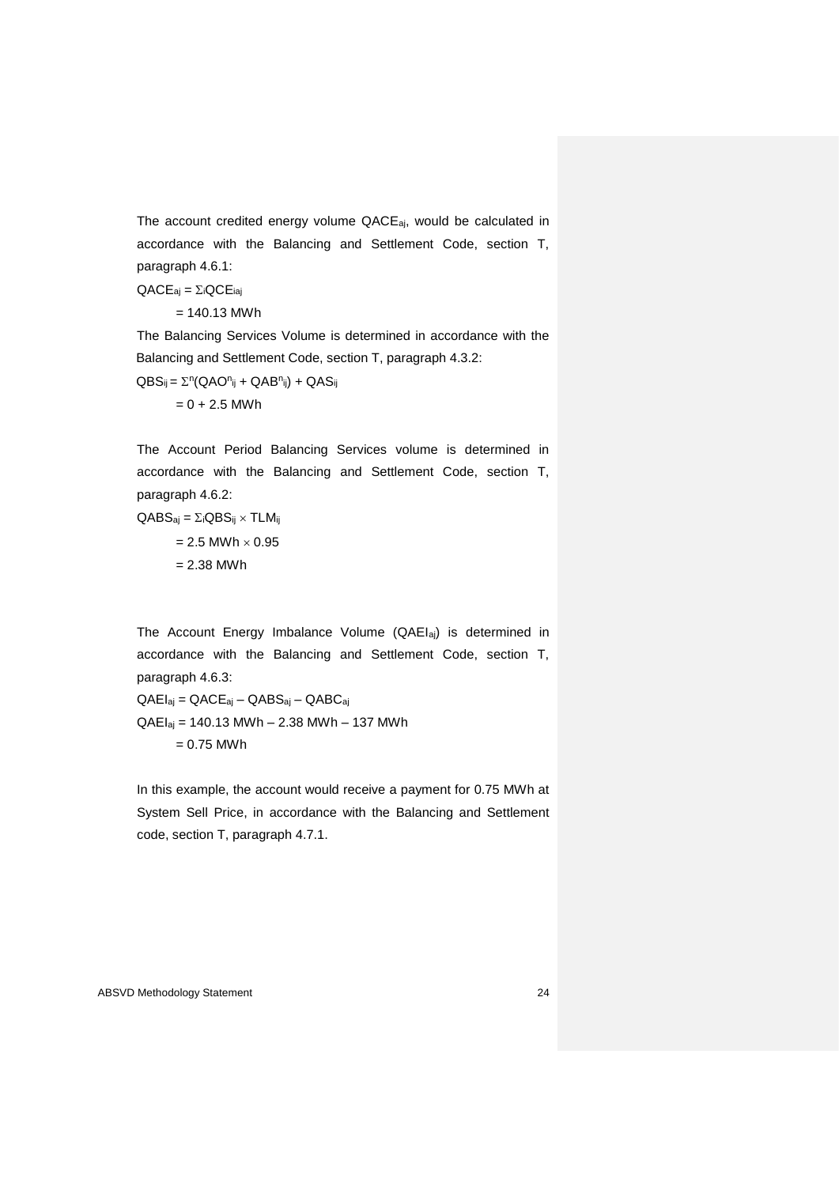The account credited energy volume $QACE_{aj}$, would be calculated in accordance with the Balancing and Settlement Code, section T, paragraph 4.6.1:

$QACE_{aj} = \Sigma_i QCE_{iaj}$

$= 140.13$ MWh

The Balancing Services Volume is determined in accordance with the Balancing and Settlement Code, section T, paragraph 4.3.2:

$QBS_{ij} = \Sigma^n (QAO^n_{ij} + QAB^n_{ij}) + QAS_{ij}$

$= 0 + 2.5$ MWh

The Account Period Balancing Services volume is determined in accordance with the Balancing and Settlement Code, section T, paragraph 4.6.2:

$QABS_{aj} = \Sigma_i QBS_{ij} \times TLM_{ij}$

$= 2.5 \text{ MWh} \times 0.95$

$= 2.38$ MWh

The Account Energy Imbalance Volume ($QAEI_{aj}$) is determined in accordance with the Balancing and Settlement Code, section T, paragraph 4.6.3:

$QAEI_{aj} = QACE_{aj} – QABS_{aj} – QABC_{aj}$

$QAEI_{aj} = 140.13 \text{ MWh} – 2.38 \text{ MWh} – 137 \text{ MWh}$

$= 0.75$ MWh

In this example, the account would receive a payment for 0.75 MWh at System Sell Price, in accordance with the Balancing and Settlement code, section T, paragraph 4.7.1.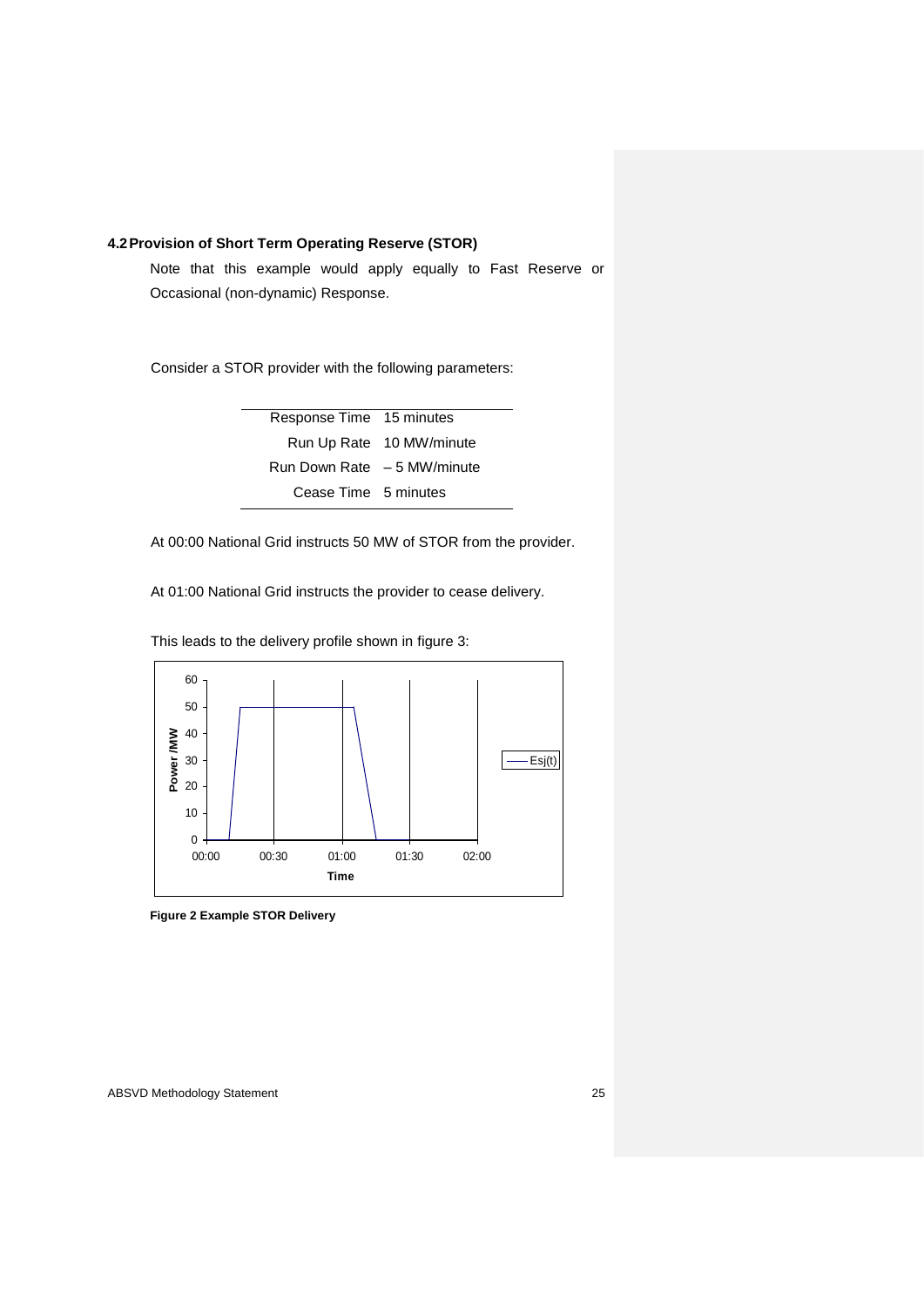## 4.2 Provision of Short Term Operating Reserve (STOR)

Note that this example would apply equally to Fast Reserve or Occasional (non-dynamic) Response.

Consider a STOR provider with the following parameters:

| | |
|---|---|
| Response Time | 15 minutes |
| Run Up Rate | 10 MW/minute |
| Run Down Rate | – 5 MW/minute |
| Cease Time | 5 minutes |

At 00:00 National Grid instructs 50 MW of STOR from the provider.

At 01:00 National Grid instructs the provider to cease delivery.

This leads to the delivery profile shown in figure 3:

Power /MW

0
10
20
30
40
50
60

00:00
00:30
01:00
01:30
02:00

Time

Esj(t)

**Figure 2 Example STOR Delivery**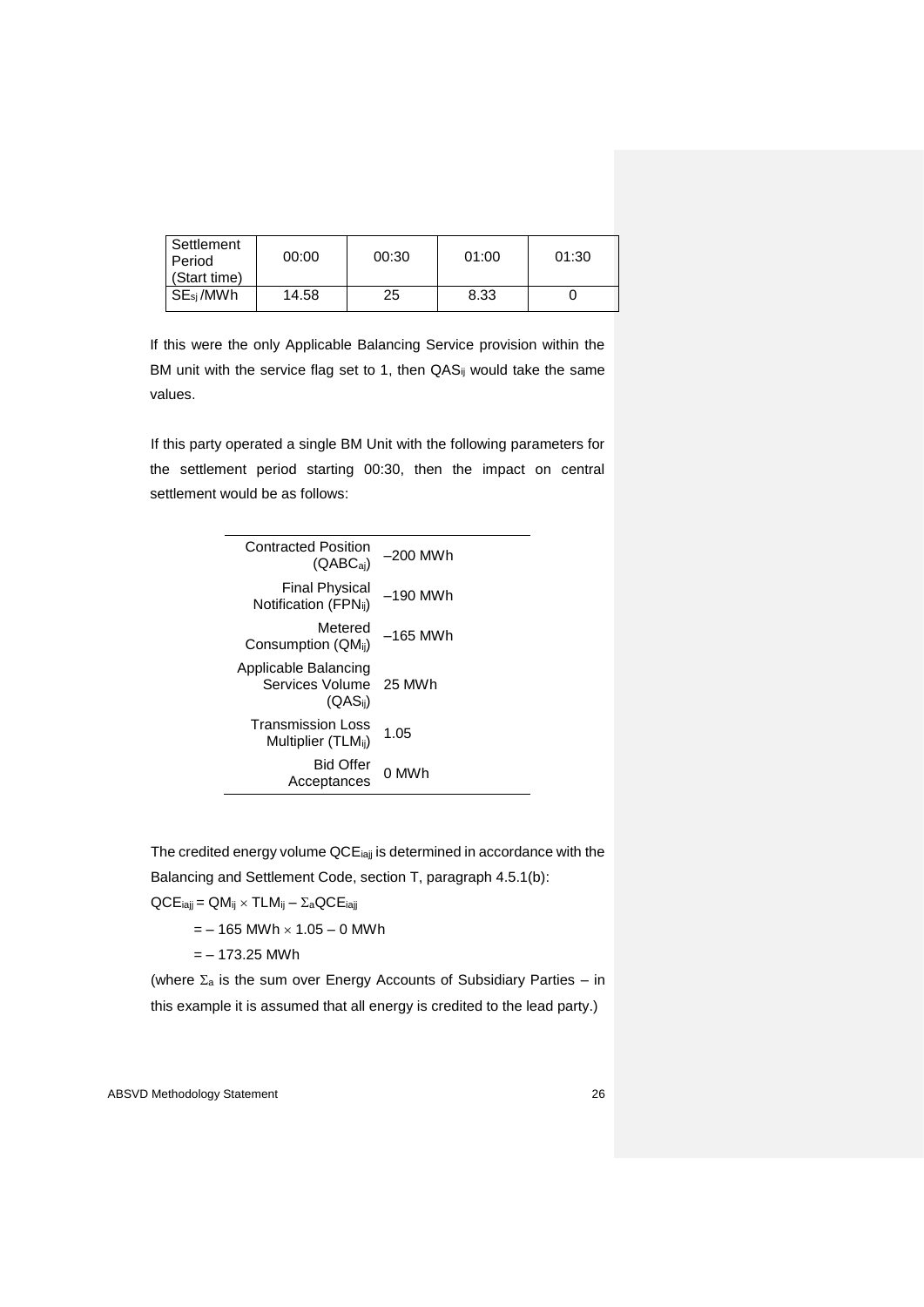| Settlement Period (Start time) | 00:00 | 00:30 | 01:00 | 01:30 |
|---|---|---|---|---|
| $SE_{sj}$ /MWh | 14.58 | 25 | 8.33 | 0 |

If this were the only Applicable Balancing Service provision within the BM unit with the service flag set to 1, then $QAS_{ij}$ would take the same values.

If this party operated a single BM Unit with the following parameters for the settlement period starting 00:30, then the impact on central settlement would be as follows:

| | |
|---|---|
| Contracted Position ($QABC_{aj}$) | –200 MWh |
| Final Physical Notification ($FPN_{ij}$) | –190 MWh |
| Metered Consumption ($QM_{ij}$) | –165 MWh |
| Applicable Balancing Services Volume ($QAS_{ij}$) | 25 MWh |
| Transmission Loss Multiplier ($TLM_{ij}$) | 1.05 |
| Bid Offer Acceptances | 0 MWh |

The credited energy volume $QCE_{iajj}$ is determined in accordance with the Balancing and Settlement Code, section T, paragraph 4.5.1(b):

$QCE_{iajj} = QM_{ij} \times TLM_{ij} - \Sigma_a QCE_{iajj}$

$= -165 \text{ MWh} \times 1.05 - 0 \text{ MWh}$

$= -173.25 \text{ MWh}$

(where $\Sigma_a$ is the sum over Energy Accounts of Subsidiary Parties – in this example it is assumed that all energy is credited to the lead party.)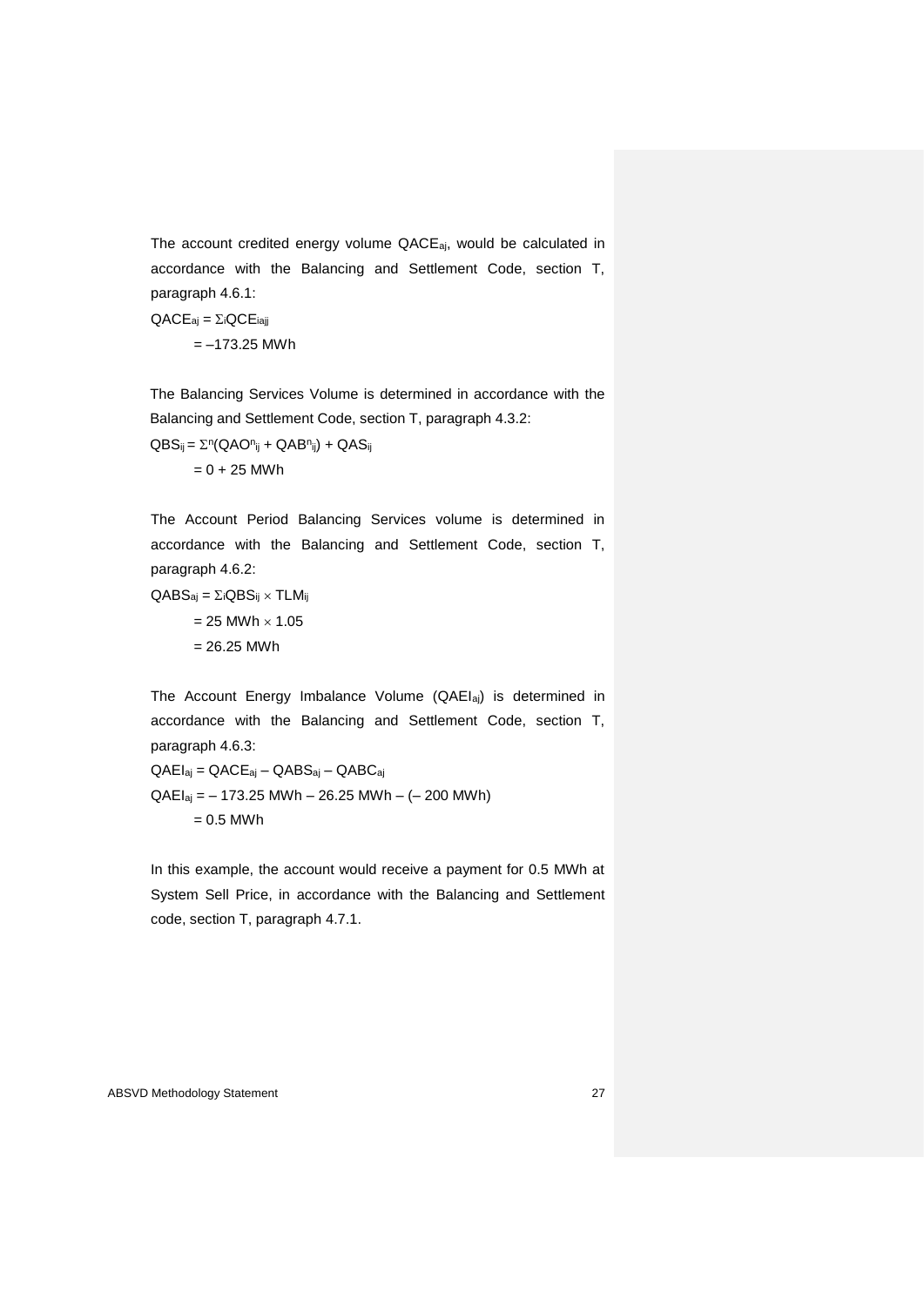The account credited energy volume $QACE_{aj}$, would be calculated in accordance with the Balancing and Settlement Code, section T, paragraph 4.6.1:

$$QACE_{aj} = \Sigma_i QCE_{iajj}$$

$$= -173.25 \text{ MWh}$$

The Balancing Services Volume is determined in accordance with the Balancing and Settlement Code, section T, paragraph 4.3.2:

$$QBS_{ij} = \Sigma^n(QAO^n_{ij} + QAB^n_{ij}) + QAS_{ij}$$

$$= 0 + 25 \text{ MWh}$$

The Account Period Balancing Services volume is determined in accordance with the Balancing and Settlement Code, section T, paragraph 4.6.2:

$$QABS_{aj} = \Sigma_i QBS_{ij} \times TLM_{ij}$$

$$= 25 \text{ MWh} \times 1.05$$

$$= 26.25 \text{ MWh}$$

The Account Energy Imbalance Volume ($QAEI_{aj}$) is determined in accordance with the Balancing and Settlement Code, section T, paragraph 4.6.3:

$$QAEI_{aj} = QACE_{aj} - QABS_{aj} - QABC_{aj}$$

$$QAEI_{aj} = -173.25 \text{ MWh} - 26.25 \text{ MWh} - (-200 \text{ MWh})$$

$$= 0.5 \text{ MWh}$$

In this example, the account would receive a payment for 0.5 MWh at System Sell Price, in accordance with the Balancing and Settlement code, section T, paragraph 4.7.1.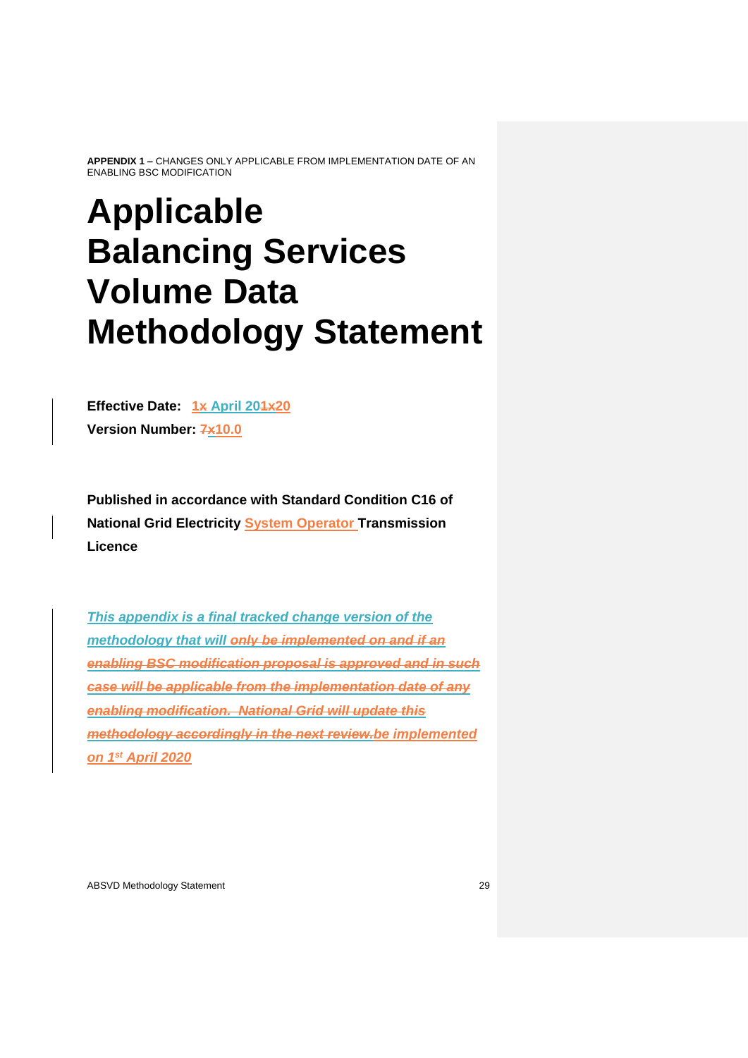**APPENDIX 1 –** CHANGES ONLY APPLICABLE FROM IMPLEMENTATION DATE OF AN ENABLING BSC MODIFICATION

# Applicable Balancing Services Volume Data Methodology Statement

**Effective Date: ~~1x~~ April 20~~1x~~20**

**Version Number: ~~7x~~10.0**

**Published in accordance with Standard Condition C16 of National Grid Electricity System Operator Transmission Licence**

*This appendix is a final tracked change version of the methodology that will ~~only be implemented on and if an enabling BSC modification proposal is approved and in such case will be applicable from the implementation date of any enabling modification. National Grid will update this methodology accordingly in the next review.~~be implemented on 1st April 2020*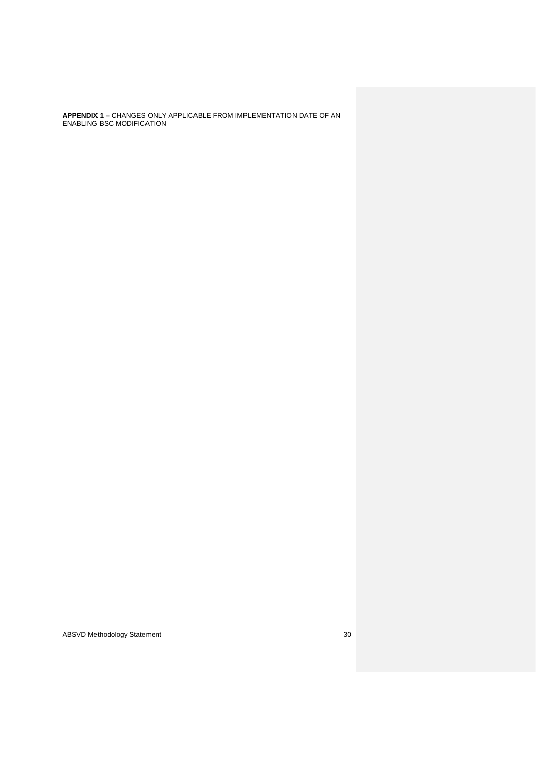**APPENDIX 1 –** CHANGES ONLY APPLICABLE FROM IMPLEMENTATION DATE OF AN ENABLING BSC MODIFICATION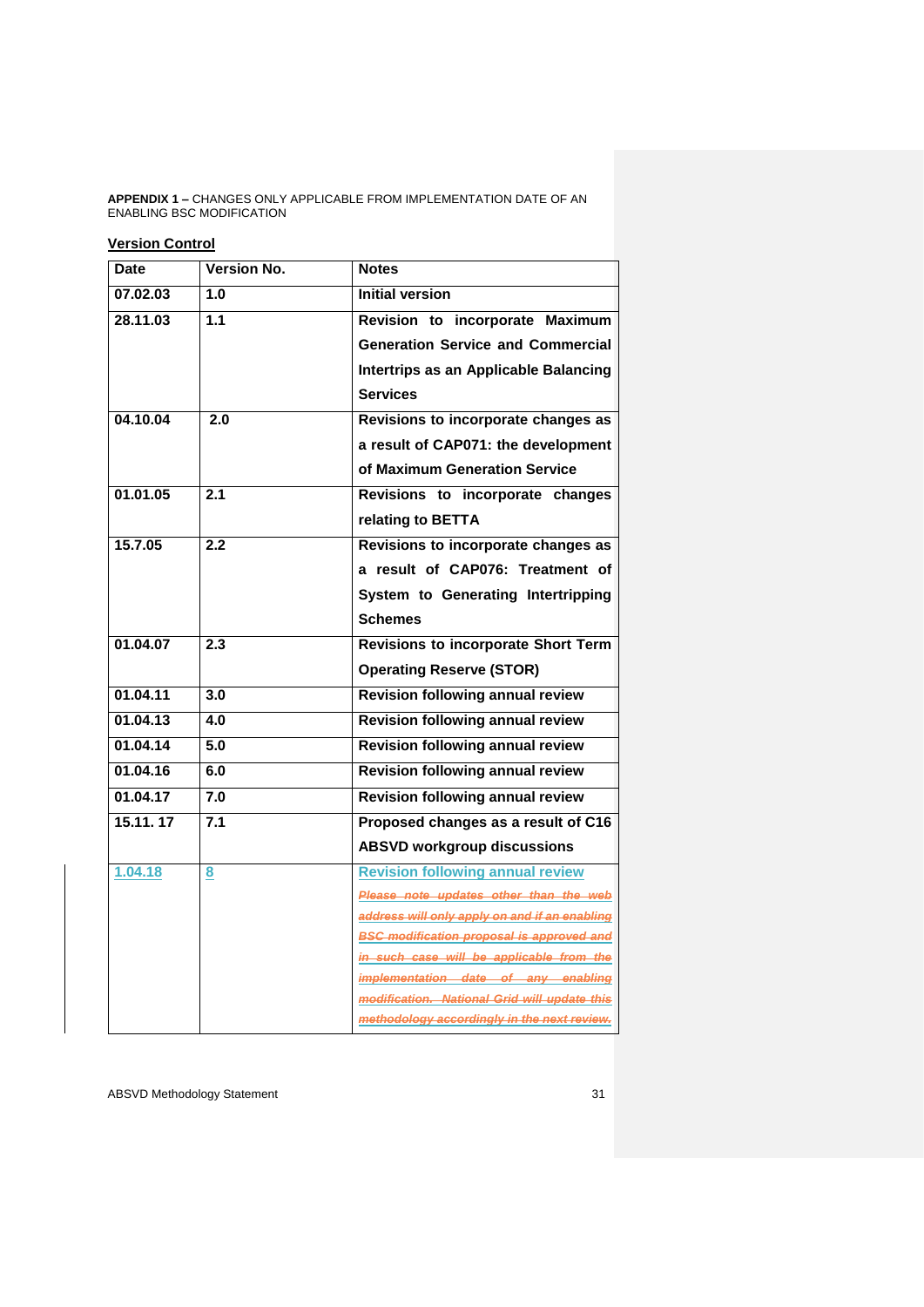**APPENDIX 1 –** CHANGES ONLY APPLICABLE FROM IMPLEMENTATION DATE OF AN ENABLING BSC MODIFICATION

**Version Control**

| Date | Version No. | Notes |
|---|---|---|
| 07.02.03 | 1.0 | Initial version |
| 28.11.03 | 1.1 | Revision to incorporate Maximum Generation Service and Commercial Intertrips as an Applicable Balancing Services |
| 04.10.04 | 2.0 | Revisions to incorporate changes as a result of CAP071: the development of Maximum Generation Service |
| 01.01.05 | 2.1 | Revisions to incorporate changes relating to BETTA |
| 15.7.05 | 2.2 | Revisions to incorporate changes as a result of CAP076: Treatment of System to Generating Intertripping Schemes |
| 01.04.07 | 2.3 | Revisions to incorporate Short Term Operating Reserve (STOR) |
| 01.04.11 | 3.0 | Revision following annual review |
| 01.04.13 | 4.0 | Revision following annual review |
| 01.04.14 | 5.0 | Revision following annual review |
| 01.04.16 | 6.0 | Revision following annual review |
| 01.04.17 | 7.0 | Revision following annual review |
| 15.11. 17 | 7.1 | Proposed changes as a result of C16 ABSVD workgroup discussions |
| 1.04.18 | 8 | Revision following annual review ~~Please note updates other than the web address will only apply on and if an enabling BSC modification proposal is approved and in such case will be applicable from the implementation date of any enabling modification. National Grid will update this methodology accordingly in the next review.~~ |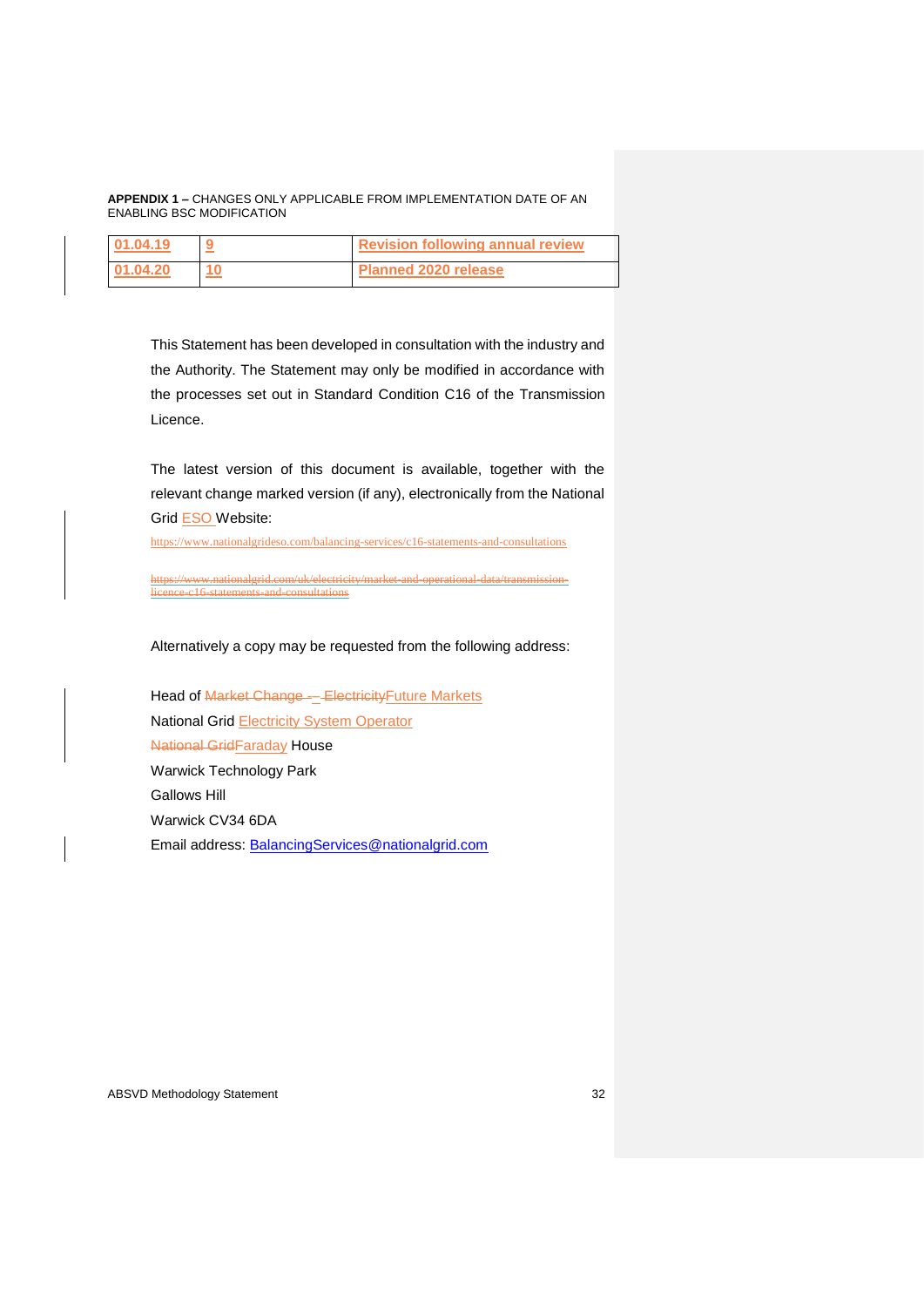**APPENDIX 1 –** CHANGES ONLY APPLICABLE FROM IMPLEMENTATION DATE OF AN ENABLING BSC MODIFICATION

| | | |
|---|---|---|
| **01.04.19** | **9** | **Revision following annual review** |
| **01.04.20** | **10** | **Planned 2020 release** |

This Statement has been developed in consultation with the industry and the Authority. The Statement may only be modified in accordance with the processes set out in Standard Condition C16 of the Transmission Licence.

The latest version of this document is available, together with the relevant change marked version (if any), electronically from the National Grid ESO Website:

https://www.nationalgrideso.com/balancing-services/c16-statements-and-consultations

~~https://www.nationalgrid.com/uk/electricity/market-and-operational-data/transmission-licence-c16-statements-and-consultations~~

Alternatively a copy may be requested from the following address:

Head of ~~Market Change – Electricity~~Future Markets
National Grid Electricity System Operator
~~National Grid~~Faraday House
Warwick Technology Park
Gallows Hill
Warwick CV34 6DA
Email address: BalancingServices@nationalgrid.com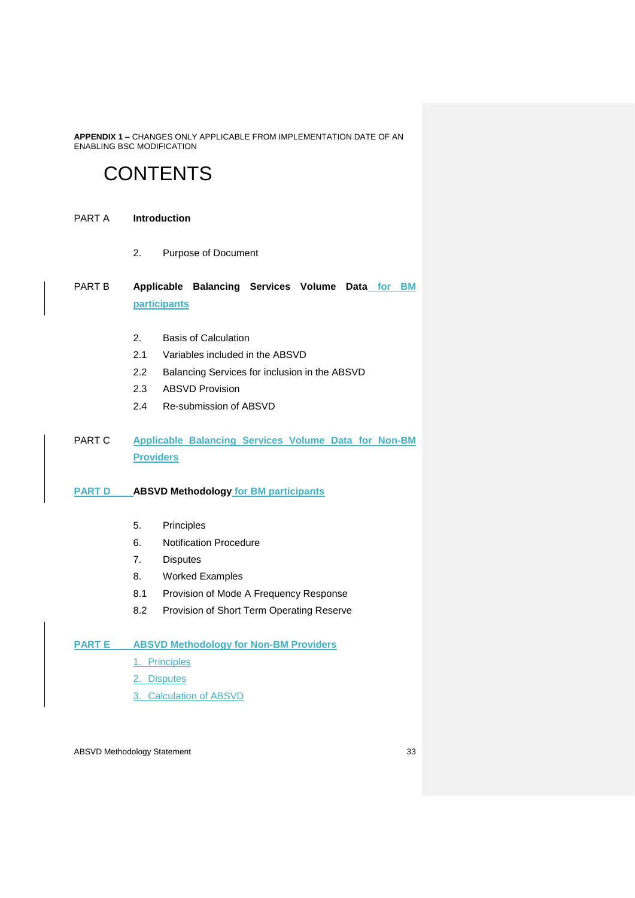**APPENDIX 1 –** CHANGES ONLY APPLICABLE FROM IMPLEMENTATION DATE OF AN ENABLING BSC MODIFICATION

# CONTENTS

PART A **Introduction**

2. Purpose of Document

PART B **Applicable Balancing Services Volume Data for BM participants**

2. Basis of Calculation
2.1 Variables included in the ABSVD
2.2 Balancing Services for inclusion in the ABSVD
2.3 ABSVD Provision
2.4 Re-submission of ABSVD

PART C **Applicable Balancing Services Volume Data for Non-BM Providers**

PART D **ABSVD Methodology for BM participants**

5. Principles
6. Notification Procedure
7. Disputes
8. Worked Examples
8.1 Provision of Mode A Frequency Response
8.2 Provision of Short Term Operating Reserve

PART E **ABSVD Methodology for Non-BM Providers**

1. Principles
2. Disputes
3. Calculation of ABSVD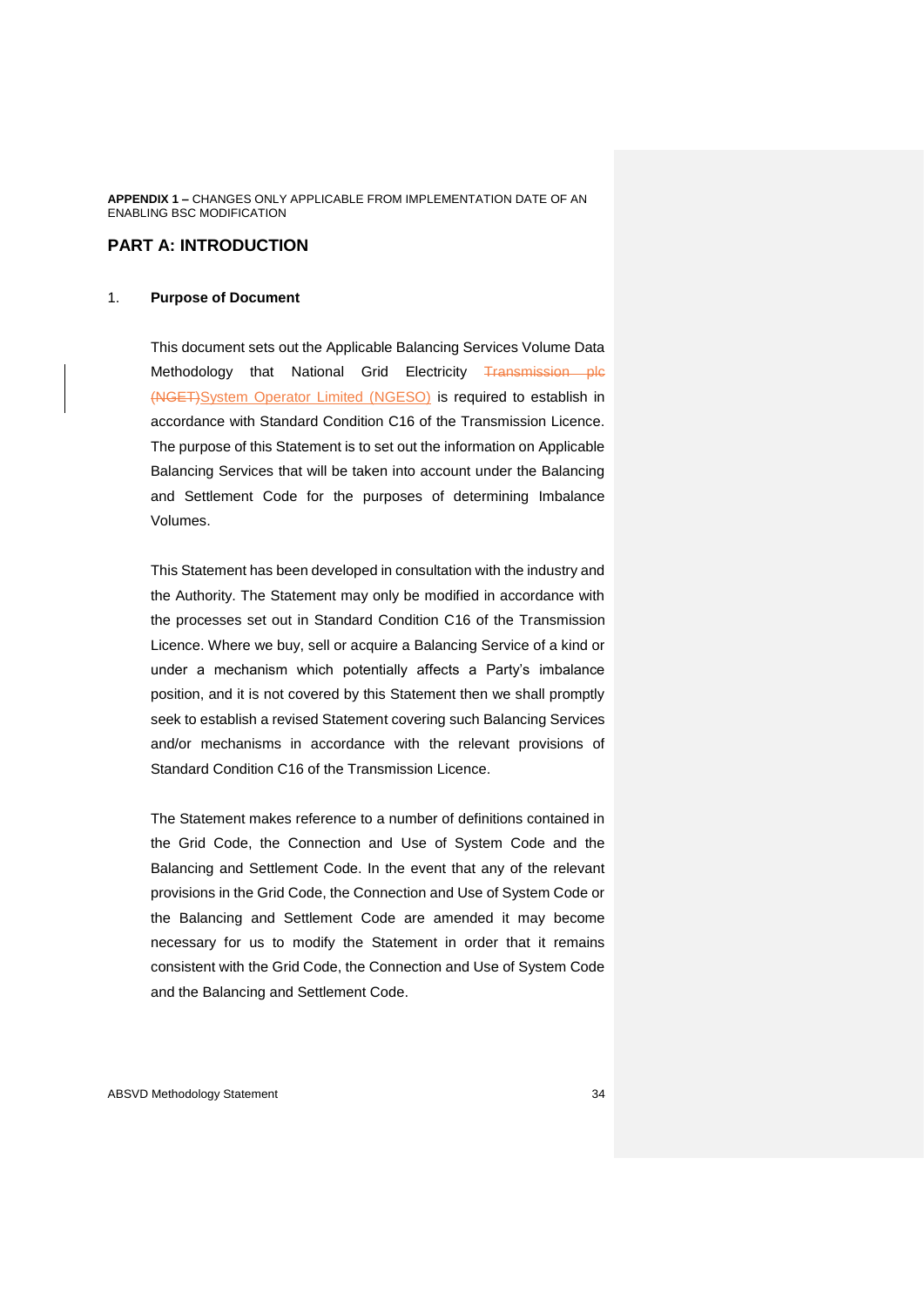**APPENDIX 1 –** CHANGES ONLY APPLICABLE FROM IMPLEMENTATION DATE OF AN ENABLING BSC MODIFICATION

## PART A: INTRODUCTION

### 1. Purpose of Document

This document sets out the Applicable Balancing Services Volume Data Methodology that National Grid Electricity ~~Transmission plc (NGET)~~System Operator Limited (NGESO) is required to establish in accordance with Standard Condition C16 of the Transmission Licence. The purpose of this Statement is to set out the information on Applicable Balancing Services that will be taken into account under the Balancing and Settlement Code for the purposes of determining Imbalance Volumes.

This Statement has been developed in consultation with the industry and the Authority. The Statement may only be modified in accordance with the processes set out in Standard Condition C16 of the Transmission Licence. Where we buy, sell or acquire a Balancing Service of a kind or under a mechanism which potentially affects a Party's imbalance position, and it is not covered by this Statement then we shall promptly seek to establish a revised Statement covering such Balancing Services and/or mechanisms in accordance with the relevant provisions of Standard Condition C16 of the Transmission Licence.

The Statement makes reference to a number of definitions contained in the Grid Code, the Connection and Use of System Code and the Balancing and Settlement Code. In the event that any of the relevant provisions in the Grid Code, the Connection and Use of System Code or the Balancing and Settlement Code are amended it may become necessary for us to modify the Statement in order that it remains consistent with the Grid Code, the Connection and Use of System Code and the Balancing and Settlement Code.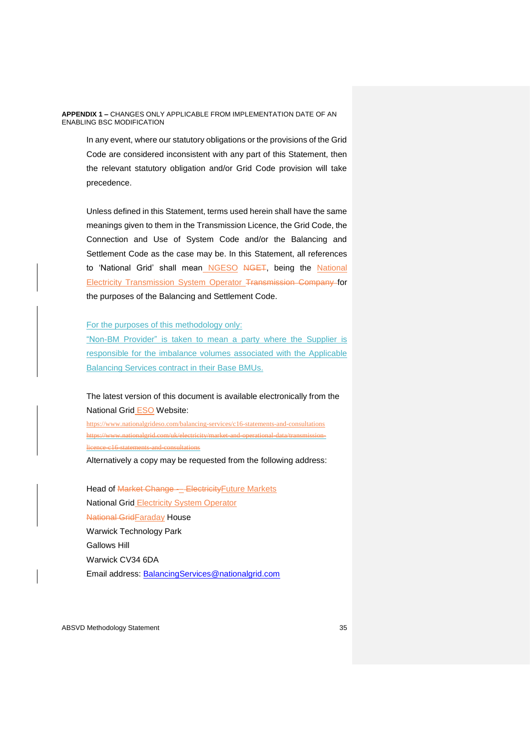**APPENDIX 1 –** CHANGES ONLY APPLICABLE FROM IMPLEMENTATION DATE OF AN ENABLING BSC MODIFICATION

In any event, where our statutory obligations or the provisions of the Grid Code are considered inconsistent with any part of this Statement, then the relevant statutory obligation and/or Grid Code provision will take precedence.

Unless defined in this Statement, terms used herein shall have the same meanings given to them in the Transmission Licence, the Grid Code, the Connection and Use of System Code and/or the Balancing and Settlement Code as the case may be. In this Statement, all references to 'National Grid' shall mean NGESO ~~NGET~~, being the National Electricity Transmission System Operator ~~Transmission Company~~ for the purposes of the Balancing and Settlement Code.

For the purposes of this methodology only:
"Non-BM Provider" is taken to mean a party where the Supplier is responsible for the imbalance volumes associated with the Applicable Balancing Services contract in their Base BMUs.

The latest version of this document is available electronically from the National Grid ESO Website:
https://www.nationalgrideso.com/balancing-services/c16-statements-and-consultations
~~https://www.nationalgrid.com/uk/electricity/market-and-operational-data/transmission-licence-c16-statements-and-consultations~~

Alternatively a copy may be requested from the following address:

Head of ~~Market Change – Electricity~~Future Markets
National Grid Electricity System Operator
~~National Grid~~Faraday House
Warwick Technology Park
Gallows Hill
Warwick CV34 6DA
Email address: BalancingServices@nationalgrid.com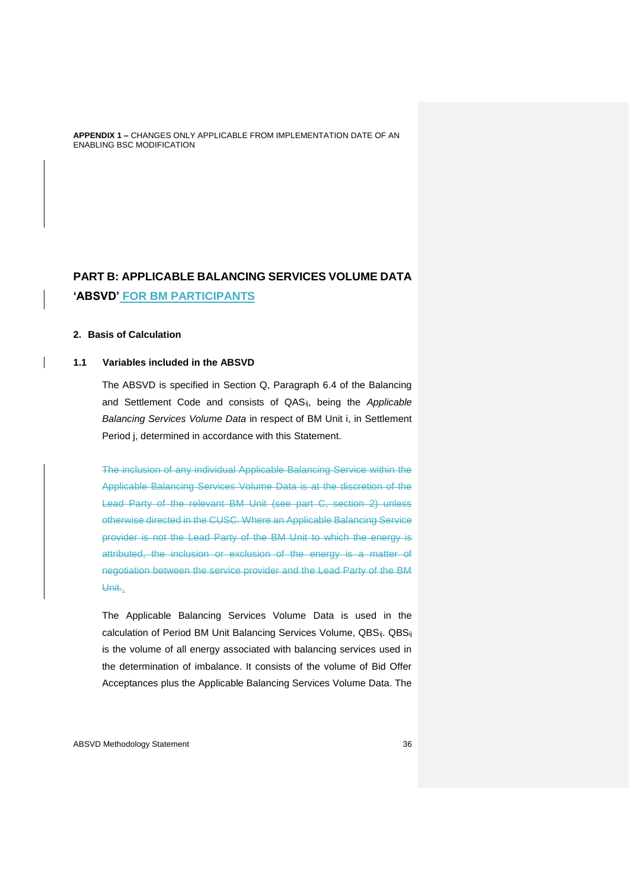**APPENDIX 1 –** CHANGES ONLY APPLICABLE FROM IMPLEMENTATION DATE OF AN ENABLING BSC MODIFICATION

## PART B: APPLICABLE BALANCING SERVICES VOLUME DATA ‘ABSVD’ FOR BM PARTICIPANTS

### 2. Basis of Calculation

#### 1.1 Variables included in the ABSVD

The ABSVD is specified in Section Q, Paragraph 6.4 of the Balancing and Settlement Code and consists of $QAS_{ij}$, being the *Applicable Balancing Services Volume Data* in respect of BM Unit i, in Settlement Period j, determined in accordance with this Statement.

~~The inclusion of any individual Applicable Balancing Service within the Applicable Balancing Services Volume Data is at the discretion of the Lead Party of the relevant BM Unit (see part C, section 2) unless otherwise directed in the CUSC. Where an Applicable Balancing Service provider is not the Lead Party of the BM Unit to which the energy is attributed, the inclusion or exclusion of the energy is a matter of negotiation between the service provider and the Lead Party of the BM Unit.~~.

The Applicable Balancing Services Volume Data is used in the calculation of Period BM Unit Balancing Services Volume, $QBS_{ij}$. $QBS_{ij}$ is the volume of all energy associated with balancing services used in the determination of imbalance. It consists of the volume of Bid Offer Acceptances plus the Applicable Balancing Services Volume Data. The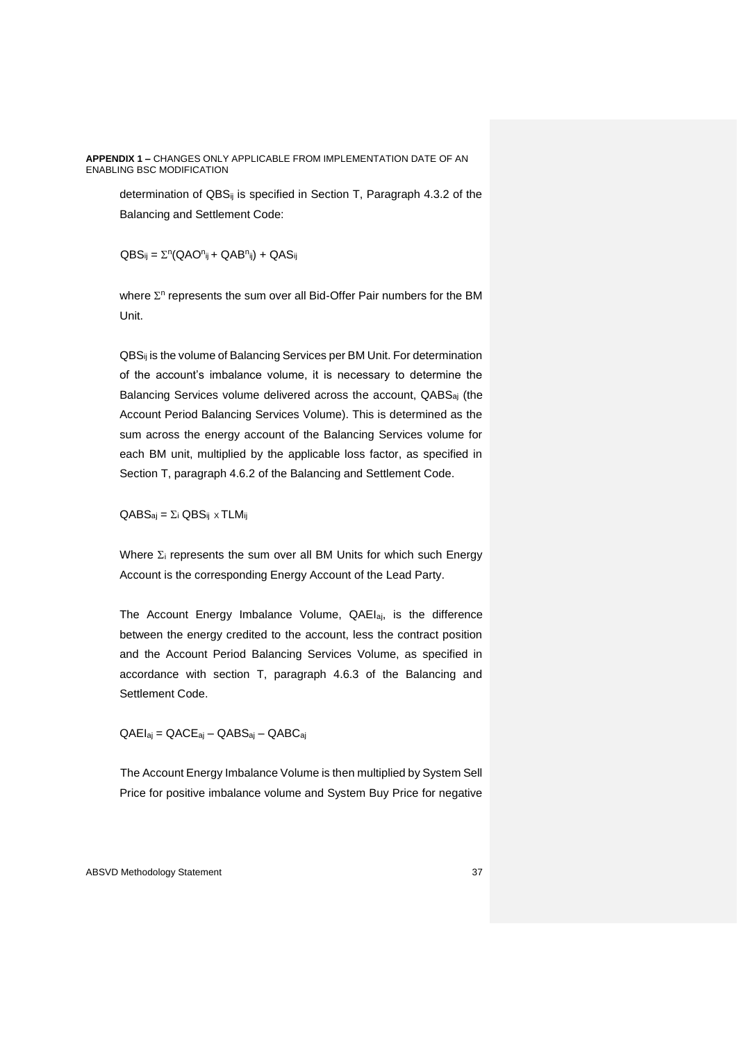determination of $QBS_{ij}$ is specified in Section T, Paragraph 4.3.2 of the Balancing and Settlement Code:

$$QBS_{ij} = \Sigma^n(QAO^n_{ij} + QAB^n_{ij}) + QAS_{ij}$$

where $\Sigma^n$ represents the sum over all Bid-Offer Pair numbers for the BM Unit.

$QBS_{ij}$ is the volume of Balancing Services per BM Unit. For determination of the account's imbalance volume, it is necessary to determine the Balancing Services volume delivered across the account, $QABS_{aj}$ (the Account Period Balancing Services Volume). This is determined as the sum across the energy account of the Balancing Services volume for each BM unit, multiplied by the applicable loss factor, as specified in Section T, paragraph 4.6.2 of the Balancing and Settlement Code.

$$QABS_{aj} = \Sigma_i \, QBS_{ij} \times TLM_{ij}$$

Where $\Sigma_i$ represents the sum over all BM Units for which such Energy Account is the corresponding Energy Account of the Lead Party.

The Account Energy Imbalance Volume, $QAEI_{aj}$, is the difference between the energy credited to the account, less the contract position and the Account Period Balancing Services Volume, as specified in accordance with section T, paragraph 4.6.3 of the Balancing and Settlement Code.

$$QAEI_{aj} = QACE_{aj} – QABS_{aj} – QABC_{aj}$$

The Account Energy Imbalance Volume is then multiplied by System Sell Price for positive imbalance volume and System Buy Price for negative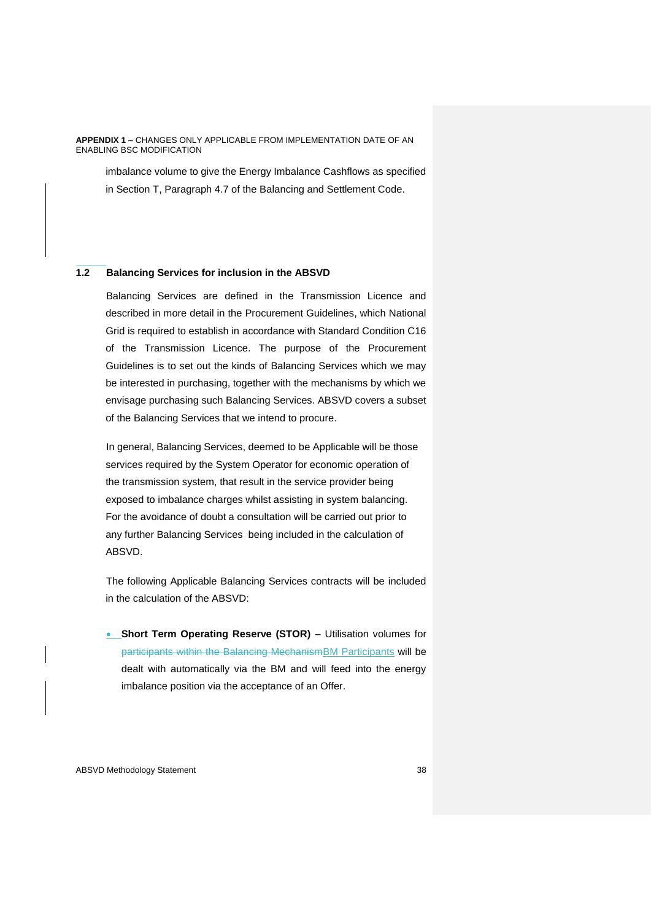imbalance volume to give the Energy Imbalance Cashflows as specified in Section T, Paragraph 4.7 of the Balancing and Settlement Code.

## 1.2 Balancing Services for inclusion in the ABSVD

Balancing Services are defined in the Transmission Licence and described in more detail in the Procurement Guidelines, which National Grid is required to establish in accordance with Standard Condition C16 of the Transmission Licence. The purpose of the Procurement Guidelines is to set out the kinds of Balancing Services which we may be interested in purchasing, together with the mechanisms by which we envisage purchasing such Balancing Services. ABSVD covers a subset of the Balancing Services that we intend to procure.

In general, Balancing Services, deemed to be Applicable will be those services required by the System Operator for economic operation of the transmission system, that result in the service provider being exposed to imbalance charges whilst assisting in system balancing. For the avoidance of doubt a consultation will be carried out prior to any further Balancing Services being included in the calculation of ABSVD.

The following Applicable Balancing Services contracts will be included in the calculation of the ABSVD:

- **Short Term Operating Reserve (STOR)** – Utilisation volumes for ~~participants within the Balancing Mechanism~~BM Participants will be dealt with automatically via the BM and will feed into the energy imbalance position via the acceptance of an Offer.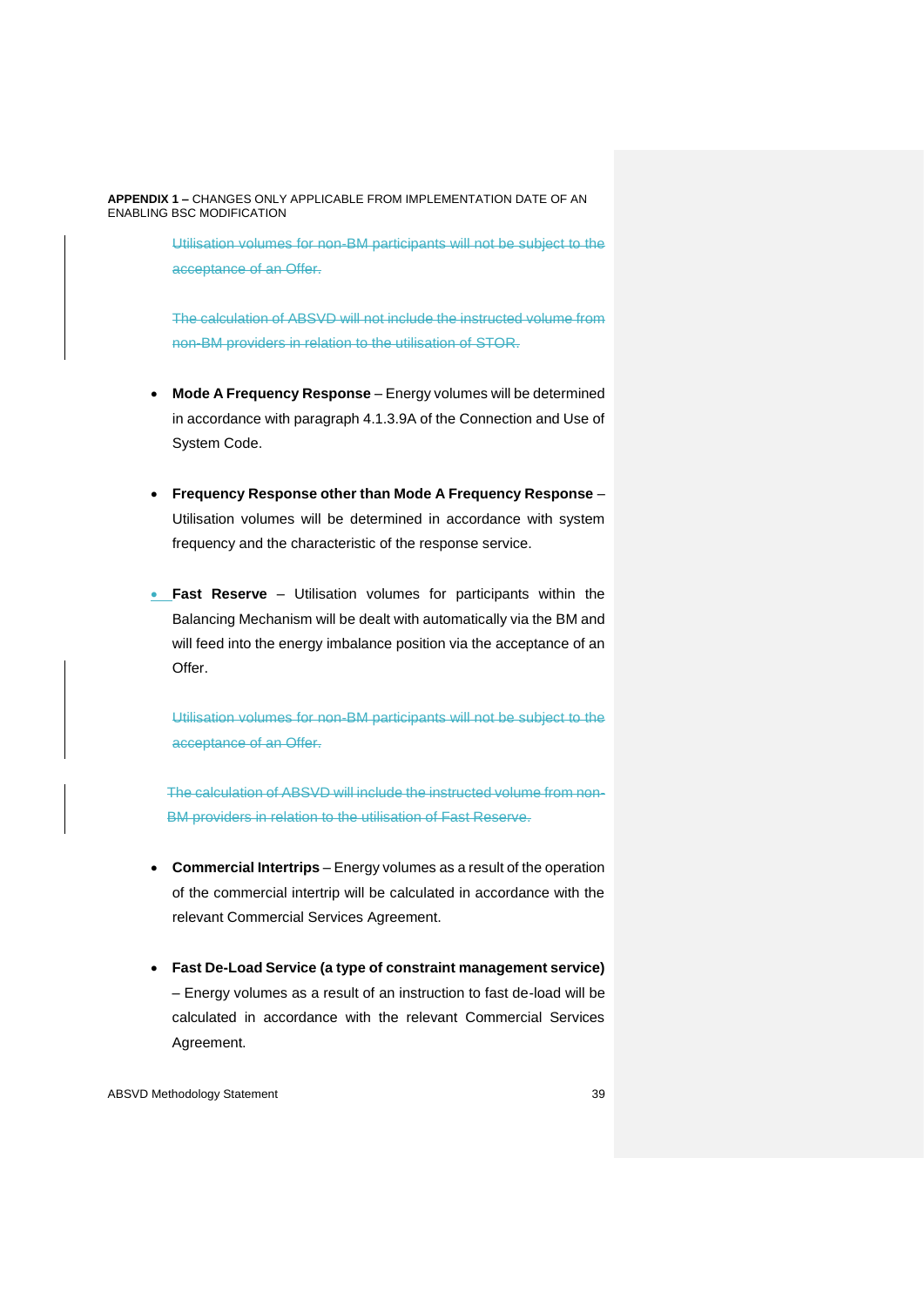Utilisation volumes for non-BM participants will not be subject to the acceptance of an Offer.

The calculation of ABSVD will not include the instructed volume from non-BM providers in relation to the utilisation of STOR.

- **Mode A Frequency Response** – Energy volumes will be determined in accordance with paragraph 4.1.3.9A of the Connection and Use of System Code.

- **Frequency Response other than Mode A Frequency Response** – Utilisation volumes will be determined in accordance with system frequency and the characteristic of the response service.

- **Fast Reserve** – Utilisation volumes for participants within the Balancing Mechanism will be dealt with automatically via the BM and will feed into the energy imbalance position via the acceptance of an Offer.

  Utilisation volumes for non-BM participants will not be subject to the acceptance of an Offer.

  The calculation of ABSVD will include the instructed volume from non-BM providers in relation to the utilisation of Fast Reserve.

- **Commercial Intertrips** – Energy volumes as a result of the operation of the commercial intertrip will be calculated in accordance with the relevant Commercial Services Agreement.

- **Fast De-Load Service (a type of constraint management service)** – Energy volumes as a result of an instruction to fast de-load will be calculated in accordance with the relevant Commercial Services Agreement.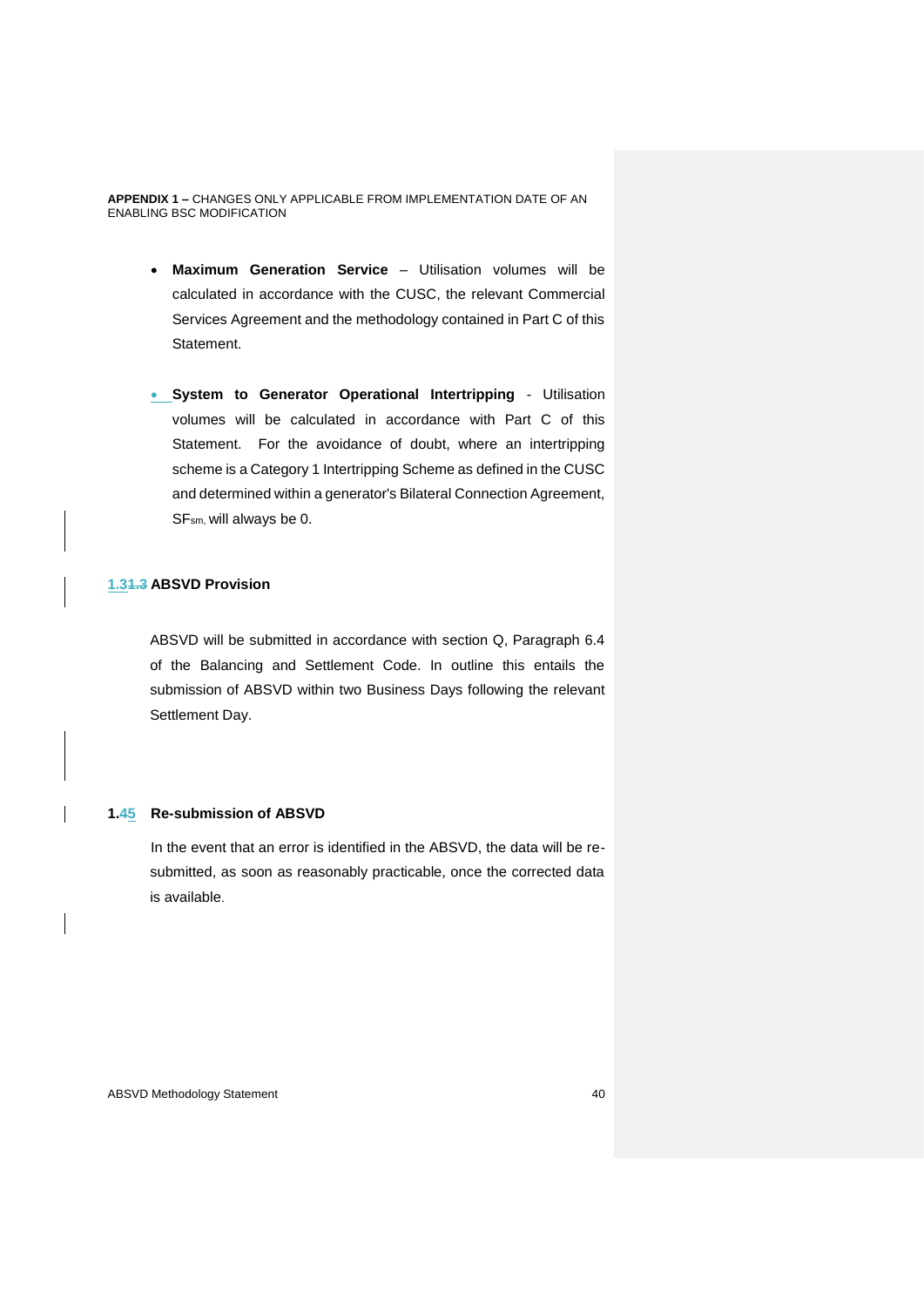**APPENDIX 1 –** CHANGES ONLY APPLICABLE FROM IMPLEMENTATION DATE OF AN ENABLING BSC MODIFICATION

- **Maximum Generation Service** – Utilisation volumes will be calculated in accordance with the CUSC, the relevant Commercial Services Agreement and the methodology contained in Part C of this Statement.

- **System to Generator Operational Intertripping** - Utilisation volumes will be calculated in accordance with Part C of this Statement. For the avoidance of doubt, where an intertripping scheme is a Category 1 Intertripping Scheme as defined in the CUSC and determined within a generator's Bilateral Connection Agreement, $SF_{sm}$, will always be 0.

### 1.31.3 ABSVD Provision

ABSVD will be submitted in accordance with section Q, Paragraph 6.4 of the Balancing and Settlement Code. In outline this entails the submission of ABSVD within two Business Days following the relevant Settlement Day.

### 1.45 Re-submission of ABSVD

In the event that an error is identified in the ABSVD, the data will be re-submitted, as soon as reasonably practicable, once the corrected data is available.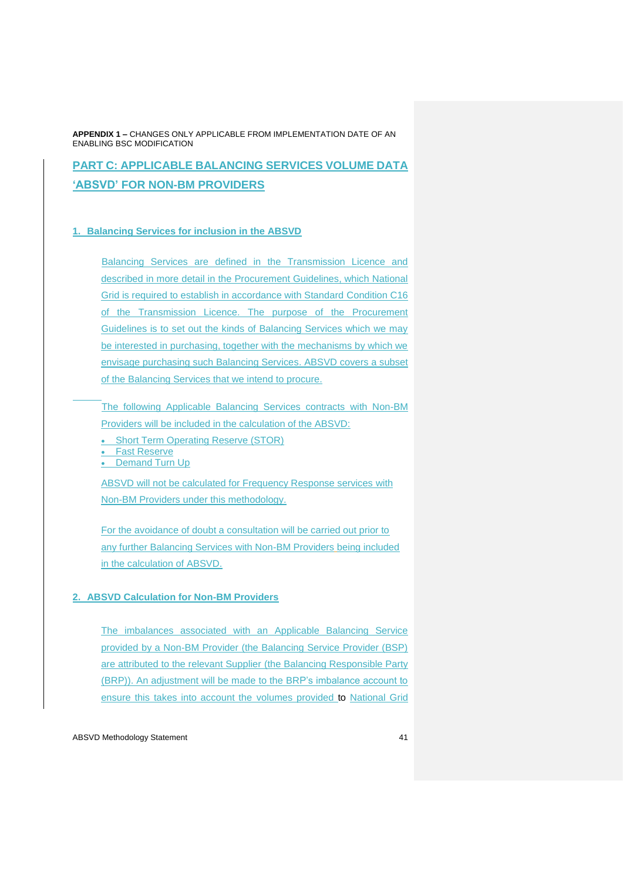**APPENDIX 1 –** CHANGES ONLY APPLICABLE FROM IMPLEMENTATION DATE OF AN ENABLING BSC MODIFICATION

# PART C: APPLICABLE BALANCING SERVICES VOLUME DATA 'ABSVD' FOR NON-BM PROVIDERS

## 1. Balancing Services for inclusion in the ABSVD

Balancing Services are defined in the Transmission Licence and described in more detail in the Procurement Guidelines, which National Grid is required to establish in accordance with Standard Condition C16 of the Transmission Licence. The purpose of the Procurement Guidelines is to set out the kinds of Balancing Services which we may be interested in purchasing, together with the mechanisms by which we envisage purchasing such Balancing Services. ABSVD covers a subset of the Balancing Services that we intend to procure.

The following Applicable Balancing Services contracts with Non-BM Providers will be included in the calculation of the ABSVD:

- Short Term Operating Reserve (STOR)
- Fast Reserve
- Demand Turn Up

ABSVD will not be calculated for Frequency Response services with Non-BM Providers under this methodology.

For the avoidance of doubt a consultation will be carried out prior to any further Balancing Services with Non-BM Providers being included in the calculation of ABSVD.

## 2. ABSVD Calculation for Non-BM Providers

The imbalances associated with an Applicable Balancing Service provided by a Non-BM Provider (the Balancing Service Provider (BSP) are attributed to the relevant Supplier (the Balancing Responsible Party (BRP)). An adjustment will be made to the BRP's imbalance account to ensure this takes into account the volumes provided to National Grid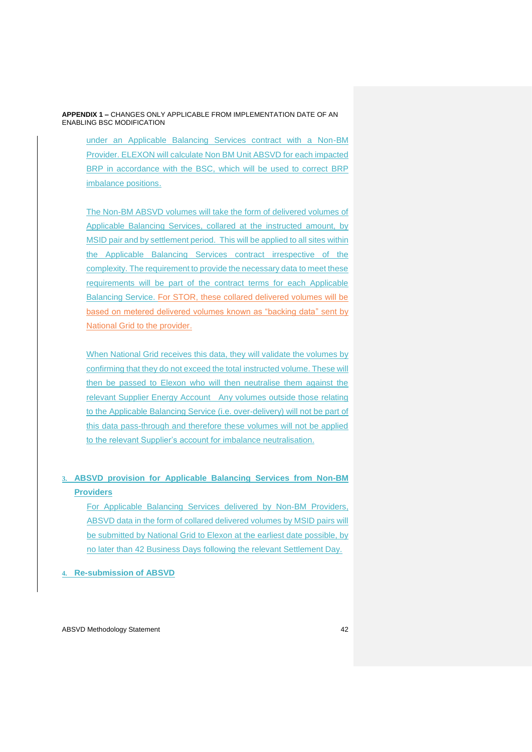**APPENDIX 1 –** CHANGES ONLY APPLICABLE FROM IMPLEMENTATION DATE OF AN ENABLING BSC MODIFICATION

under an Applicable Balancing Services contract with a Non-BM Provider. ELEXON will calculate Non BM Unit ABSVD for each impacted BRP in accordance with the BSC, which will be used to correct BRP imbalance positions.

The Non-BM ABSVD volumes will take the form of delivered volumes of Applicable Balancing Services, collared at the instructed amount, by MSID pair and by settlement period. This will be applied to all sites within the Applicable Balancing Services contract irrespective of the complexity. The requirement to provide the necessary data to meet these requirements will be part of the contract terms for each Applicable Balancing Service. For STOR, these collared delivered volumes will be based on metered delivered volumes known as "backing data" sent by National Grid to the provider.

When National Grid receives this data, they will validate the volumes by confirming that they do not exceed the total instructed volume. These will then be passed to Elexon who will then neutralise them against the relevant Supplier Energy Account Any volumes outside those relating to the Applicable Balancing Service (i.e. over-delivery) will not be part of this data pass-through and therefore these volumes will not be applied to the relevant Supplier's account for imbalance neutralisation.

**3. ABSVD provision for Applicable Balancing Services from Non-BM Providers**

For Applicable Balancing Services delivered by Non-BM Providers, ABSVD data in the form of collared delivered volumes by MSID pairs will be submitted by National Grid to Elexon at the earliest date possible, by no later than 42 Business Days following the relevant Settlement Day.

**4. Re-submission of ABSVD**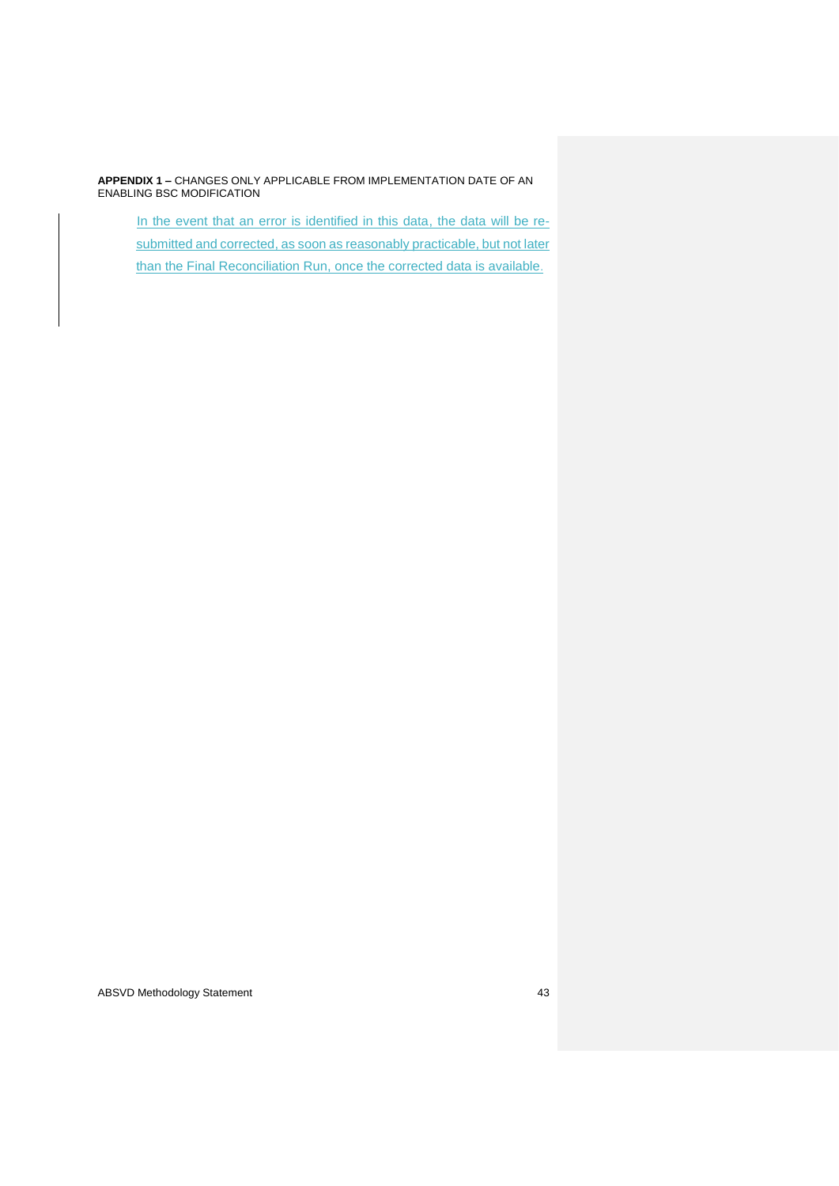**APPENDIX 1 –** CHANGES ONLY APPLICABLE FROM IMPLEMENTATION DATE OF AN ENABLING BSC MODIFICATION

In the event that an error is identified in this data, the data will be re-submitted and corrected, as soon as reasonably practicable, but not later than the Final Reconciliation Run, once the corrected data is available.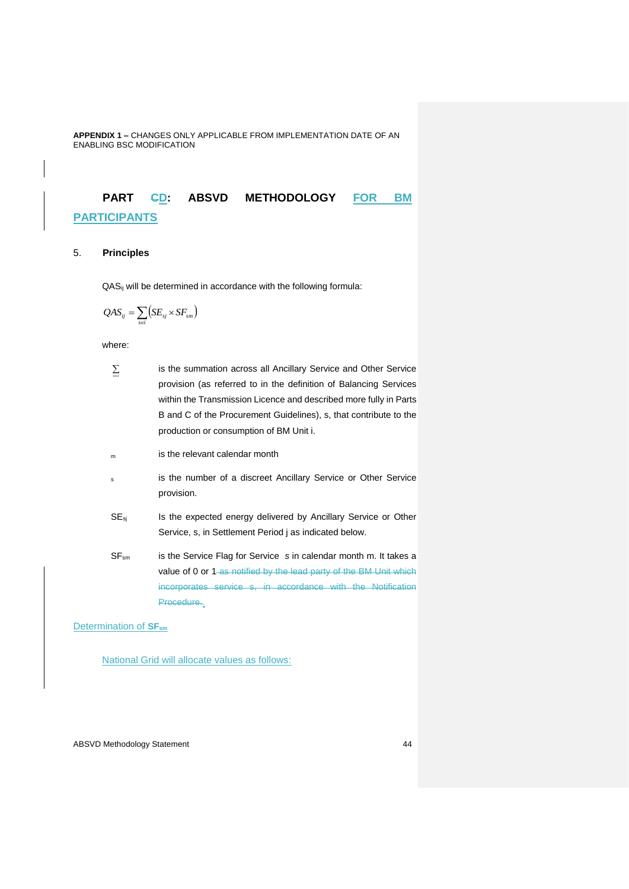**APPENDIX 1 –** CHANGES ONLY APPLICABLE FROM IMPLEMENTATION DATE OF AN ENABLING BSC MODIFICATION

## PART ~~C~~D: ABSVD METHODOLOGY FOR BM PARTICIPANTS

### 5. Principles

$QAS_{ij}$ will be determined in accordance with the following formula:

$$QAS_{ij} = \sum_{s \in i} \left( SE_{sj} \times SF_{sm} \right)$$

where:

$\sum_{s \in i}$ is the summation across all Ancillary Service and Other Service provision (as referred to in the definition of Balancing Services within the Transmission Licence and described more fully in Parts B and C of the Procurement Guidelines), s, that contribute to the production or consumption of BM Unit i.

m is the relevant calendar month

s is the number of a discreet Ancillary Service or Other Service provision.

$SE_{sj}$ Is the expected energy delivered by Ancillary Service or Other Service, s, in Settlement Period j as indicated below.

$SF_{sm}$ is the Service Flag for Service *s* in calendar month m. It takes a value of 0 or 1~~ as notified by the lead party of the BM Unit which incorporates service s, in accordance with the Notification Procedure~~.

Determination of $SF_{sm}$

National Grid will allocate values as follows: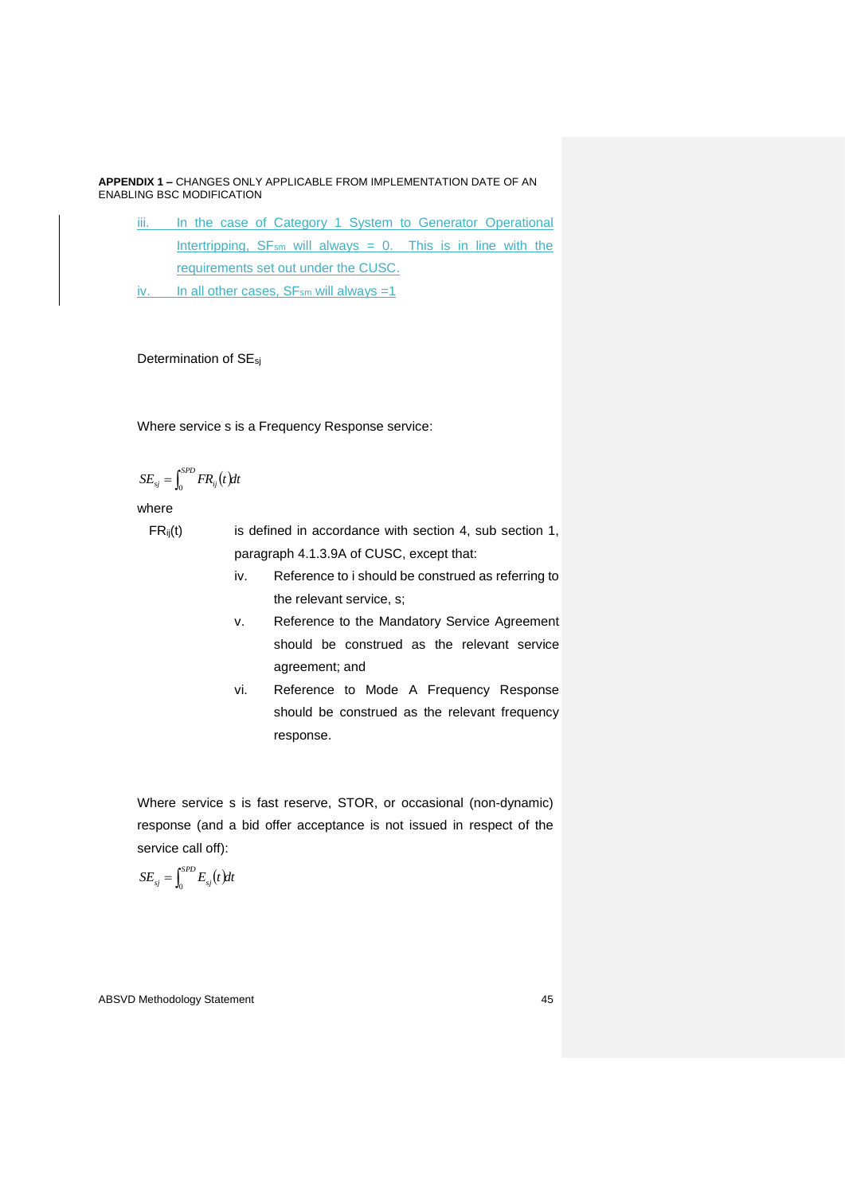**APPENDIX 1 –** CHANGES ONLY APPLICABLE FROM IMPLEMENTATION DATE OF AN ENABLING BSC MODIFICATION

iii. In the case of Category 1 System to Generator Operational Intertripping, $SF_{sm}$ will always = 0. This is in line with the requirements set out under the CUSC.

iv. In all other cases, $SF_{sm}$ will always =1

Determination of $SE_{sj}$

Where service s is a Frequency Response service:

$$SE_{sj} = \int_0^{SPD} FR_{ij}(t)dt$$

where

$FR_{ij}(t)$ is defined in accordance with section 4, sub section 1, paragraph 4.1.3.9A of CUSC, except that:

iv. Reference to i should be construed as referring to the relevant service, s;

v. Reference to the Mandatory Service Agreement should be construed as the relevant service agreement; and

vi. Reference to Mode A Frequency Response should be construed as the relevant frequency response.

Where service s is fast reserve, STOR, or occasional (non-dynamic) response (and a bid offer acceptance is not issued in respect of the service call off):

$$SE_{sj} = \int_0^{SPD} E_{sj}(t)dt$$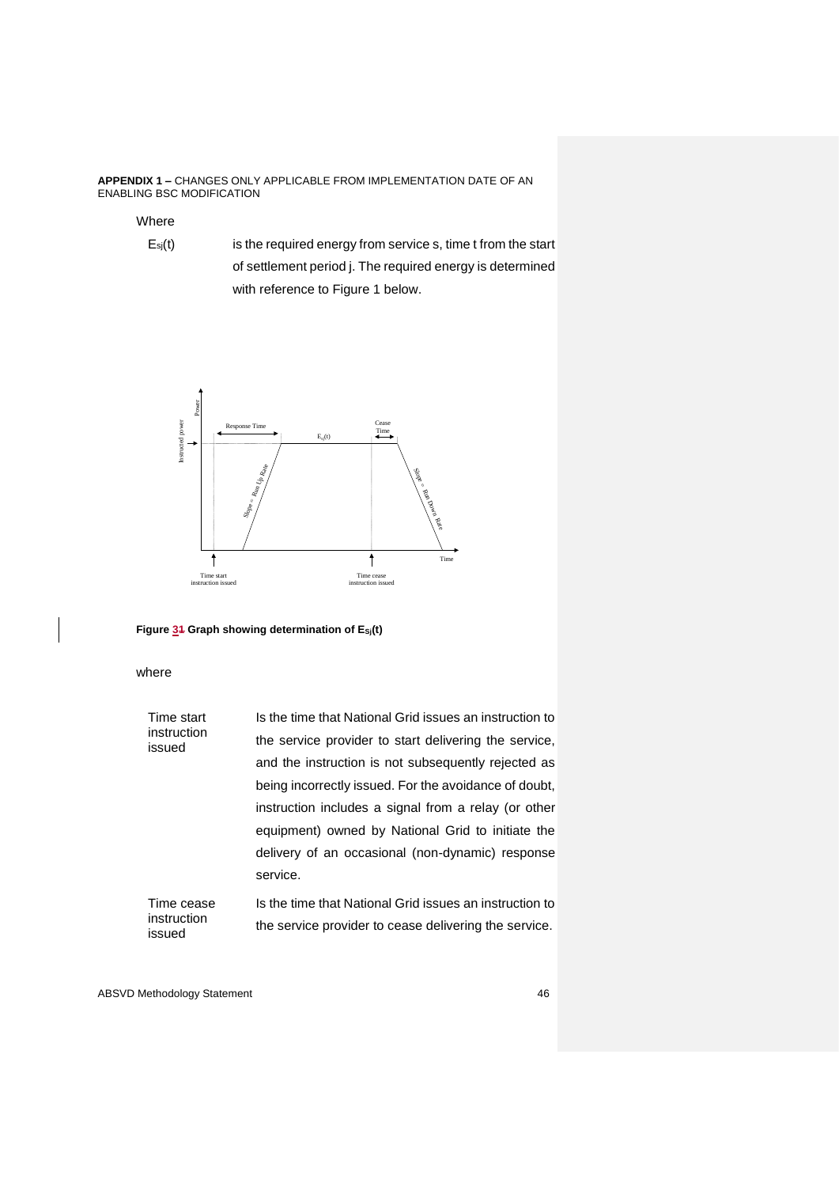**APPENDIX 1 –** CHANGES ONLY APPLICABLE FROM IMPLEMENTATION DATE OF AN ENABLING BSC MODIFICATION

Where

$E_{sj}(t)$ is the required energy from service s, time t from the start of settlement period j. The required energy is determined with reference to Figure 1 below.

**Figure 31 Graph showing determination of $E_{sj}(t)$**

where

| | |
|---|---|
| Time start instruction issued | Is the time that National Grid issues an instruction to the service provider to start delivering the service, and the instruction is not subsequently rejected as being incorrectly issued. For the avoidance of doubt, instruction includes a signal from a relay (or other equipment) owned by National Grid to initiate the delivery of an occasional (non-dynamic) response service. |
| Time cease instruction issued | Is the time that National Grid issues an instruction to the service provider to cease delivering the service. |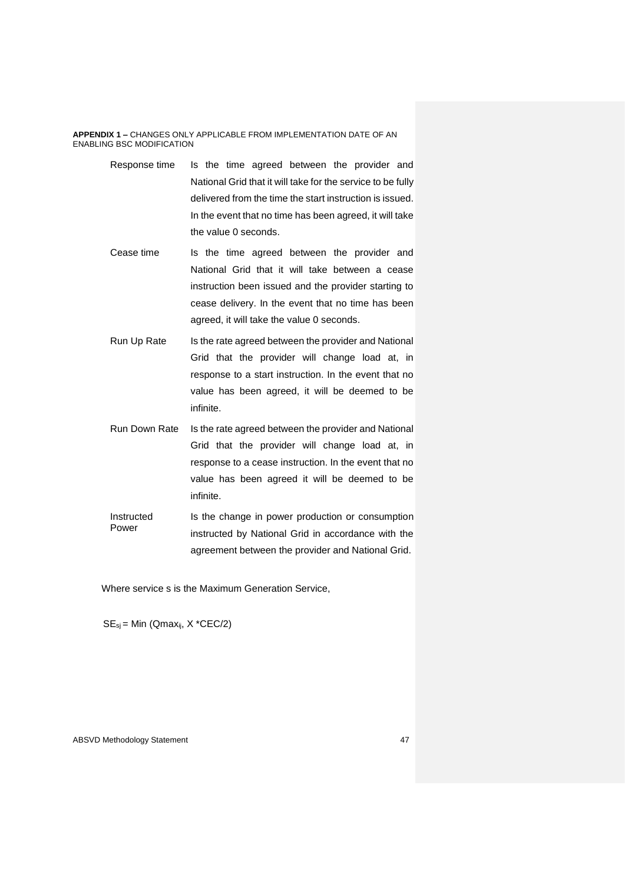**APPENDIX 1 –** CHANGES ONLY APPLICABLE FROM IMPLEMENTATION DATE OF AN ENABLING BSC MODIFICATION

| | |
|---|---|
| Response time | Is the time agreed between the provider and National Grid that it will take for the service to be fully delivered from the time the start instruction is issued. In the event that no time has been agreed, it will take the value 0 seconds. |
| Cease time | Is the time agreed between the provider and National Grid that it will take between a cease instruction been issued and the provider starting to cease delivery. In the event that no time has been agreed, it will take the value 0 seconds. |
| Run Up Rate | Is the rate agreed between the provider and National Grid that the provider will change load at, in response to a start instruction. In the event that no value has been agreed, it will be deemed to be infinite. |
| Run Down Rate | Is the rate agreed between the provider and National Grid that the provider will change load at, in response to a cease instruction. In the event that no value has been agreed it will be deemed to be infinite. |
| Instructed Power | Is the change in power production or consumption instructed by National Grid in accordance with the agreement between the provider and National Grid. |

Where service s is the Maximum Generation Service,

$SE_{sj} = \text{Min}(Qmax_{ij}, X * CEC/2)$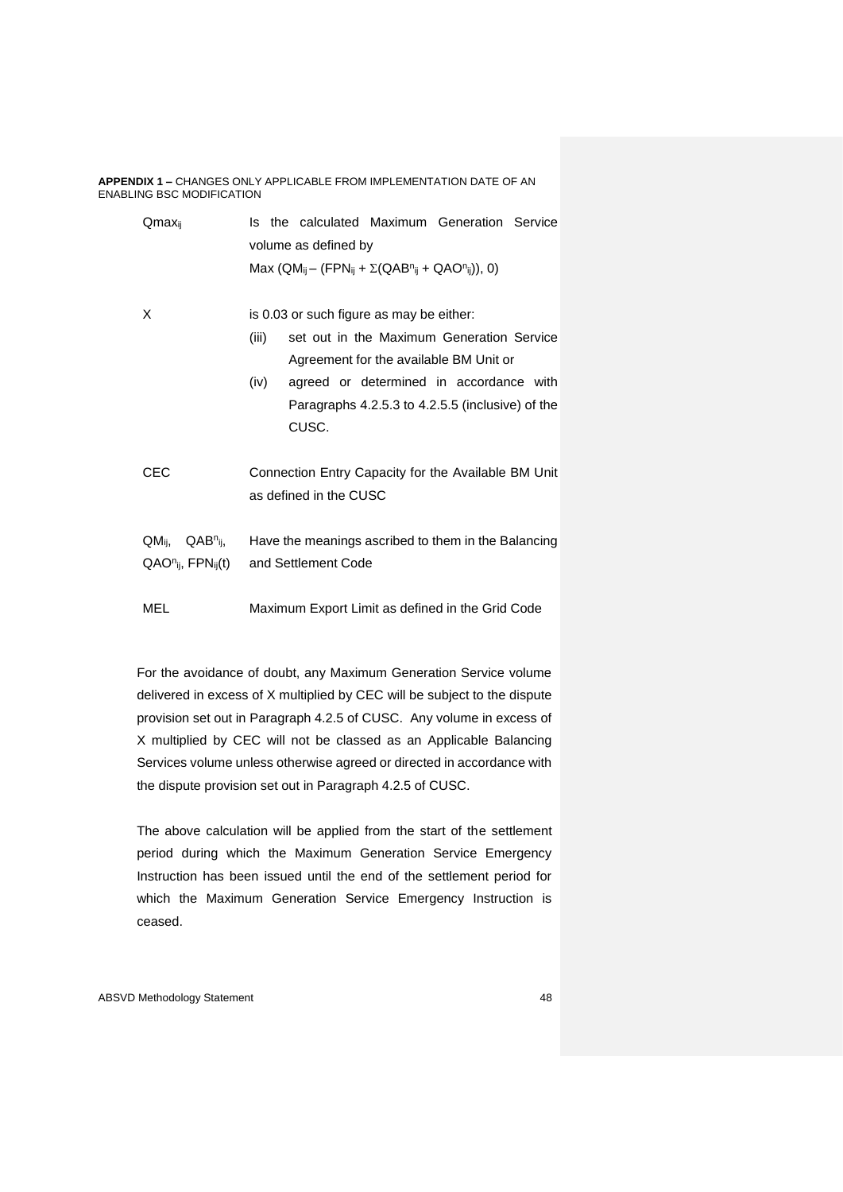**APPENDIX 1 –** CHANGES ONLY APPLICABLE FROM IMPLEMENTATION DATE OF AN ENABLING BSC MODIFICATION

| | |
|---|---|
| $Qmax_{ij}$ | Is the calculated Maximum Generation Service volume as defined by $\text{Max}\,(QM_{ij} – (FPN_{ij} + \Sigma(QAB^{n}_{ij} + QAO^{n}_{ij})), 0)$ |
| X | is 0.03 or such figure as may be either: (iii) set out in the Maximum Generation Service Agreement for the available BM Unit or (iv) agreed or determined in accordance with Paragraphs 4.2.5.3 to 4.2.5.5 (inclusive) of the CUSC. |
| CEC | Connection Entry Capacity for the Available BM Unit as defined in the CUSC |
| $QM_{ij}$, $QAB^{n}_{ij}$, $QAO^{n}_{ij}$, $FPN_{ij}(t)$ | Have the meanings ascribed to them in the Balancing and Settlement Code |
| MEL | Maximum Export Limit as defined in the Grid Code |

For the avoidance of doubt, any Maximum Generation Service volume delivered in excess of X multiplied by CEC will be subject to the dispute provision set out in Paragraph 4.2.5 of CUSC. Any volume in excess of X multiplied by CEC will not be classed as an Applicable Balancing Services volume unless otherwise agreed or directed in accordance with the dispute provision set out in Paragraph 4.2.5 of CUSC.

The above calculation will be applied from the start of the settlement period during which the Maximum Generation Service Emergency Instruction has been issued until the end of the settlement period for which the Maximum Generation Service Emergency Instruction is ceased.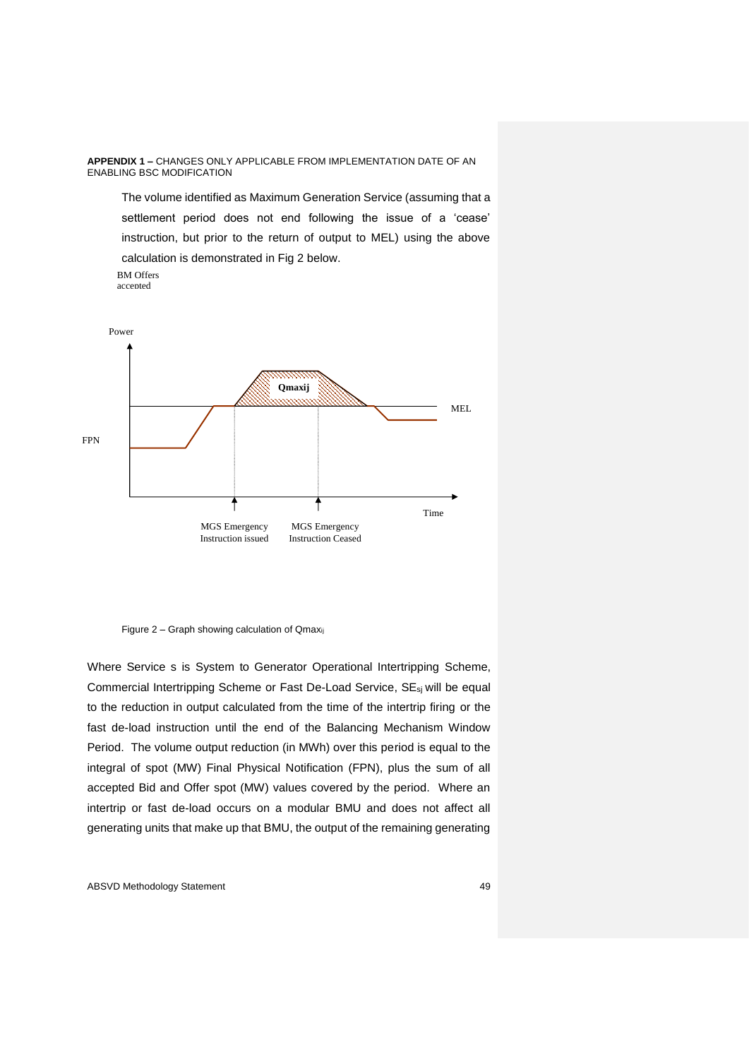**APPENDIX 1 –** CHANGES ONLY APPLICABLE FROM IMPLEMENTATION DATE OF AN ENABLING BSC MODIFICATION

The volume identified as Maximum Generation Service (assuming that a settlement period does not end following the issue of a 'cease' instruction, but prior to the return of output to MEL) using the above calculation is demonstrated in Fig 2 below.

BM Offers accepted

Power

Qmaxij

MEL

FPN

Time

MGS Emergency Instruction issued

MGS Emergency Instruction Ceased

Figure 2 – Graph showing calculation of $Qmax_{ij}$

Where Service s is System to Generator Operational Intertripping Scheme, Commercial Intertripping Scheme or Fast De-Load Service, $SE_{sj}$ will be equal to the reduction in output calculated from the time of the intertrip firing or the fast de-load instruction until the end of the Balancing Mechanism Window Period. The volume output reduction (in MWh) over this period is equal to the integral of spot (MW) Final Physical Notification (FPN), plus the sum of all accepted Bid and Offer spot (MW) values covered by the period. Where an intertrip or fast de-load occurs on a modular BMU and does not affect all generating units that make up that BMU, the output of the remaining generating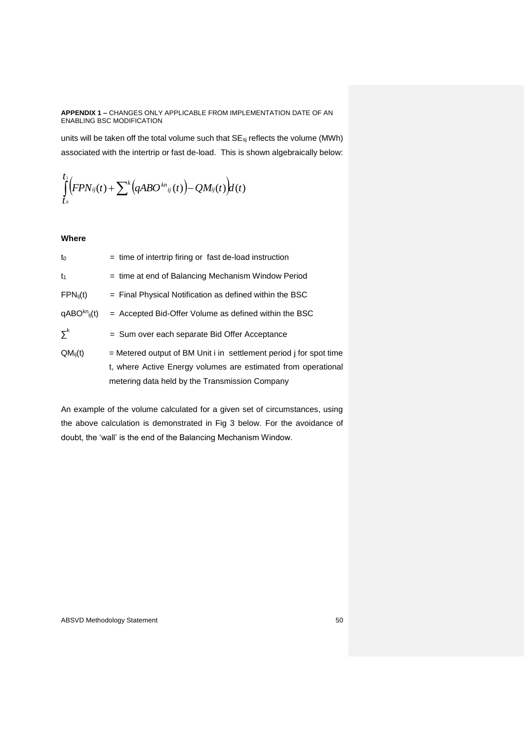**APPENDIX 1 –** CHANGES ONLY APPLICABLE FROM IMPLEMENTATION DATE OF AN ENABLING BSC MODIFICATION

units will be taken off the total volume such that $SE_{sj}$ reflects the volume (MWh) associated with the intertrip or fast de-load. This is shown algebraically below:

$$\int_{t_0}^{t_1}\left(FPN_{ij}(t)+\sum^{k}\left(qABO^{kn}{}_{ij}(t)\right)-QM_{ij}(t)\right)d(t)$$

**Where**

$t_0$ = time of intertrip firing or fast de-load instruction

$t_1$ = time at end of Balancing Mechanism Window Period

$FPN_{ij}(t)$ = Final Physical Notification as defined within the BSC

$qABO^{kn}{}_{ij}(t)$ = Accepted Bid-Offer Volume as defined within the BSC

$\sum^{k}$ = Sum over each separate Bid Offer Acceptance

$QM_{ij}(t)$ = Metered output of BM Unit i in settlement period j for spot time t, where Active Energy volumes are estimated from operational metering data held by the Transmission Company

An example of the volume calculated for a given set of circumstances, using the above calculation is demonstrated in Fig 3 below. For the avoidance of doubt, the 'wall' is the end of the Balancing Mechanism Window.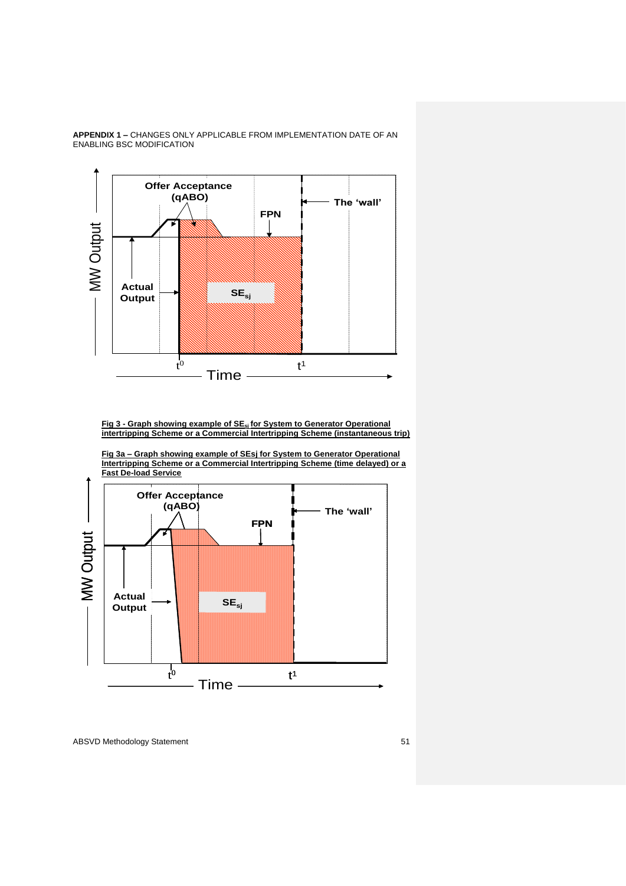**APPENDIX 1 –** CHANGES ONLY APPLICABLE FROM IMPLEMENTATION DATE OF AN ENABLING BSC MODIFICATION

Offer Acceptance (qABO)

The 'wall'

FPN

MW Output

Actual Output

$SE_{sj}$

$t^0$

$t^1$

Time

**Fig 3 - Graph showing example of $SE_{sj}$ for System to Generator Operational intertripping Scheme or a Commercial Intertripping Scheme (instantaneous trip)**

**Fig 3a – Graph showing example of SEsj for System to Generator Operational Intertripping Scheme or a Commercial Intertripping Scheme (time delayed) or a Fast De-load Service**

Offer Acceptance (qABO)

The 'wall'

FPN

MW Output

Actual Output

$SE_{sj}$

$t^0$

$t^1$

Time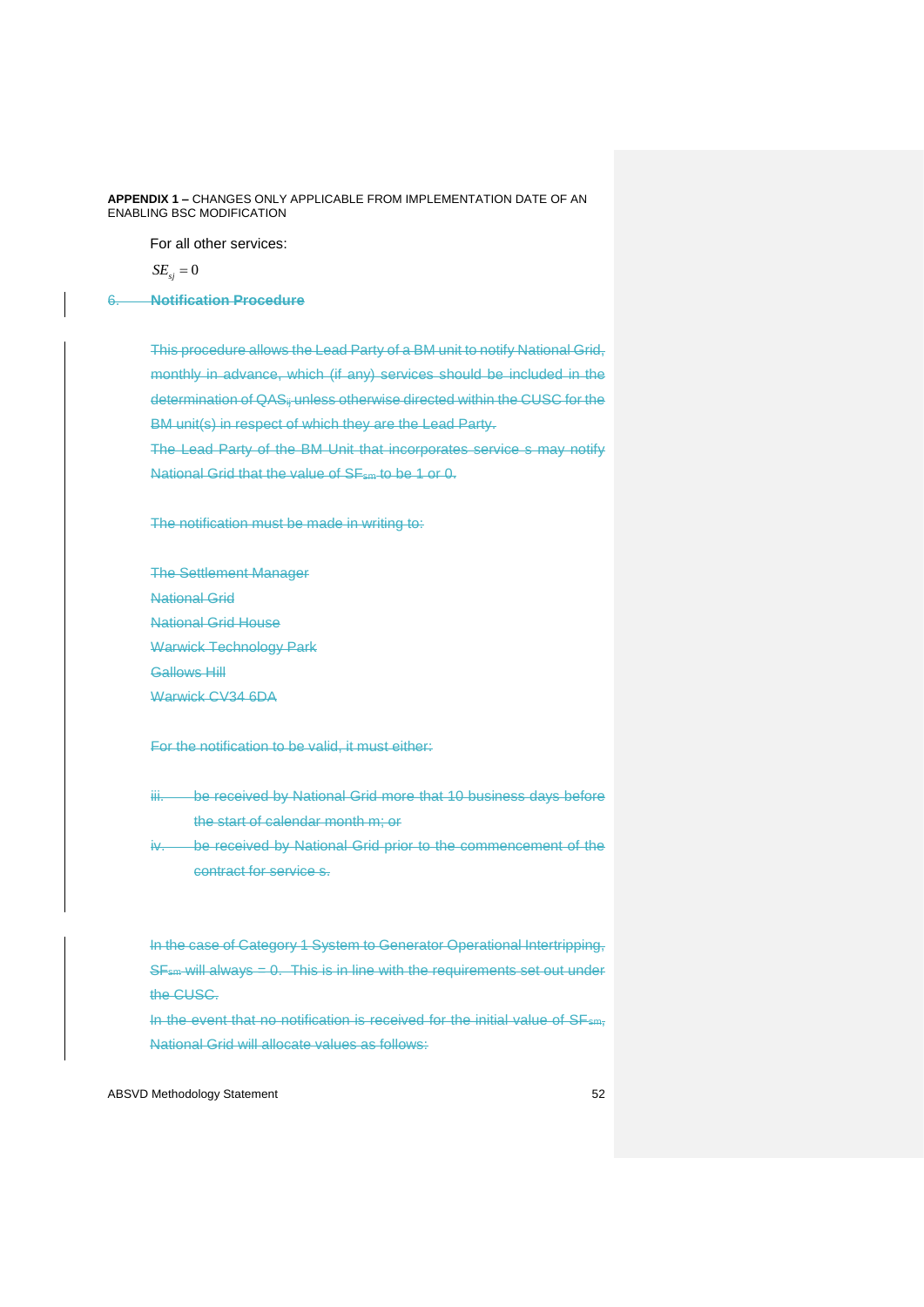**APPENDIX 1 –** CHANGES ONLY APPLICABLE FROM IMPLEMENTATION DATE OF AN ENABLING BSC MODIFICATION

For all other services:

$SE_{sj} = 0$

## 6. Notification Procedure

This procedure allows the Lead Party of a BM unit to notify National Grid, monthly in advance, which (if any) services should be included in the determination of $QAS_{ij}$ unless otherwise directed within the CUSC for the BM unit(s) in respect of which they are the Lead Party.

The Lead Party of the BM Unit that incorporates service s may notify National Grid that the value of $SF_{sm}$, to be 1 or 0.

The notification must be made in writing to:

The Settlement Manager
National Grid
National Grid House
Warwick Technology Park
Gallows Hill
Warwick CV34 6DA

For the notification to be valid, it must either:

iii. be received by National Grid more that 10 business days before the start of calendar month m; or

iv. be received by National Grid prior to the commencement of the contract for service s.

In the case of Category 1 System to Generator Operational Intertripping, $SF_{sm}$ will always = 0. This is in line with the requirements set out under the CUSC.

In the event that no notification is received for the initial value of $SF_{sm}$, National Grid will allocate values as follows: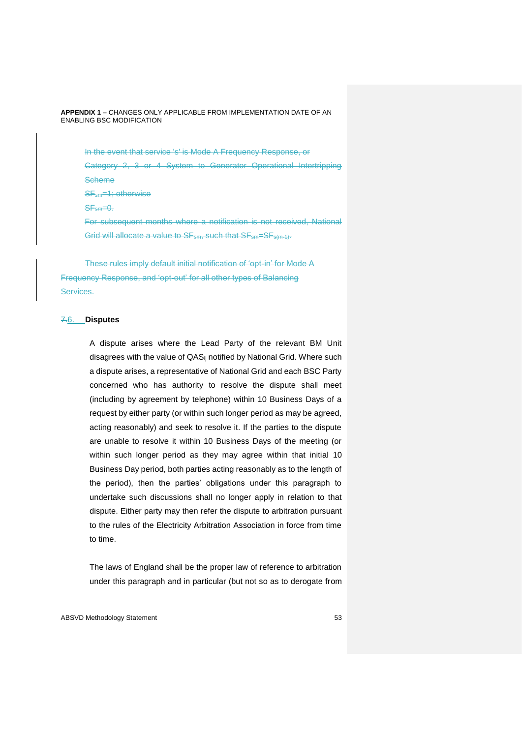**APPENDIX 1 –** CHANGES ONLY APPLICABLE FROM IMPLEMENTATION DATE OF AN ENABLING BSC MODIFICATION

~~In the event that service 's' is Mode A Frequency Response, or Category 2, 3 or 4 System to Generator Operational Intertripping Scheme~~

~~$SF_{sm}$=1; otherwise~~

~~$SF_{sm}$=0.~~

~~For subsequent months where a notification is not received, National Grid will allocate a value to $SF_{sm}$, such that $SF_{sm}$=$SF_{s(m-1)}$.~~

~~These rules imply default initial notification of 'opt-in' for Mode A Frequency Response, and 'opt-out' for all other types of Balancing Services.~~

## ~~7.~~6. Disputes

A dispute arises where the Lead Party of the relevant BM Unit disagrees with the value of $QAS_{ij}$ notified by National Grid. Where such a dispute arises, a representative of National Grid and each BSC Party concerned who has authority to resolve the dispute shall meet (including by agreement by telephone) within 10 Business Days of a request by either party (or within such longer period as may be agreed, acting reasonably) and seek to resolve it. If the parties to the dispute are unable to resolve it within 10 Business Days of the meeting (or within such longer period as they may agree within that initial 10 Business Day period, both parties acting reasonably as to the length of the period), then the parties' obligations under this paragraph to undertake such discussions shall no longer apply in relation to that dispute. Either party may then refer the dispute to arbitration pursuant to the rules of the Electricity Arbitration Association in force from time to time.

The laws of England shall be the proper law of reference to arbitration under this paragraph and in particular (but not so as to derogate from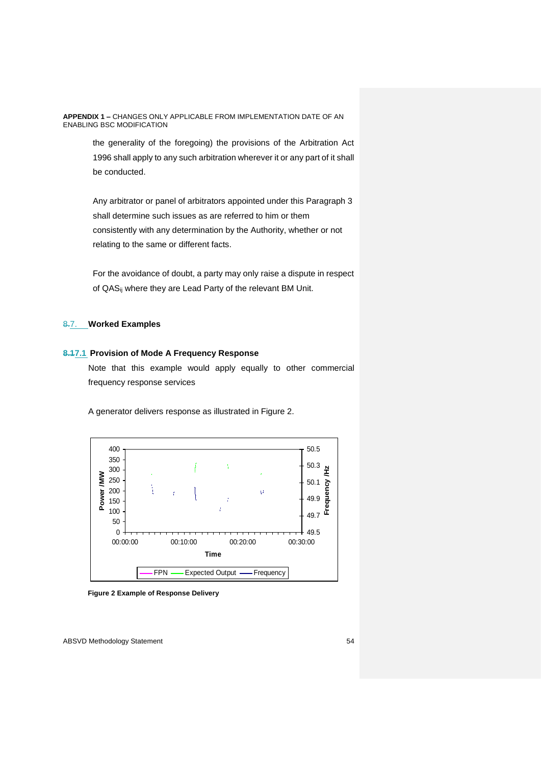the generality of the foregoing) the provisions of the Arbitration Act 1996 shall apply to any such arbitration wherever it or any part of it shall be conducted.

Any arbitrator or panel of arbitrators appointed under this Paragraph 3 shall determine such issues as are referred to him or them consistently with any determination by the Authority, whether or not relating to the same or different facts.

For the avoidance of doubt, a party may only raise a dispute in respect of $QAS_{ij}$ where they are Lead Party of the relevant BM Unit.

## 8.7. Worked Examples

### 8.17.1 Provision of Mode A Frequency Response

Note that this example would apply equally to other commercial frequency response services

A generator delivers response as illustrated in Figure 2.

400
350
300
250
200
150
100
50
0
Power /MW

50.5
50.3
50.1
49.9
49.7
49.5
Frequency /Hz

00:00:00
00:10:00
00:20:00
00:30:00
Time

FPN
Expected Output
Frequency

**Figure 2 Example of Response Delivery**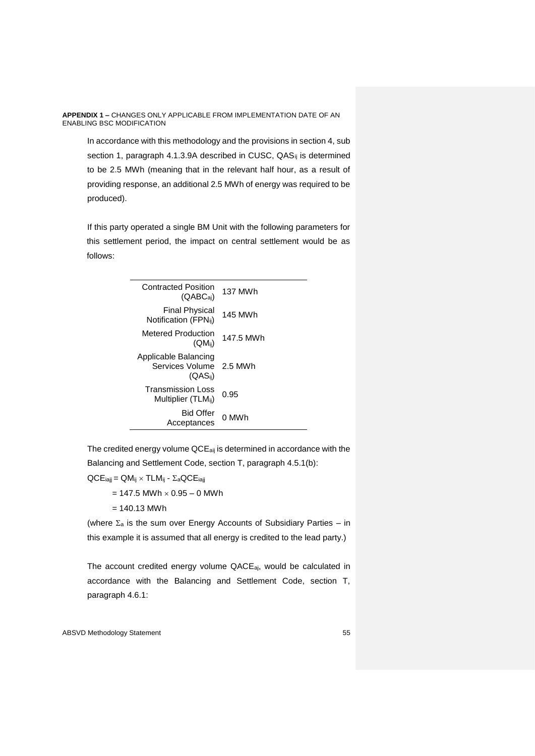**APPENDIX 1 –** CHANGES ONLY APPLICABLE FROM IMPLEMENTATION DATE OF AN ENABLING BSC MODIFICATION

In accordance with this methodology and the provisions in section 4, sub section 1, paragraph 4.1.3.9A described in CUSC, $QAS_{ij}$ is determined to be 2.5 MWh (meaning that in the relevant half hour, as a result of providing response, an additional 2.5 MWh of energy was required to be produced).

If this party operated a single BM Unit with the following parameters for this settlement period, the impact on central settlement would be as follows:

| | |
|---|---|
| Contracted Position ($QABC_{aj}$) | 137 MWh |
| Final Physical Notification ($FPN_{ij}$) | 145 MWh |
| Metered Production ($QM_{ij}$) | 147.5 MWh |
| Applicable Balancing Services Volume ($QAS_{ij}$) | 2.5 MWh |
| Transmission Loss Multiplier ($TLM_{ij}$) | 0.95 |
| Bid Offer Acceptances | 0 MWh |

The credited energy volume $QCE_{aij}$ is determined in accordance with the Balancing and Settlement Code, section T, paragraph 4.5.1(b):

$QCE_{iajj} = QM_{ij} \times TLM_{ij} - \Sigma_a QCE_{iajj}$

$= 147.5 \text{ MWh} \times 0.95 – 0 \text{ MWh}$

$= 140.13 \text{ MWh}$

(where $\Sigma_a$ is the sum over Energy Accounts of Subsidiary Parties – in this example it is assumed that all energy is credited to the lead party.)

The account credited energy volume $QACE_{aj}$, would be calculated in accordance with the Balancing and Settlement Code, section T, paragraph 4.6.1: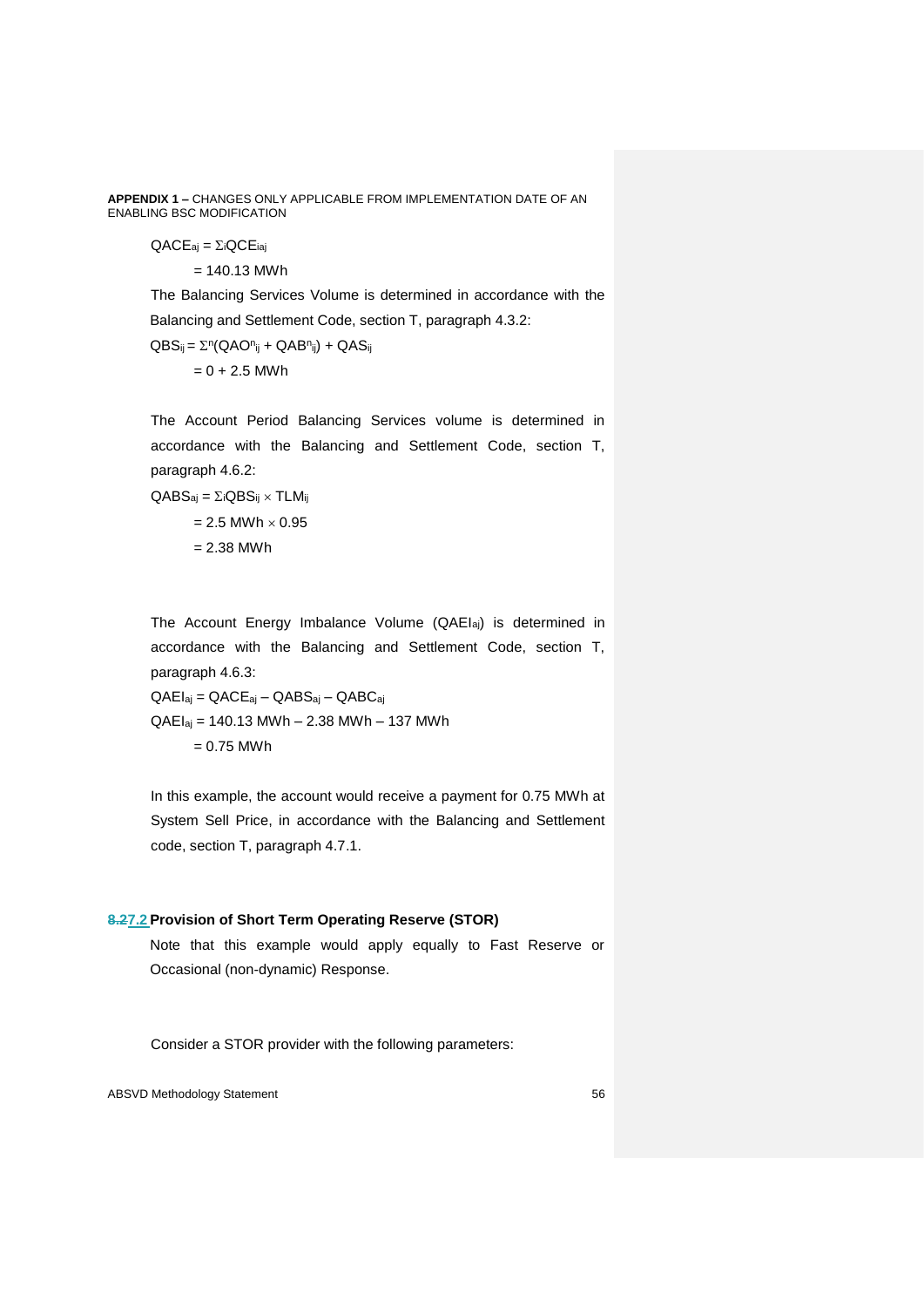**APPENDIX 1 –** CHANGES ONLY APPLICABLE FROM IMPLEMENTATION DATE OF AN ENABLING BSC MODIFICATION

$QACE_{aj} = \Sigma_i QCE_{iaj}$

$= 140.13$ MWh

The Balancing Services Volume is determined in accordance with the Balancing and Settlement Code, section T, paragraph 4.3.2:

$QBS_{ij} = \Sigma^n(QAO^n_{ij} + QAB^n_{ij}) + QAS_{ij}$

$= 0 + 2.5$ MWh

The Account Period Balancing Services volume is determined in accordance with the Balancing and Settlement Code, section T, paragraph 4.6.2:

$QABS_{aj} = \Sigma_i QBS_{ij} \times TLM_{ij}$

$= 2.5 \text{ MWh} \times 0.95$

$= 2.38$ MWh

The Account Energy Imbalance Volume ($QAEI_{aj}$) is determined in accordance with the Balancing and Settlement Code, section T, paragraph 4.6.3:

$QAEI_{aj} = QACE_{aj} – QABS_{aj} – QABC_{aj}$

$QAEI_{aj} = 140.13 \text{ MWh} – 2.38 \text{ MWh} – 137 \text{ MWh}$

$= 0.75$ MWh

In this example, the account would receive a payment for 0.75 MWh at System Sell Price, in accordance with the Balancing and Settlement code, section T, paragraph 4.7.1.

### ~~8.2~~7.2 Provision of Short Term Operating Reserve (STOR)

Note that this example would apply equally to Fast Reserve or Occasional (non-dynamic) Response.

Consider a STOR provider with the following parameters: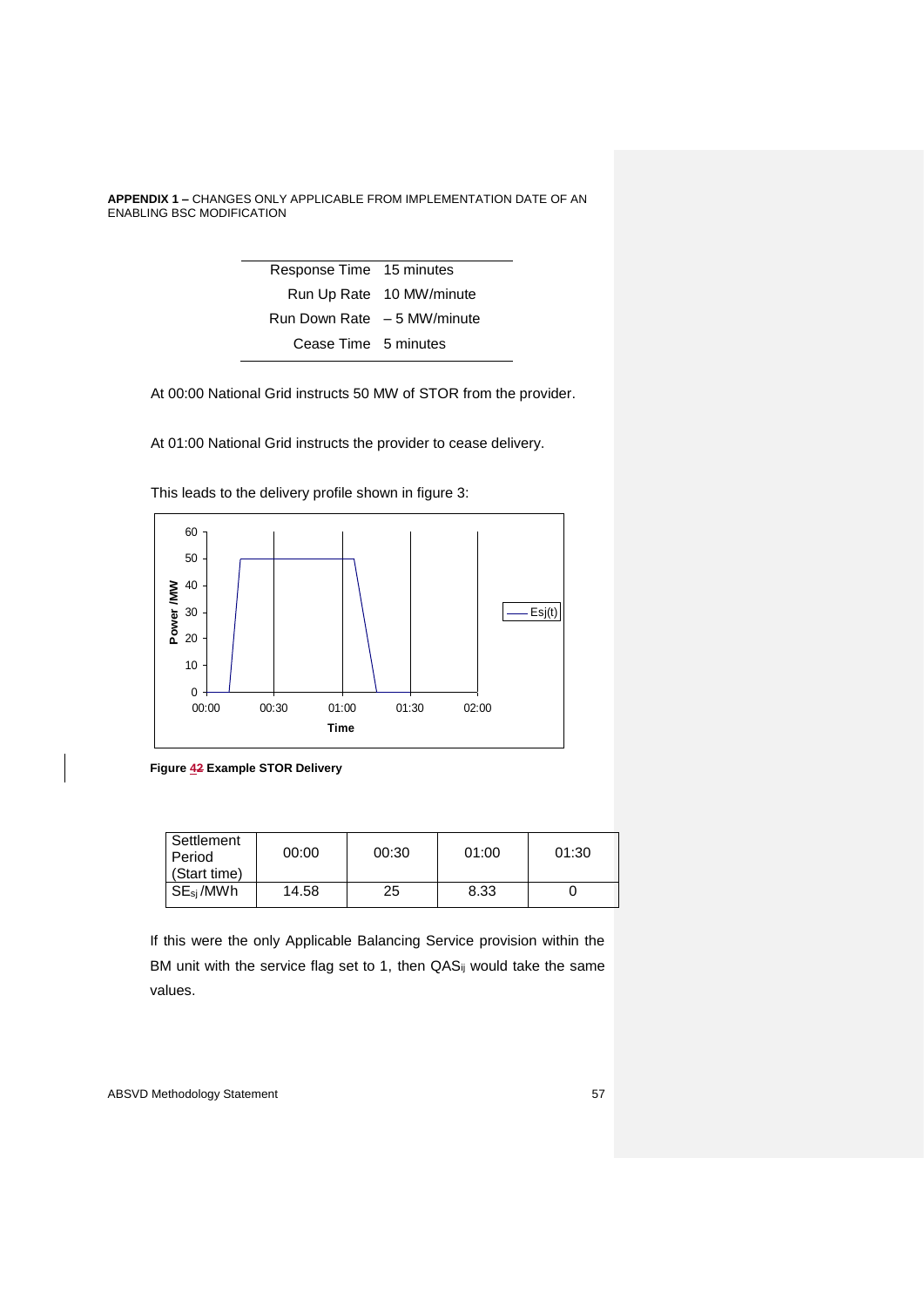**APPENDIX 1 –** CHANGES ONLY APPLICABLE FROM IMPLEMENTATION DATE OF AN ENABLING BSC MODIFICATION

| | |
|---|---|
| Response Time | 15 minutes |
| Run Up Rate | 10 MW/minute |
| Run Down Rate | – 5 MW/minute |
| Cease Time | 5 minutes |

At 00:00 National Grid instructs 50 MW of STOR from the provider.

At 01:00 National Grid instructs the provider to cease delivery.

This leads to the delivery profile shown in figure 3:

60
50
40
30
20
10
0
Power /MW
00:00
00:30
01:00
01:30
02:00
Time
Esj(t)

**Figure 42 Example STOR Delivery**

| Settlement Period (Start time) | 00:00 | 00:30 | 01:00 | 01:30 |
|---|---|---|---|---|
| $SE_{sj}$ /MWh | 14.58 | 25 | 8.33 | 0 |

If this were the only Applicable Balancing Service provision within the BM unit with the service flag set to 1, then $QAS_{ij}$ would take the same values.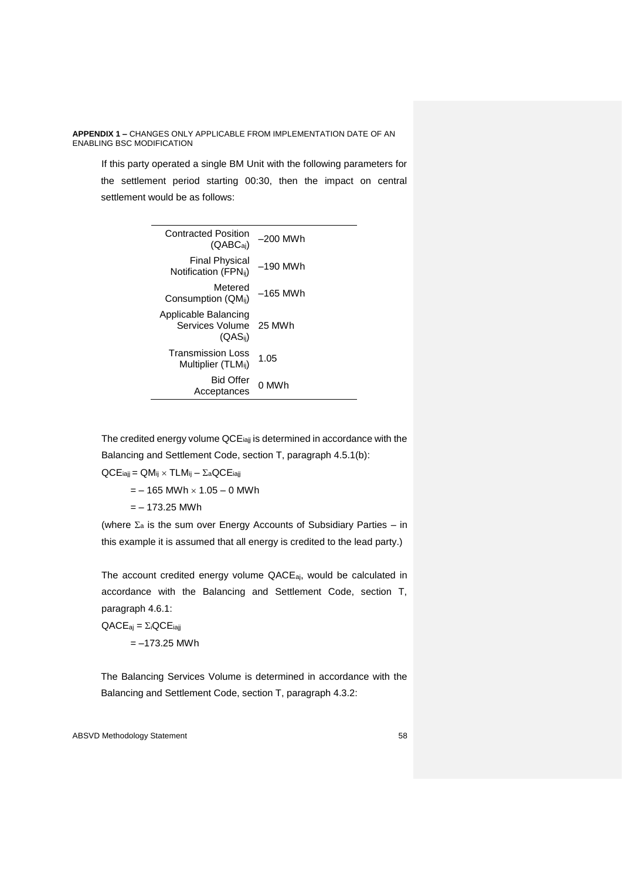**APPENDIX 1 –** CHANGES ONLY APPLICABLE FROM IMPLEMENTATION DATE OF AN ENABLING BSC MODIFICATION

If this party operated a single BM Unit with the following parameters for the settlement period starting 00:30, then the impact on central settlement would be as follows:

| | |
|---|---|
| Contracted Position ($QABC_{aj}$) | –200 MWh |
| Final Physical Notification ($FPN_{ij}$) | –190 MWh |
| Metered Consumption ($QM_{ij}$) | –165 MWh |
| Applicable Balancing Services Volume ($QAS_{ij}$) | 25 MWh |
| Transmission Loss Multiplier ($TLM_{ij}$) | 1.05 |
| Bid Offer Acceptances | 0 MWh |

The credited energy volume $QCE_{iajj}$ is determined in accordance with the Balancing and Settlement Code, section T, paragraph 4.5.1(b):

$QCE_{iajj} = QM_{ij} \times TLM_{ij} - \Sigma_a QCE_{iajj}$

$= - 165 \text{ MWh} \times 1.05 - 0 \text{ MWh}$

$= - 173.25 \text{ MWh}$

(where $\Sigma_a$ is the sum over Energy Accounts of Subsidiary Parties – in this example it is assumed that all energy is credited to the lead party.)

The account credited energy volume $QACE_{aj}$, would be calculated in accordance with the Balancing and Settlement Code, section T, paragraph 4.6.1:

$QACE_{aj} = \Sigma_i QCE_{iajj}$

$= -173.25 \text{ MWh}$

The Balancing Services Volume is determined in accordance with the Balancing and Settlement Code, section T, paragraph 4.3.2: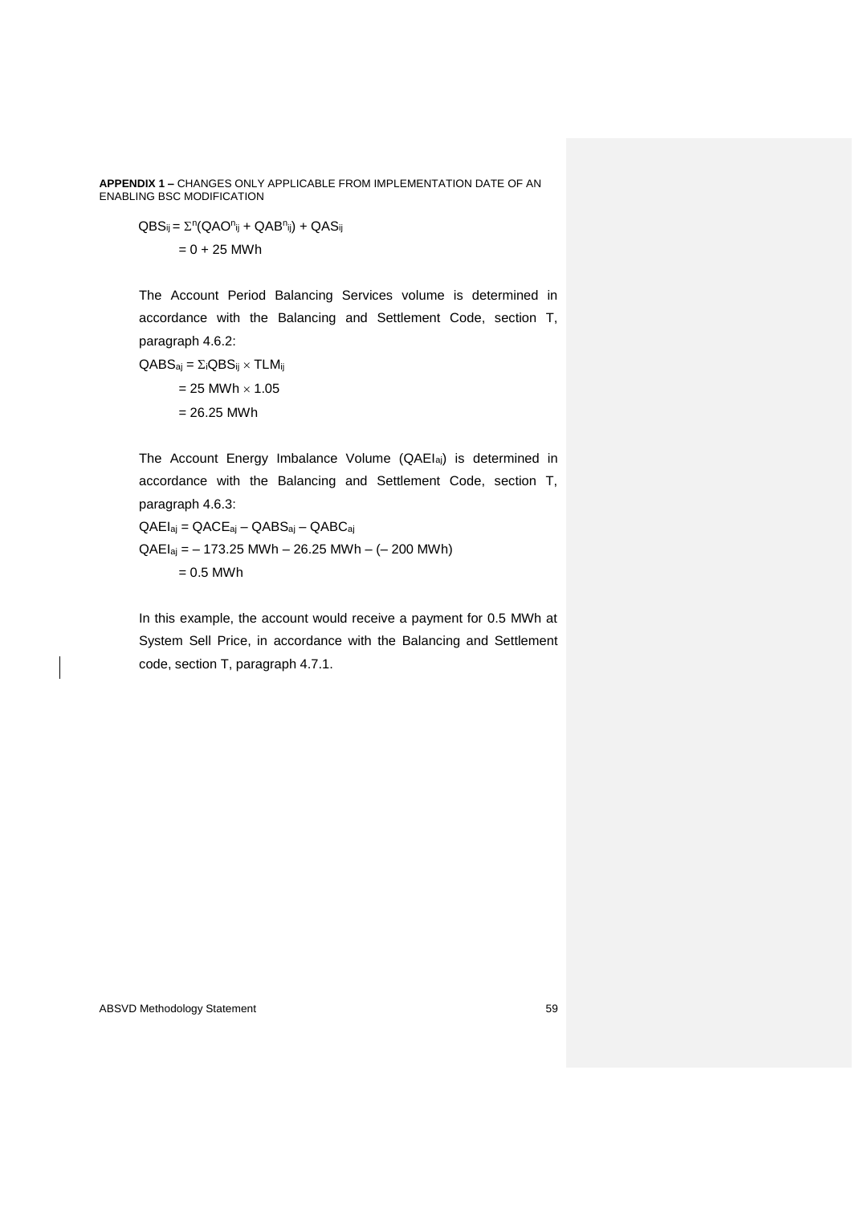**APPENDIX 1 –** CHANGES ONLY APPLICABLE FROM IMPLEMENTATION DATE OF AN ENABLING BSC MODIFICATION

$QBS_{ij} = \Sigma^n(QAO^n_{ij} + QAB^n_{ij}) + QAS_{ij}$

$= 0 + 25$ MWh

The Account Period Balancing Services volume is determined in accordance with the Balancing and Settlement Code, section T, paragraph 4.6.2:

$QABS_{aj} = \Sigma_i QBS_{ij} \times TLM_{ij}$

$= 25 \text{ MWh} \times 1.05$

$= 26.25$ MWh

The Account Energy Imbalance Volume ($QAEI_{aj}$) is determined in accordance with the Balancing and Settlement Code, section T, paragraph 4.6.3:

$QAEI_{aj} = QACE_{aj} – QABS_{aj} – QABC_{aj}$

$QAEI_{aj} = – 173.25 \text{ MWh} – 26.25 \text{ MWh} – (– 200 \text{ MWh})$

$= 0.5$ MWh

In this example, the account would receive a payment for 0.5 MWh at System Sell Price, in accordance with the Balancing and Settlement code, section T, paragraph 4.7.1.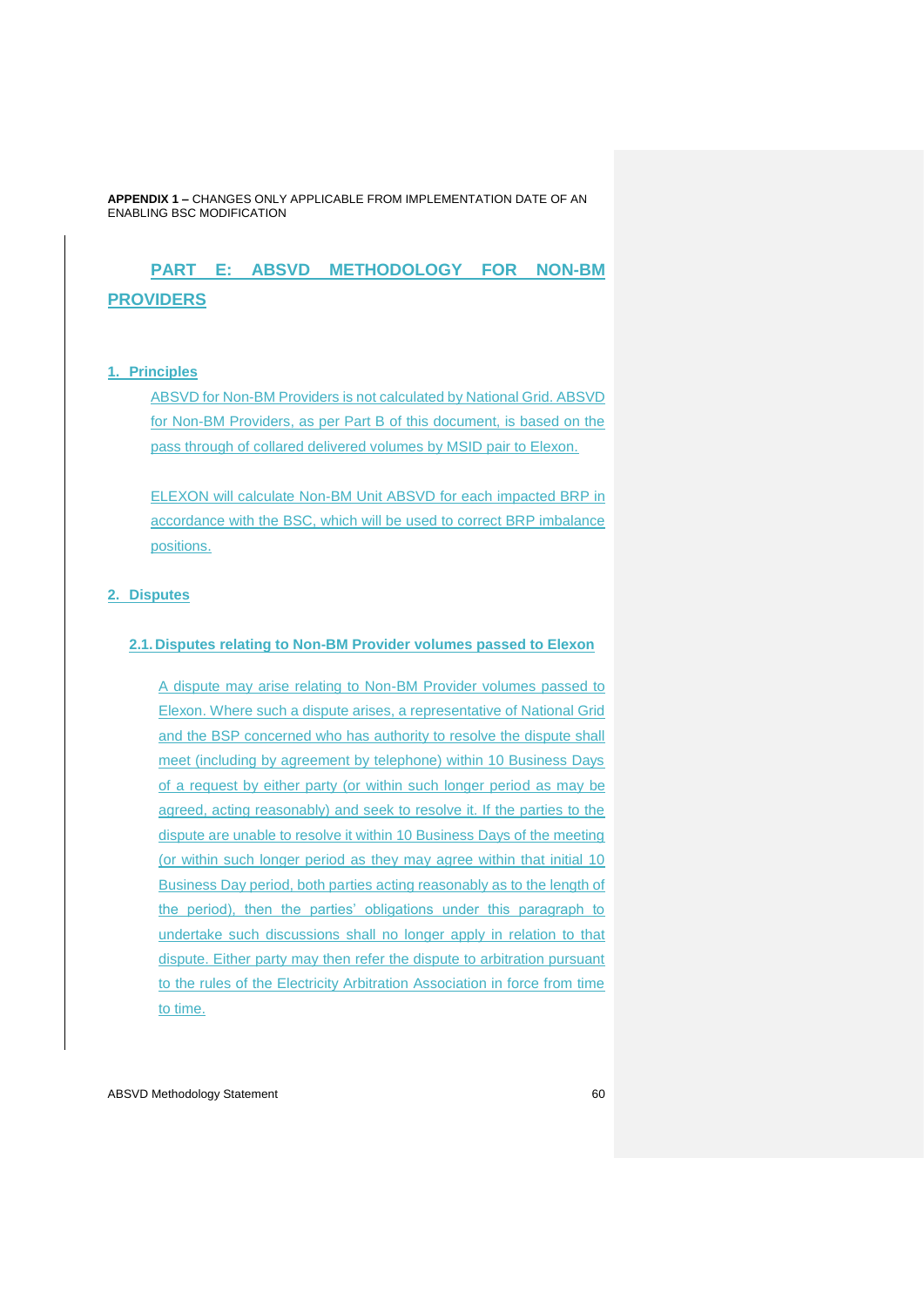**APPENDIX 1 –** CHANGES ONLY APPLICABLE FROM IMPLEMENTATION DATE OF AN ENABLING BSC MODIFICATION

# PART E: ABSVD METHODOLOGY FOR NON-BM PROVIDERS

## 1. Principles

ABSVD for Non-BM Providers is not calculated by National Grid. ABSVD for Non-BM Providers, as per Part B of this document, is based on the pass through of collared delivered volumes by MSID pair to Elexon.

ELEXON will calculate Non-BM Unit ABSVD for each impacted BRP in accordance with the BSC, which will be used to correct BRP imbalance positions.

## 2. Disputes

### 2.1. Disputes relating to Non-BM Provider volumes passed to Elexon

A dispute may arise relating to Non-BM Provider volumes passed to Elexon. Where such a dispute arises, a representative of National Grid and the BSP concerned who has authority to resolve the dispute shall meet (including by agreement by telephone) within 10 Business Days of a request by either party (or within such longer period as may be agreed, acting reasonably) and seek to resolve it. If the parties to the dispute are unable to resolve it within 10 Business Days of the meeting (or within such longer period as they may agree within that initial 10 Business Day period, both parties acting reasonably as to the length of the period), then the parties' obligations under this paragraph to undertake such discussions shall no longer apply in relation to that dispute. Either party may then refer the dispute to arbitration pursuant to the rules of the Electricity Arbitration Association in force from time to time.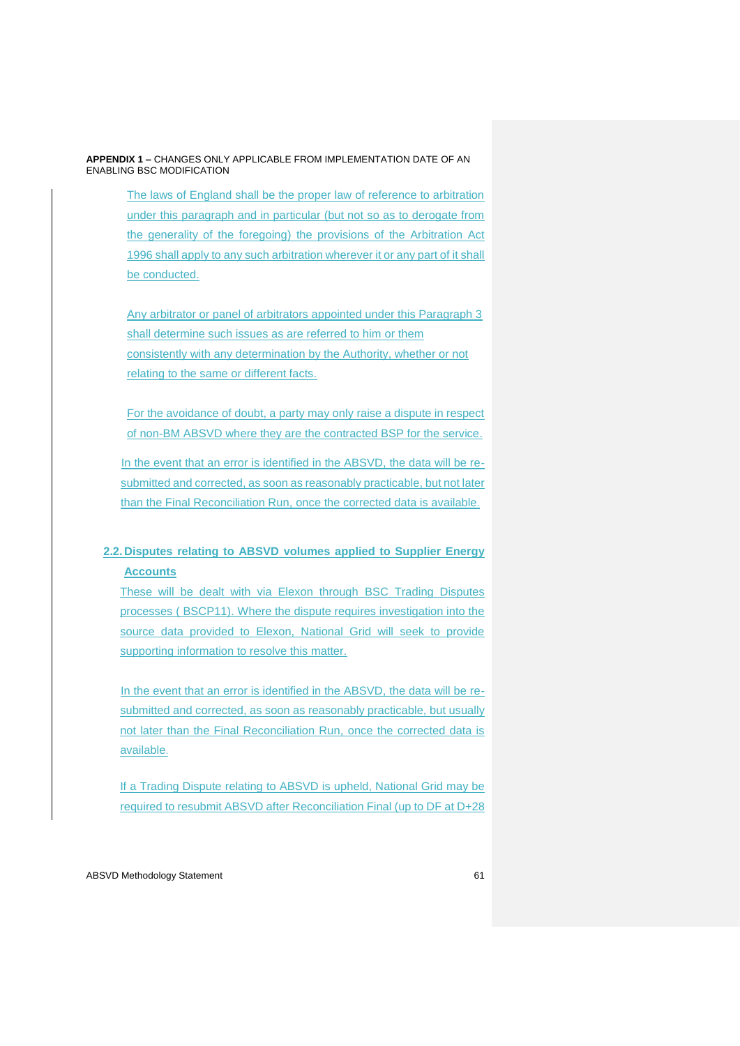**APPENDIX 1 –** CHANGES ONLY APPLICABLE FROM IMPLEMENTATION DATE OF AN ENABLING BSC MODIFICATION

The laws of England shall be the proper law of reference to arbitration under this paragraph and in particular (but not so as to derogate from the generality of the foregoing) the provisions of the Arbitration Act 1996 shall apply to any such arbitration wherever it or any part of it shall be conducted.

Any arbitrator or panel of arbitrators appointed under this Paragraph 3 shall determine such issues as are referred to him or them consistently with any determination by the Authority, whether or not relating to the same or different facts.

For the avoidance of doubt, a party may only raise a dispute in respect of non-BM ABSVD where they are the contracted BSP for the service.

In the event that an error is identified in the ABSVD, the data will be re-submitted and corrected, as soon as reasonably practicable, but not later than the Final Reconciliation Run, once the corrected data is available.

### 2.2. Disputes relating to ABSVD volumes applied to Supplier Energy Accounts

These will be dealt with via Elexon through BSC Trading Disputes processes ( BSCP11). Where the dispute requires investigation into the source data provided to Elexon, National Grid will seek to provide supporting information to resolve this matter.

In the event that an error is identified in the ABSVD, the data will be re-submitted and corrected, as soon as reasonably practicable, but usually not later than the Final Reconciliation Run, once the corrected data is available.

If a Trading Dispute relating to ABSVD is upheld, National Grid may be required to resubmit ABSVD after Reconciliation Final (up to DF at D+28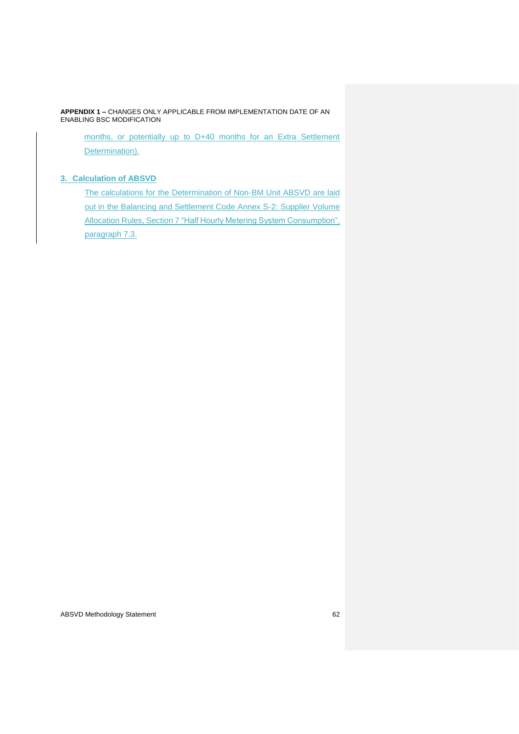months, or potentially up to D+40 months for an Extra Settlement Determination).

## 3. Calculation of ABSVD

The calculations for the Determination of Non-BM Unit ABSVD are laid out in the Balancing and Settlement Code Annex S-2: Supplier Volume Allocation Rules, Section 7 "Half Hourly Metering System Consumption", paragraph 7.3.